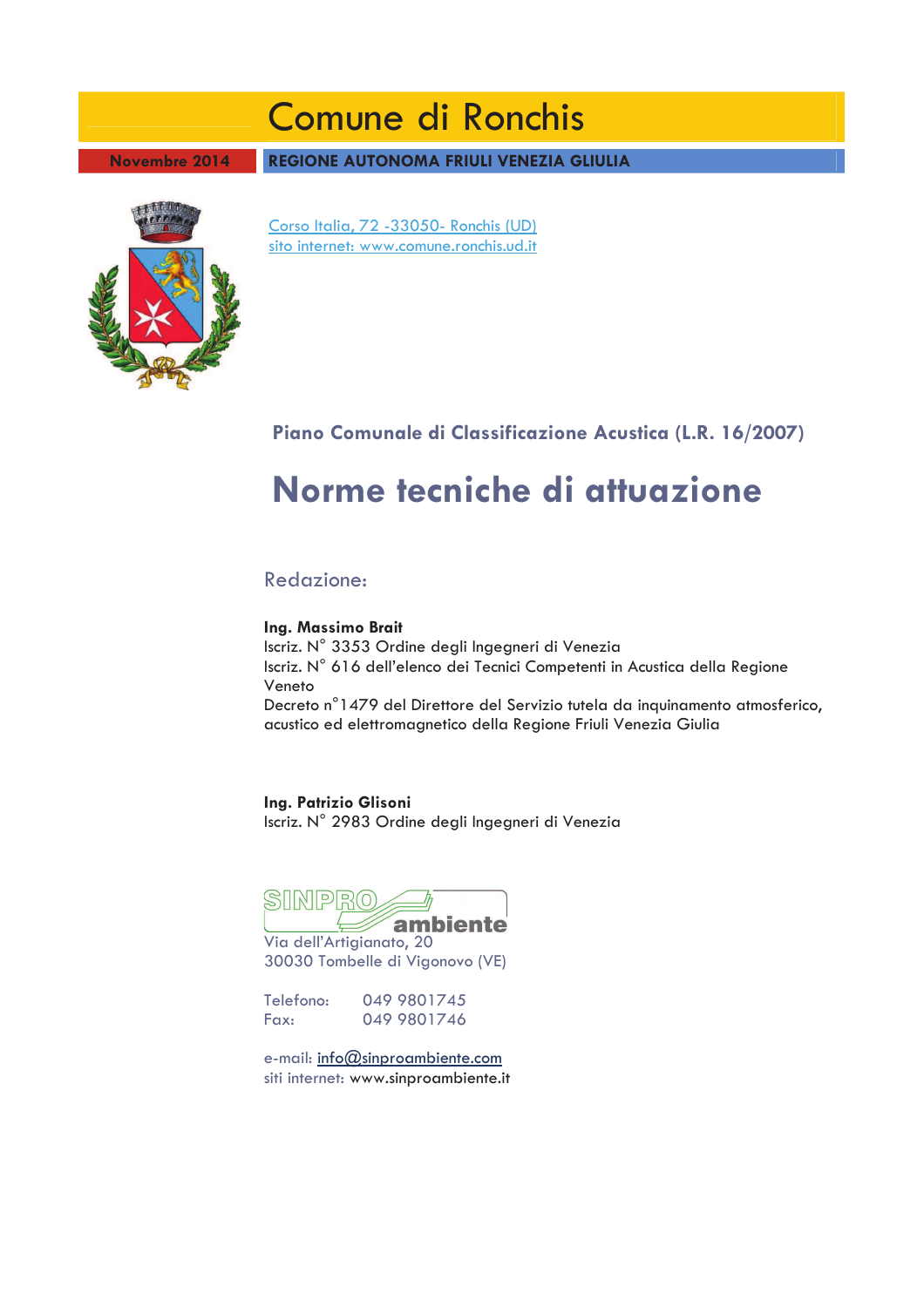# Comune di Ronchis

**Novembre 2014** | **REGIONE AUTONOMA FRIULI VENEZIA GLIULIA**

Corso Italia, 72 -33050- Ronchis (UD)
sito internet: www.comune.ronchis.ud.it

## Piano Comunale di Classificazione Acustica (L.R. 16/2007)

# Norme tecniche di attuazione

Redazione:

**Ing. Massimo Brait**
Iscriz. N° 3353 Ordine degli Ingegneri di Venezia
Iscriz. N° 616 dell'elenco dei Tecnici Competenti in Acustica della Regione Veneto
Decreto n°1479 del Direttore del Servizio tutela da inquinamento atmosferico, acustico ed elettromagnetico della Regione Friuli Venezia Giulia

**Ing. Patrizio Glisoni**
Iscriz. N° 2983 Ordine degli Ingegneri di Venezia

SINPRO ambiente
Via dell'Artigianato, 20
30030 Tombelle di Vigonovo (VE)

Telefono: 049 9801745
Fax: 049 9801746

e-mail: info@sinproambiente.com
siti internet: www.sinproambiente.it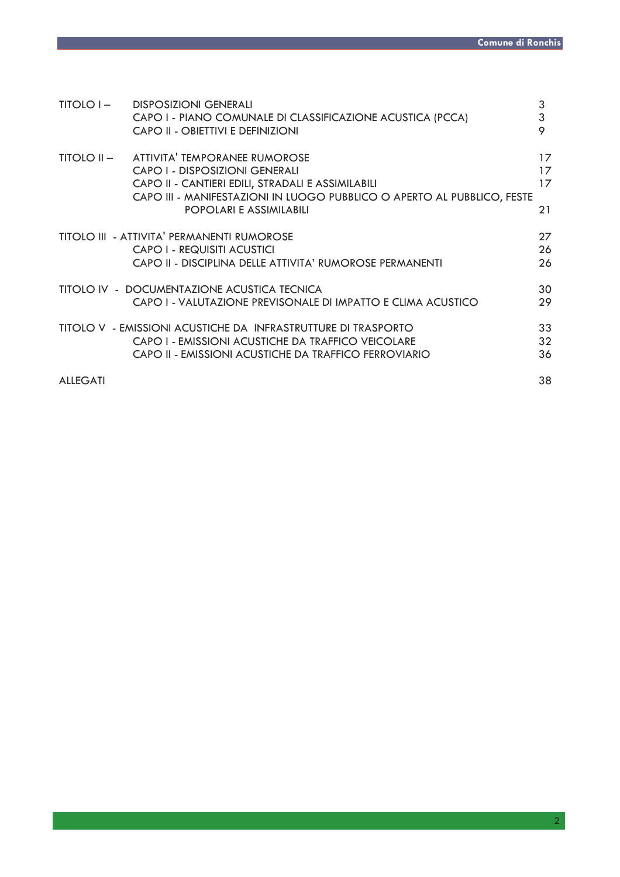| | | |
|---|---|---|
| TITOLO I – | DISPOSIZIONI GENERALI | 3 |
| | CAPO I - PIANO COMUNALE DI CLASSIFICAZIONE ACUSTICA (PCCA) | 3 |
| | CAPO II - OBIETTIVI E DEFINIZIONI | 9 |
| TITOLO II – | ATTIVITA' TEMPORANEE RUMOROSE | 17 |
| | CAPO I - DISPOSIZIONI GENERALI | 17 |
| | CAPO II - CANTIERI EDILI, STRADALI E ASSIMILABILI | 17 |
| | CAPO III - MANIFESTAZIONI IN LUOGO PUBBLICO O APERTO AL PUBBLICO, FESTE POPOLARI E ASSIMILABILI | 21 |
| TITOLO III - | ATTIVITA' PERMANENTI RUMOROSE | 27 |
| | CAPO I - REQUISITI ACUSTICI | 26 |
| | CAPO II - DISCIPLINA DELLE ATTIVITA' RUMOROSE PERMANENTI | 26 |
| TITOLO IV - | DOCUMENTAZIONE ACUSTICA TECNICA | 30 |
| | CAPO I - VALUTAZIONE PREVISONALE DI IMPATTO E CLIMA ACUSTICO | 29 |
| TITOLO V - | EMISSIONI ACUSTICHE DA INFRASTRUTTURE DI TRASPORTO | 33 |
| | CAPO I - EMISSIONI ACUSTICHE DA TRAFFICO VEICOLARE | 32 |
| | CAPO II - EMISSIONI ACUSTICHE DA TRAFFICO FERROVIARIO | 36 |
| ALLEGATI | | 38 |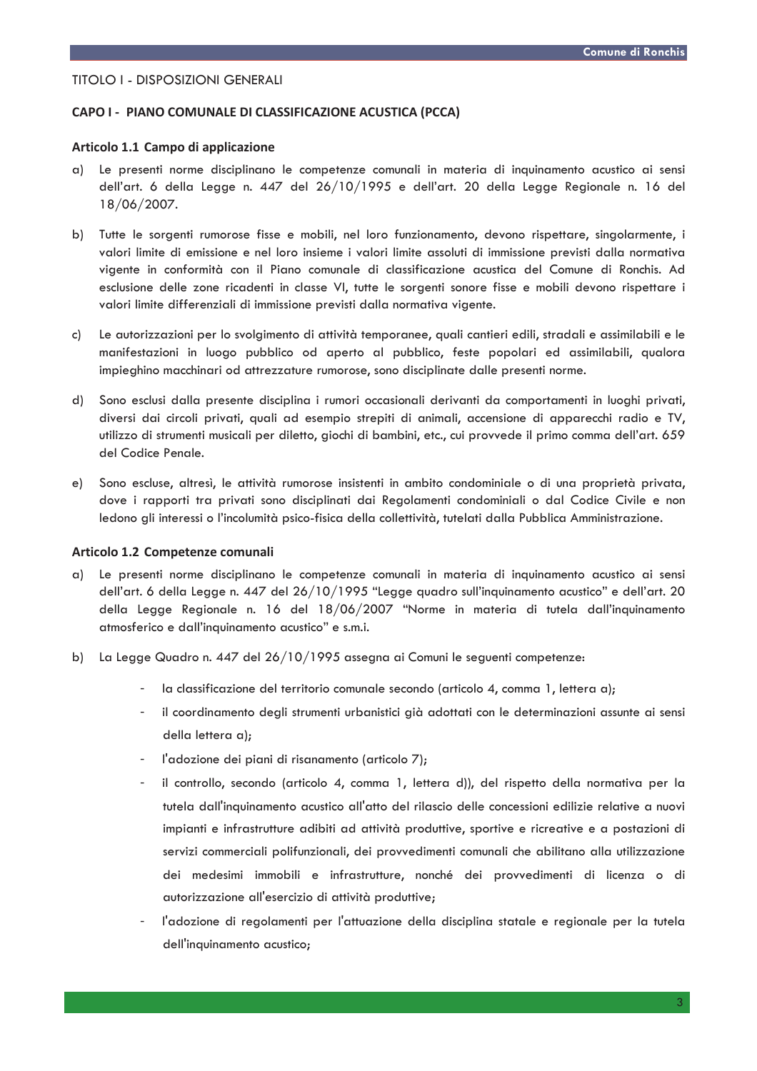TITOLO I - DISPOSIZIONI GENERALI

## CAPO I - PIANO COMUNALE DI CLASSIFICAZIONE ACUSTICA (PCCA)

### Articolo 1.1 Campo di applicazione

a) Le presenti norme disciplinano le competenze comunali in materia di inquinamento acustico ai sensi dell'art. 6 della Legge n. 447 del 26/10/1995 e dell'art. 20 della Legge Regionale n. 16 del 18/06/2007.

b) Tutte le sorgenti rumorose fisse e mobili, nel loro funzionamento, devono rispettare, singolarmente, i valori limite di emissione e nel loro insieme i valori limite assoluti di immissione previsti dalla normativa vigente in conformità con il Piano comunale di classificazione acustica del Comune di Ronchis. Ad esclusione delle zone ricadenti in classe VI, tutte le sorgenti sonore fisse e mobili devono rispettare i valori limite differenziali di immissione previsti dalla normativa vigente.

c) Le autorizzazioni per lo svolgimento di attività temporanee, quali cantieri edili, stradali e assimilabili e le manifestazioni in luogo pubblico od aperto al pubblico, feste popolari ed assimilabili, qualora impieghino macchinari od attrezzature rumorose, sono disciplinate dalle presenti norme.

d) Sono esclusi dalla presente disciplina i rumori occasionali derivanti da comportamenti in luoghi privati, diversi dai circoli privati, quali ad esempio strepiti di animali, accensione di apparecchi radio e TV, utilizzo di strumenti musicali per diletto, giochi di bambini, etc., cui provvede il primo comma dell'art. 659 del Codice Penale.

e) Sono escluse, altresì, le attività rumorose insistenti in ambito condominiale o di una proprietà privata, dove i rapporti tra privati sono disciplinati dai Regolamenti condominiali o dal Codice Civile e non ledono gli interessi o l'incolumità psico-fisica della collettività, tutelati dalla Pubblica Amministrazione.

### Articolo 1.2 Competenze comunali

a) Le presenti norme disciplinano le competenze comunali in materia di inquinamento acustico ai sensi dell'art. 6 della Legge n. 447 del 26/10/1995 "Legge quadro sull'inquinamento acustico" e dell'art. 20 della Legge Regionale n. 16 del 18/06/2007 "Norme in materia di tutela dall'inquinamento atmosferico e dall'inquinamento acustico" e s.m.i.

b) La Legge Quadro n. 447 del 26/10/1995 assegna ai Comuni le seguenti competenze:

- la classificazione del territorio comunale secondo (articolo 4, comma 1, lettera a);
- il coordinamento degli strumenti urbanistici già adottati con le determinazioni assunte ai sensi della lettera a);
- l'adozione dei piani di risanamento (articolo 7);
- il controllo, secondo (articolo 4, comma 1, lettera d)), del rispetto della normativa per la tutela dall'inquinamento acustico all'atto del rilascio delle concessioni edilizie relative a nuovi impianti e infrastrutture adibiti ad attività produttive, sportive e ricreative e a postazioni di servizi commerciali polifunzionali, dei provvedimenti comunali che abilitano alla utilizzazione dei medesimi immobili e infrastrutture, nonché dei provvedimenti di licenza o di autorizzazione all'esercizio di attività produttive;
- l'adozione di regolamenti per l'attuazione della disciplina statale e regionale per la tutela dell'inquinamento acustico;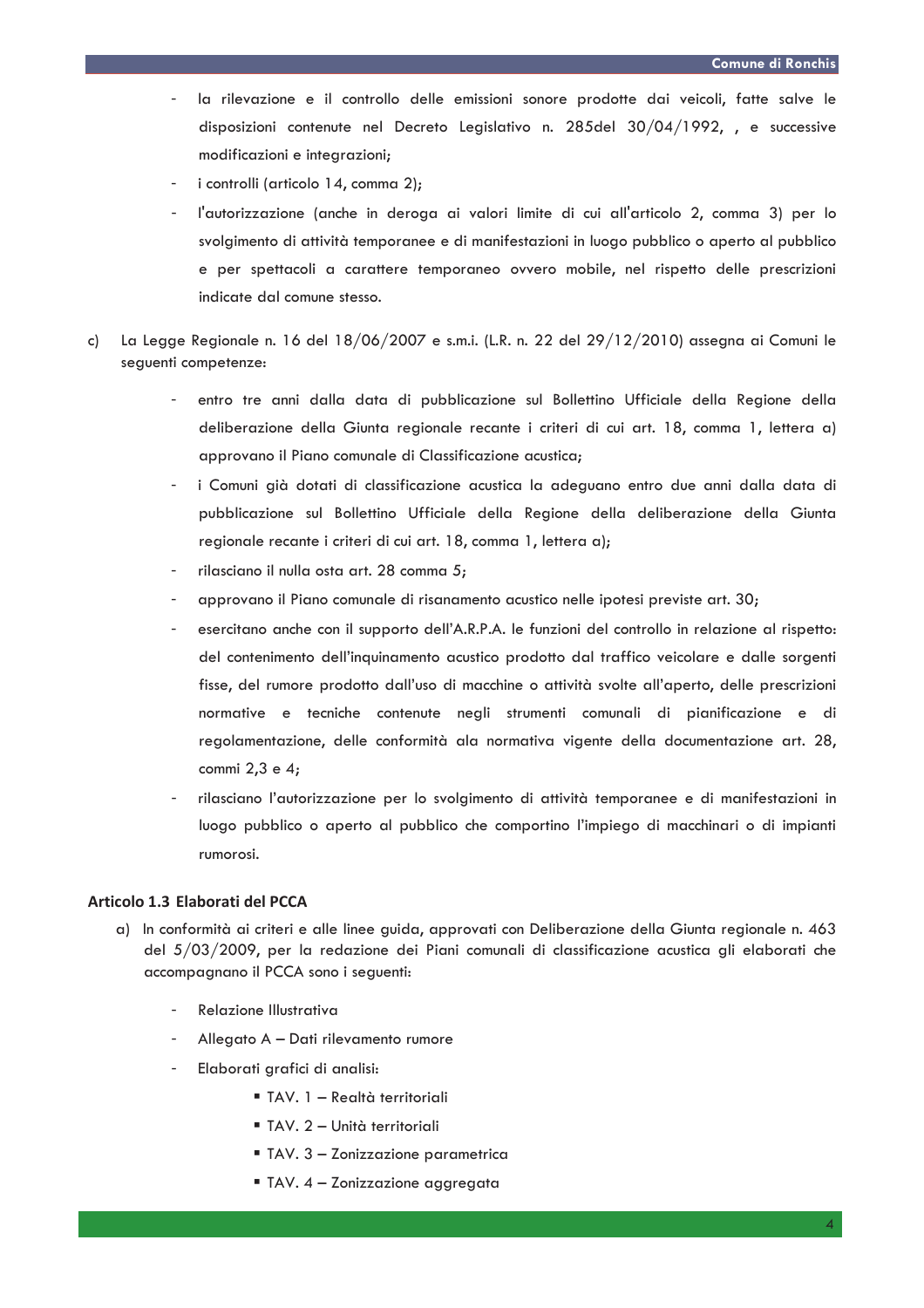- la rilevazione e il controllo delle emissioni sonore prodotte dai veicoli, fatte salve le disposizioni contenute nel Decreto Legislativo n. 285del 30/04/1992, , e successive modificazioni e integrazioni;
- i controlli (articolo 14, comma 2);
- l'autorizzazione (anche in deroga ai valori limite di cui all'articolo 2, comma 3) per lo svolgimento di attività temporanee e di manifestazioni in luogo pubblico o aperto al pubblico e per spettacoli a carattere temporaneo ovvero mobile, nel rispetto delle prescrizioni indicate dal comune stesso.

c) La Legge Regionale n. 16 del 18/06/2007 e s.m.i. (L.R. n. 22 del 29/12/2010) assegna ai Comuni le seguenti competenze:

- entro tre anni dalla data di pubblicazione sul Bollettino Ufficiale della Regione della deliberazione della Giunta regionale recante i criteri di cui art. 18, comma 1, lettera a) approvano il Piano comunale di Classificazione acustica;
- i Comuni già dotati di classificazione acustica la adeguano entro due anni dalla data di pubblicazione sul Bollettino Ufficiale della Regione della deliberazione della Giunta regionale recante i criteri di cui art. 18, comma 1, lettera a);
- rilasciano il nulla osta art. 28 comma 5;
- approvano il Piano comunale di risanamento acustico nelle ipotesi previste art. 30;
- esercitano anche con il supporto dell'A.R.P.A. le funzioni del controllo in relazione al rispetto: del contenimento dell'inquinamento acustico prodotto dal traffico veicolare e dalle sorgenti fisse, del rumore prodotto dall'uso di macchine o attività svolte all'aperto, delle prescrizioni normative e tecniche contenute negli strumenti comunali di pianificazione e di regolamentazione, delle conformità ala normativa vigente della documentazione art. 28, commi 2,3 e 4;
- rilasciano l'autorizzazione per lo svolgimento di attività temporanee e di manifestazioni in luogo pubblico o aperto al pubblico che comportino l'impiego di macchinari o di impianti rumorosi.

### Articolo 1.3 Elaborati del PCCA

a) In conformità ai criteri e alle linee guida, approvati con Deliberazione della Giunta regionale n. 463 del 5/03/2009, per la redazione dei Piani comunali di classificazione acustica gli elaborati che accompagnano il PCCA sono i seguenti:

- Relazione Illustrativa
- Allegato A – Dati rilevamento rumore
- Elaborati grafici di analisi:
  - TAV. 1 – Realtà territoriali
  - TAV. 2 – Unità territoriali
  - TAV. 3 – Zonizzazione parametrica
  - TAV. 4 – Zonizzazione aggregata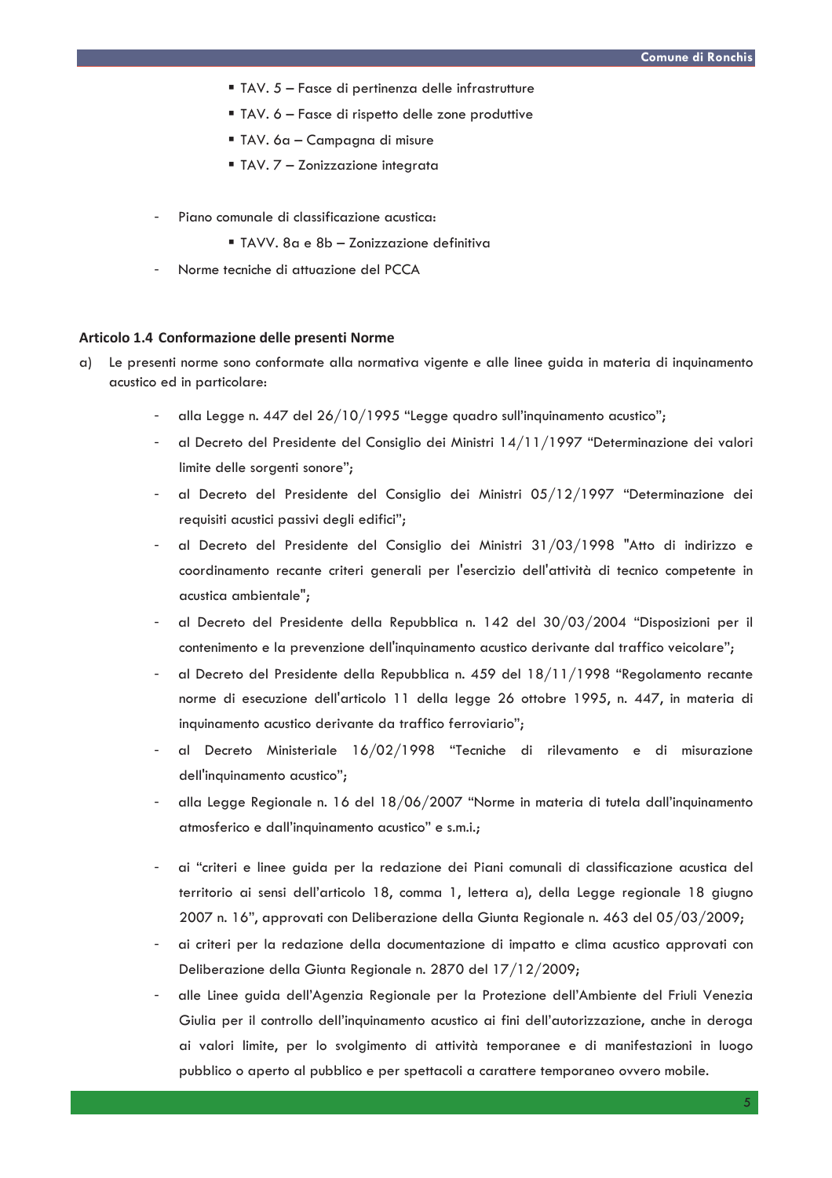- TAV. 5 – Fasce di pertinenza delle infrastrutture
- TAV. 6 – Fasce di rispetto delle zone produttive
- TAV. 6a – Campagna di misure
- TAV. 7 – Zonizzazione integrata

- Piano comunale di classificazione acustica:
  - TAVV. 8a e 8b – Zonizzazione definitiva
- Norme tecniche di attuazione del PCCA

### Articolo 1.4 Conformazione delle presenti Norme

a) Le presenti norme sono conformate alla normativa vigente e alle linee guida in materia di inquinamento acustico ed in particolare:

- alla Legge n. 447 del 26/10/1995 "Legge quadro sull'inquinamento acustico";
- al Decreto del Presidente del Consiglio dei Ministri 14/11/1997 "Determinazione dei valori limite delle sorgenti sonore";
- al Decreto del Presidente del Consiglio dei Ministri 05/12/1997 "Determinazione dei requisiti acustici passivi degli edifici";
- al Decreto del Presidente del Consiglio dei Ministri 31/03/1998 "Atto di indirizzo e coordinamento recante criteri generali per l'esercizio dell'attività di tecnico competente in acustica ambientale";
- al Decreto del Presidente della Repubblica n. 142 del 30/03/2004 "Disposizioni per il contenimento e la prevenzione dell'inquinamento acustico derivante dal traffico veicolare";
- al Decreto del Presidente della Repubblica n. 459 del 18/11/1998 "Regolamento recante norme di esecuzione dell'articolo 11 della legge 26 ottobre 1995, n. 447, in materia di inquinamento acustico derivante da traffico ferroviario";
- al Decreto Ministeriale 16/02/1998 "Tecniche di rilevamento e di misurazione dell'inquinamento acustico";
- alla Legge Regionale n. 16 del 18/06/2007 "Norme in materia di tutela dall'inquinamento atmosferico e dall'inquinamento acustico" e s.m.i.;
- ai "criteri e linee guida per la redazione dei Piani comunali di classificazione acustica del territorio ai sensi dell'articolo 18, comma 1, lettera a), della Legge regionale 18 giugno 2007 n. 16", approvati con Deliberazione della Giunta Regionale n. 463 del 05/03/2009;
- ai criteri per la redazione della documentazione di impatto e clima acustico approvati con Deliberazione della Giunta Regionale n. 2870 del 17/12/2009;
- alle Linee guida dell'Agenzia Regionale per la Protezione dell'Ambiente del Friuli Venezia Giulia per il controllo dell'inquinamento acustico ai fini dell'autorizzazione, anche in deroga ai valori limite, per lo svolgimento di attività temporanee e di manifestazioni in luogo pubblico o aperto al pubblico e per spettacoli a carattere temporaneo ovvero mobile.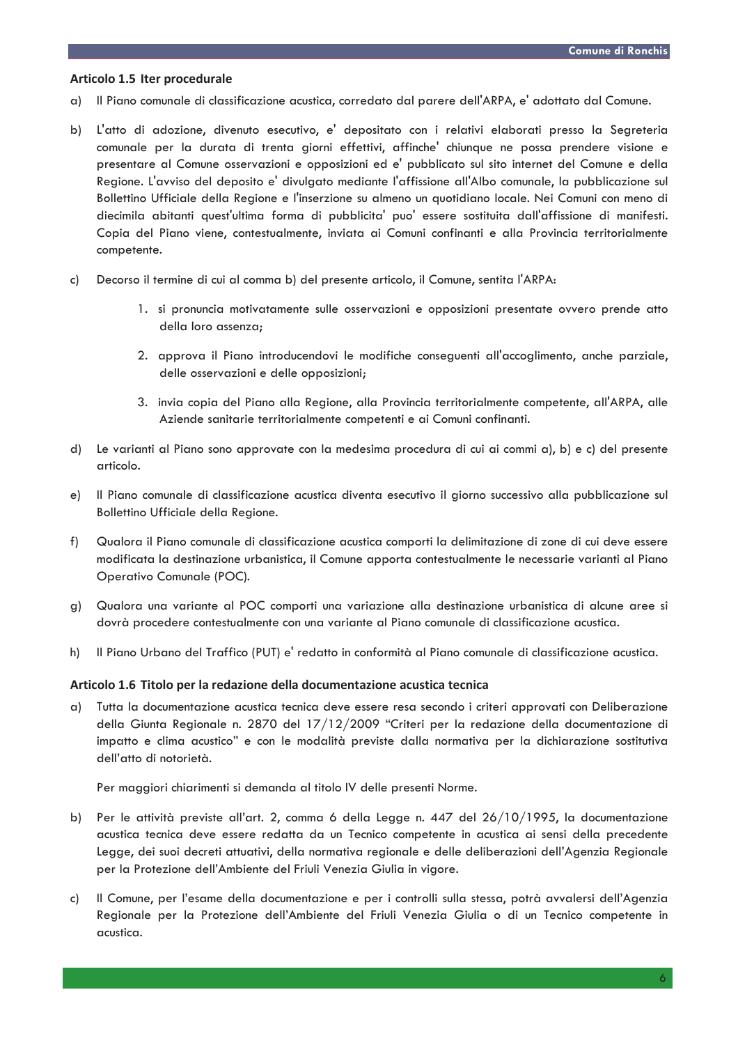### Articolo 1.5 Iter procedurale

a) Il Piano comunale di classificazione acustica, corredato dal parere dell'ARPA, e' adottato dal Comune.

b) L'atto di adozione, divenuto esecutivo, e' depositato con i relativi elaborati presso la Segreteria comunale per la durata di trenta giorni effettivi, affinche' chiunque ne possa prendere visione e presentare al Comune osservazioni e opposizioni ed e' pubblicato sul sito internet del Comune e della Regione. L'avviso del deposito e' divulgato mediante l'affissione all'Albo comunale, la pubblicazione sul Bollettino Ufficiale della Regione e l'inserzione su almeno un quotidiano locale. Nei Comuni con meno di diecimila abitanti quest'ultima forma di pubblicita' puo' essere sostituita dall'affissione di manifesti. Copia del Piano viene, contestualmente, inviata ai Comuni confinanti e alla Provincia territorialmente competente.

c) Decorso il termine di cui al comma b) del presente articolo, il Comune, sentita l'ARPA:

   1. si pronuncia motivatamente sulle osservazioni e opposizioni presentate ovvero prende atto della loro assenza;

   2. approva il Piano introducendovi le modifiche conseguenti all'accoglimento, anche parziale, delle osservazioni e delle opposizioni;

   3. invia copia del Piano alla Regione, alla Provincia territorialmente competente, all'ARPA, alle Aziende sanitarie territorialmente competenti e ai Comuni confinanti.

d) Le varianti al Piano sono approvate con la medesima procedura di cui ai commi a), b) e c) del presente articolo.

e) Il Piano comunale di classificazione acustica diventa esecutivo il giorno successivo alla pubblicazione sul Bollettino Ufficiale della Regione.

f) Qualora il Piano comunale di classificazione acustica comporti la delimitazione di zone di cui deve essere modificata la destinazione urbanistica, il Comune apporta contestualmente le necessarie varianti al Piano Operativo Comunale (POC).

g) Qualora una variante al POC comporti una variazione alla destinazione urbanistica di alcune aree si dovrà procedere contestualmente con una variante al Piano comunale di classificazione acustica.

h) Il Piano Urbano del Traffico (PUT) e' redatto in conformità al Piano comunale di classificazione acustica.

### Articolo 1.6 Titolo per la redazione della documentazione acustica tecnica

a) Tutta la documentazione acustica tecnica deve essere resa secondo i criteri approvati con Deliberazione della Giunta Regionale n. 2870 del 17/12/2009 "Criteri per la redazione della documentazione di impatto e clima acustico" e con le modalità previste dalla normativa per la dichiarazione sostitutiva dell'atto di notorietà.

   Per maggiori chiarimenti si demanda al titolo IV delle presenti Norme.

b) Per le attività previste all'art. 2, comma 6 della Legge n. 447 del 26/10/1995, la documentazione acustica tecnica deve essere redatta da un Tecnico competente in acustica ai sensi della precedente Legge, dei suoi decreti attuativi, della normativa regionale e delle deliberazioni dell'Agenzia Regionale per la Protezione dell'Ambiente del Friuli Venezia Giulia in vigore.

c) Il Comune, per l'esame della documentazione e per i controlli sulla stessa, potrà avvalersi dell'Agenzia Regionale per la Protezione dell'Ambiente del Friuli Venezia Giulia o di un Tecnico competente in acustica.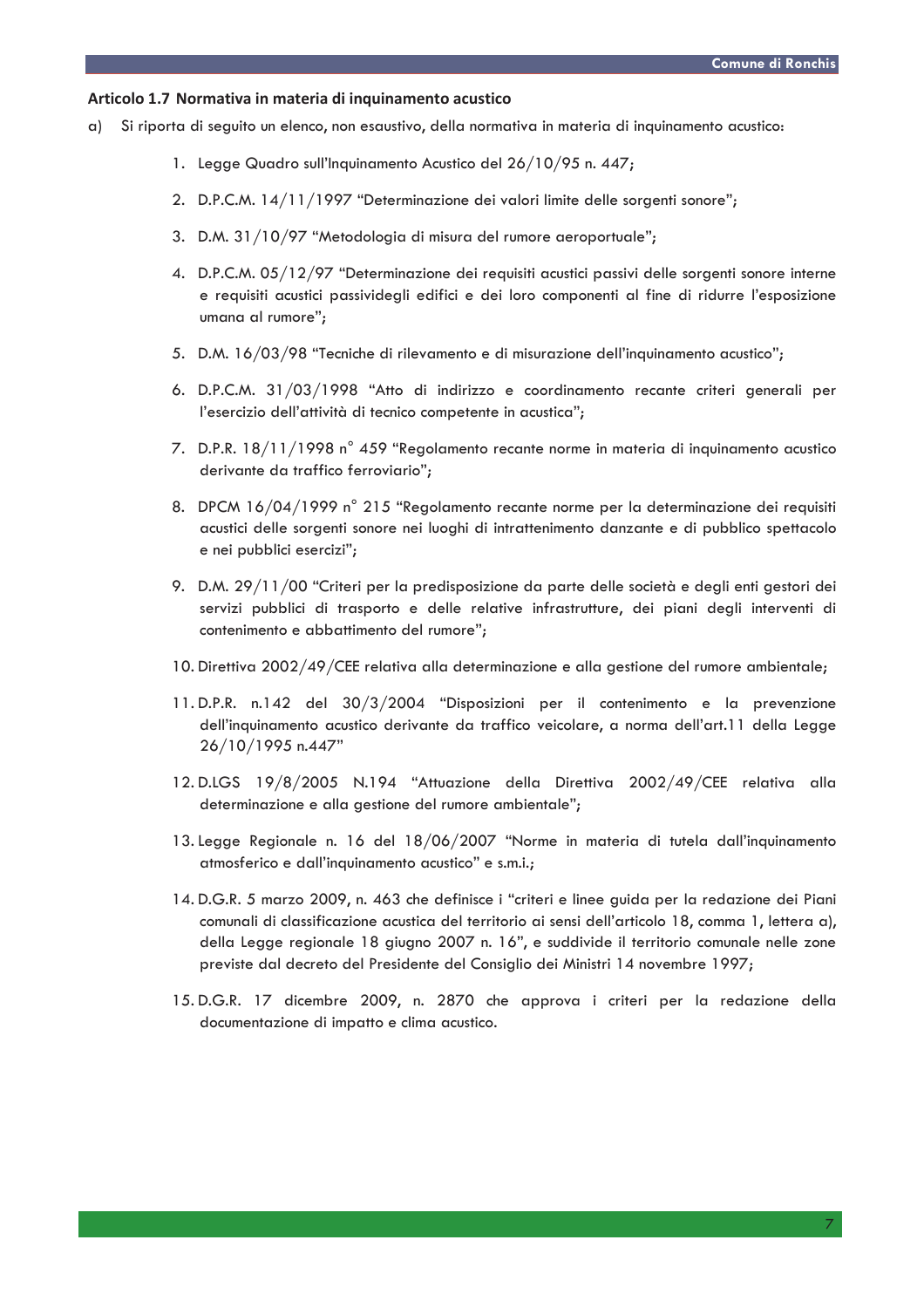### Articolo 1.7 Normativa in materia di inquinamento acustico

a) Si riporta di seguito un elenco, non esaustivo, della normativa in materia di inquinamento acustico:

1. Legge Quadro sull'Inquinamento Acustico del 26/10/95 n. 447;
2. D.P.C.M. 14/11/1997 "Determinazione dei valori limite delle sorgenti sonore";
3. D.M. 31/10/97 "Metodologia di misura del rumore aeroportuale";
4. D.P.C.M. 05/12/97 "Determinazione dei requisiti acustici passivi delle sorgenti sonore interne e requisiti acustici passividegli edifici e dei loro componenti al fine di ridurre l'esposizione umana al rumore";
5. D.M. 16/03/98 "Tecniche di rilevamento e di misurazione dell'inquinamento acustico";
6. D.P.C.M. 31/03/1998 "Atto di indirizzo e coordinamento recante criteri generali per l'esercizio dell'attività di tecnico competente in acustica";
7. D.P.R. 18/11/1998 n° 459 "Regolamento recante norme in materia di inquinamento acustico derivante da traffico ferroviario";
8. DPCM 16/04/1999 n° 215 "Regolamento recante norme per la determinazione dei requisiti acustici delle sorgenti sonore nei luoghi di intrattenimento danzante e di pubblico spettacolo e nei pubblici esercizi";
9. D.M. 29/11/00 "Criteri per la predisposizione da parte delle società e degli enti gestori dei servizi pubblici di trasporto e delle relative infrastrutture, dei piani degli interventi di contenimento e abbattimento del rumore";
10. Direttiva 2002/49/CEE relativa alla determinazione e alla gestione del rumore ambientale;
11. D.P.R. n.142 del 30/3/2004 "Disposizioni per il contenimento e la prevenzione dell'inquinamento acustico derivante da traffico veicolare, a norma dell'art.11 della Legge 26/10/1995 n.447"
12. D.LGS 19/8/2005 N.194 "Attuazione della Direttiva 2002/49/CEE relativa alla determinazione e alla gestione del rumore ambientale";
13. Legge Regionale n. 16 del 18/06/2007 "Norme in materia di tutela dall'inquinamento atmosferico e dall'inquinamento acustico" e s.m.i.;
14. D.G.R. 5 marzo 2009, n. 463 che definisce i "criteri e linee guida per la redazione dei Piani comunali di classificazione acustica del territorio ai sensi dell'articolo 18, comma 1, lettera a), della Legge regionale 18 giugno 2007 n. 16", e suddivide il territorio comunale nelle zone previste dal decreto del Presidente del Consiglio dei Ministri 14 novembre 1997;
15. D.G.R. 17 dicembre 2009, n. 2870 che approva i criteri per la redazione della documentazione di impatto e clima acustico.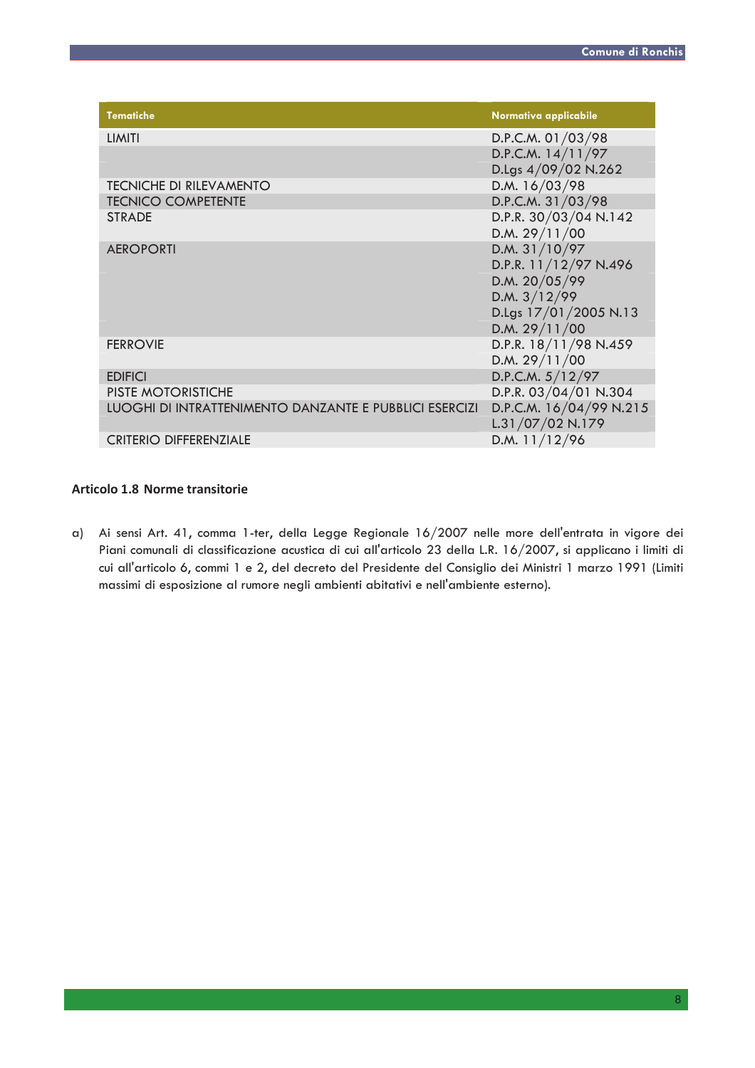| Tematiche | Normativa applicabile |
|---|---|
| LIMITI | D.P.C.M. 01/03/98 |
| | D.P.C.M. 14/11/97 |
| | D.Lgs 4/09/02 N.262 |
| TECNICHE DI RILEVAMENTO | D.M. 16/03/98 |
| TECNICO COMPETENTE | D.P.C.M. 31/03/98 |
| STRADE | D.P.R. 30/03/04 N.142 |
| | D.M. 29/11/00 |
| AEROPORTI | D.M. 31/10/97 |
| | D.P.R. 11/12/97 N.496 |
| | D.M. 20/05/99 |
| | D.M. 3/12/99 |
| | D.Lgs 17/01/2005 N.13 |
| | D.M. 29/11/00 |
| FERROVIE | D.P.R. 18/11/98 N.459 |
| | D.M. 29/11/00 |
| EDIFICI | D.P.C.M. 5/12/97 |
| PISTE MOTORISTICHE | D.P.R. 03/04/01 N.304 |
| LUOGHI DI INTRATTENIMENTO DANZANTE E PUBBLICI ESERCIZI | D.P.C.M. 16/04/99 N.215 |
| | L.31/07/02 N.179 |
| CRITERIO DIFFERENZIALE | D.M. 11/12/96 |

### Articolo 1.8 Norme transitorie

a) Ai sensi Art. 41, comma 1-ter, della Legge Regionale 16/2007 nelle more dell'entrata in vigore dei Piani comunali di classificazione acustica di cui all'articolo 23 della L.R. 16/2007, si applicano i limiti di cui all'articolo 6, commi 1 e 2, del decreto del Presidente del Consiglio dei Ministri 1 marzo 1991 (Limiti massimi di esposizione al rumore negli ambienti abitativi e nell'ambiente esterno).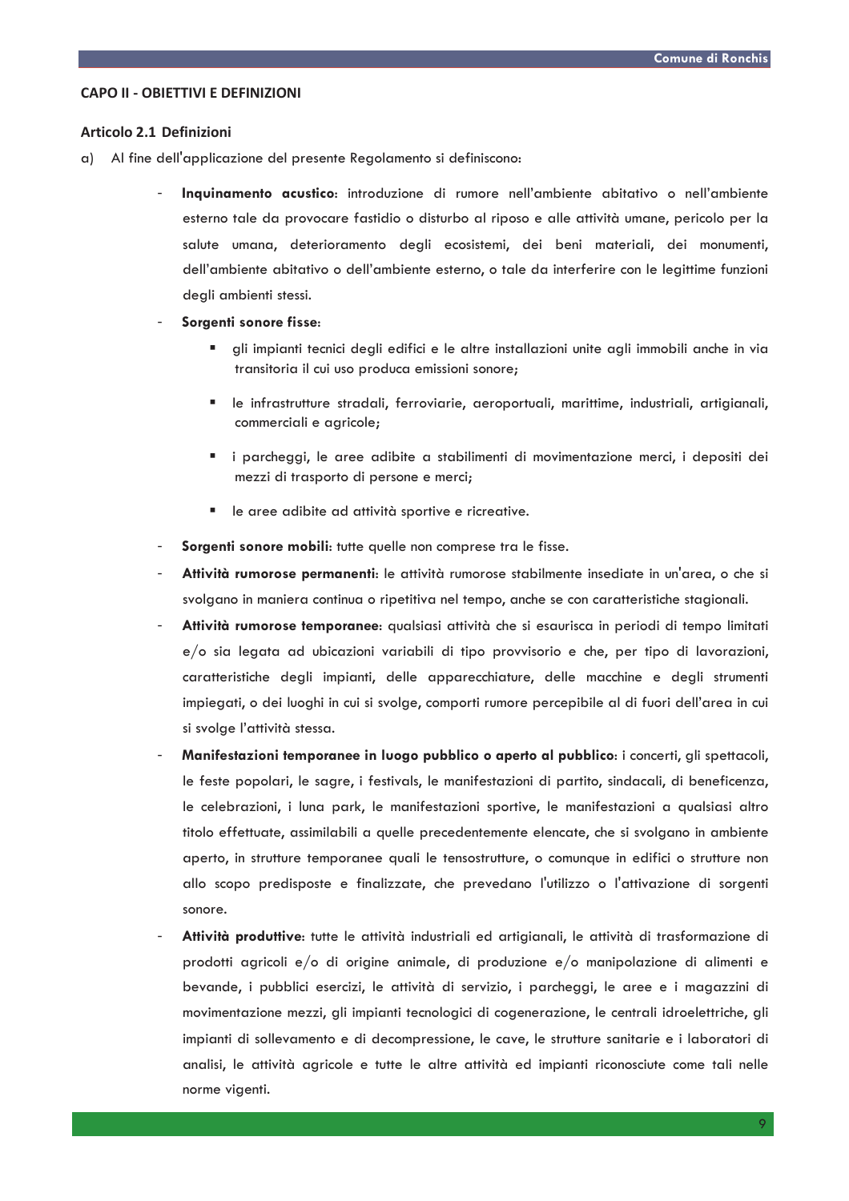## CAPO II - OBIETTIVI E DEFINIZIONI

### Articolo 2.1 Definizioni

a) Al fine dell'applicazione del presente Regolamento si definiscono:

- **Inquinamento acustico**: introduzione di rumore nell'ambiente abitativo o nell'ambiente esterno tale da provocare fastidio o disturbo al riposo e alle attività umane, pericolo per la salute umana, deterioramento degli ecosistemi, dei beni materiali, dei monumenti, dell'ambiente abitativo o dell'ambiente esterno, o tale da interferire con le legittime funzioni degli ambienti stessi.
- **Sorgenti sonore fisse**:
  - gli impianti tecnici degli edifici e le altre installazioni unite agli immobili anche in via transitoria il cui uso produca emissioni sonore;
  - le infrastrutture stradali, ferroviarie, aeroportuali, marittime, industriali, artigianali, commerciali e agricole;
  - i parcheggi, le aree adibite a stabilimenti di movimentazione merci, i depositi dei mezzi di trasporto di persone e merci;
  - le aree adibite ad attività sportive e ricreative.
- **Sorgenti sonore mobili**: tutte quelle non comprese tra le fisse.
- **Attività rumorose permanenti**: le attività rumorose stabilmente insediate in un'area, o che si svolgano in maniera continua o ripetitiva nel tempo, anche se con caratteristiche stagionali.
- **Attività rumorose temporanee**: qualsiasi attività che si esaurisca in periodi di tempo limitati e/o sia legata ad ubicazioni variabili di tipo provvisorio e che, per tipo di lavorazioni, caratteristiche degli impianti, delle apparecchiature, delle macchine e degli strumenti impiegati, o dei luoghi in cui si svolge, comporti rumore percepibile al di fuori dell'area in cui si svolge l'attività stessa.
- **Manifestazioni temporanee in luogo pubblico o aperto al pubblico**: i concerti, gli spettacoli, le feste popolari, le sagre, i festivals, le manifestazioni di partito, sindacali, di beneficenza, le celebrazioni, i luna park, le manifestazioni sportive, le manifestazioni a qualsiasi altro titolo effettuate, assimilabili a quelle precedentemente elencate, che si svolgano in ambiente aperto, in strutture temporanee quali le tensostrutture, o comunque in edifici o strutture non allo scopo predisposte e finalizzate, che prevedano l'utilizzo o l'attivazione di sorgenti sonore.
- **Attività produttive**: tutte le attività industriali ed artigianali, le attività di trasformazione di prodotti agricoli e/o di origine animale, di produzione e/o manipolazione di alimenti e bevande, i pubblici esercizi, le attività di servizio, i parcheggi, le aree e i magazzini di movimentazione mezzi, gli impianti tecnologici di cogenerazione, le centrali idroelettriche, gli impianti di sollevamento e di decompressione, le cave, le strutture sanitarie e i laboratori di analisi, le attività agricole e tutte le altre attività ed impianti riconosciute come tali nelle norme vigenti.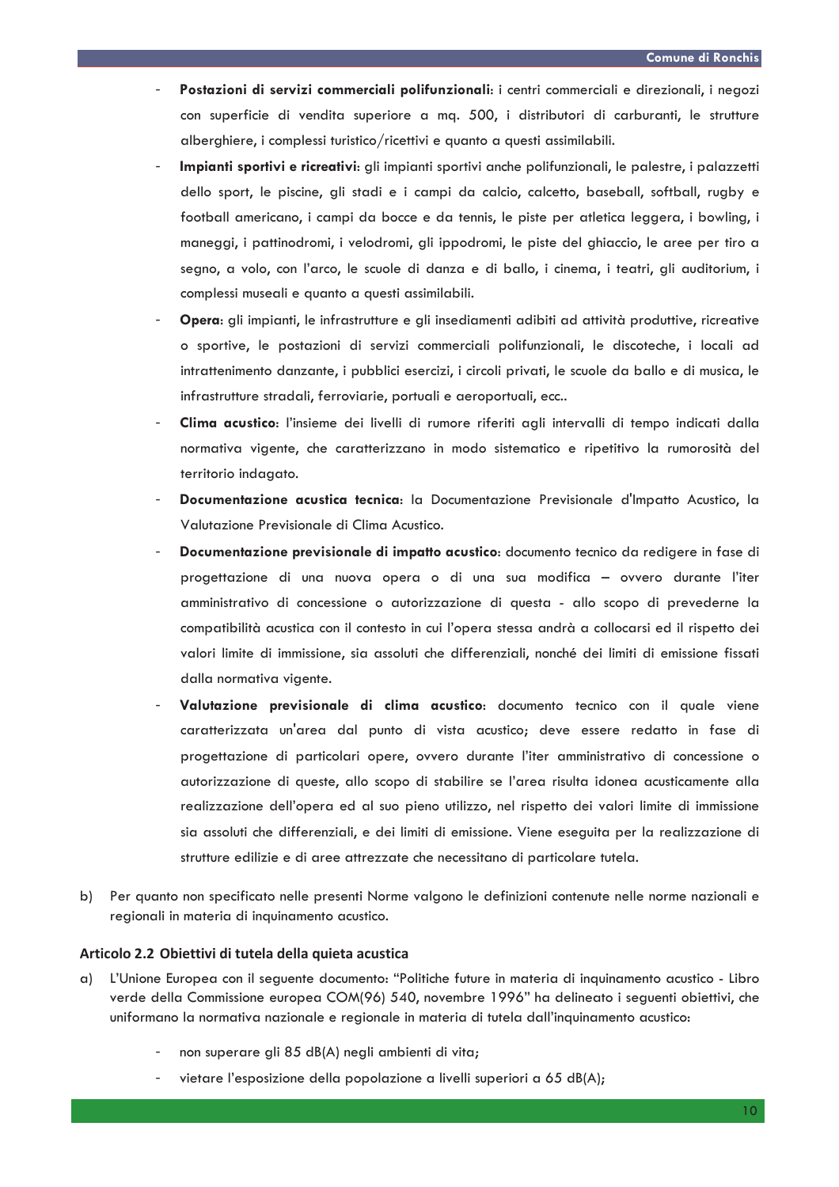- **Postazioni di servizi commerciali polifunzionali**: i centri commerciali e direzionali, i negozi con superficie di vendita superiore a mq. 500, i distributori di carburanti, le strutture alberghiere, i complessi turistico/ricettivi e quanto a questi assimilabili.
- **Impianti sportivi e ricreativi**: gli impianti sportivi anche polifunzionali, le palestre, i palazzetti dello sport, le piscine, gli stadi e i campi da calcio, calcetto, baseball, softball, rugby e football americano, i campi da bocce e da tennis, le piste per atletica leggera, i bowling, i maneggi, i pattinodromi, i velodromi, gli ippodromi, le piste del ghiaccio, le aree per tiro a segno, a volo, con l'arco, le scuole di danza e di ballo, i cinema, i teatri, gli auditorium, i complessi museali e quanto a questi assimilabili.
- **Opera**: gli impianti, le infrastrutture e gli insediamenti adibiti ad attività produttive, ricreative o sportive, le postazioni di servizi commerciali polifunzionali, le discoteche, i locali ad intrattenimento danzante, i pubblici esercizi, i circoli privati, le scuole da ballo e di musica, le infrastrutture stradali, ferroviarie, portuali e aeroportuali, ecc..
- **Clima acustico**: l'insieme dei livelli di rumore riferiti agli intervalli di tempo indicati dalla normativa vigente, che caratterizzano in modo sistematico e ripetitivo la rumorosità del territorio indagato.
- **Documentazione acustica tecnica**: la Documentazione Previsionale d'Impatto Acustico, la Valutazione Previsionale di Clima Acustico.
- **Documentazione previsionale di impatto acustico**: documento tecnico da redigere in fase di progettazione di una nuova opera o di una sua modifica – ovvero durante l'iter amministrativo di concessione o autorizzazione di questa - allo scopo di prevederne la compatibilità acustica con il contesto in cui l'opera stessa andrà a collocarsi ed il rispetto dei valori limite di immissione, sia assoluti che differenziali, nonché dei limiti di emissione fissati dalla normativa vigente.
- **Valutazione previsionale di clima acustico**: documento tecnico con il quale viene caratterizzata un'area dal punto di vista acustico; deve essere redatto in fase di progettazione di particolari opere, ovvero durante l'iter amministrativo di concessione o autorizzazione di queste, allo scopo di stabilire se l'area risulta idonea acusticamente alla realizzazione dell'opera ed al suo pieno utilizzo, nel rispetto dei valori limite di immissione sia assoluti che differenziali, e dei limiti di emissione. Viene eseguita per la realizzazione di strutture edilizie e di aree attrezzate che necessitano di particolare tutela.

b) Per quanto non specificato nelle presenti Norme valgono le definizioni contenute nelle norme nazionali e regionali in materia di inquinamento acustico.

### Articolo 2.2 Obiettivi di tutela della quieta acustica

a) L'Unione Europea con il seguente documento: "Politiche future in materia di inquinamento acustico - Libro verde della Commissione europea COM(96) 540, novembre 1996" ha delineato i seguenti obiettivi, che uniformano la normativa nazionale e regionale in materia di tutela dall'inquinamento acustico:

- non superare gli 85 dB(A) negli ambienti di vita;
- vietare l'esposizione della popolazione a livelli superiori a 65 dB(A);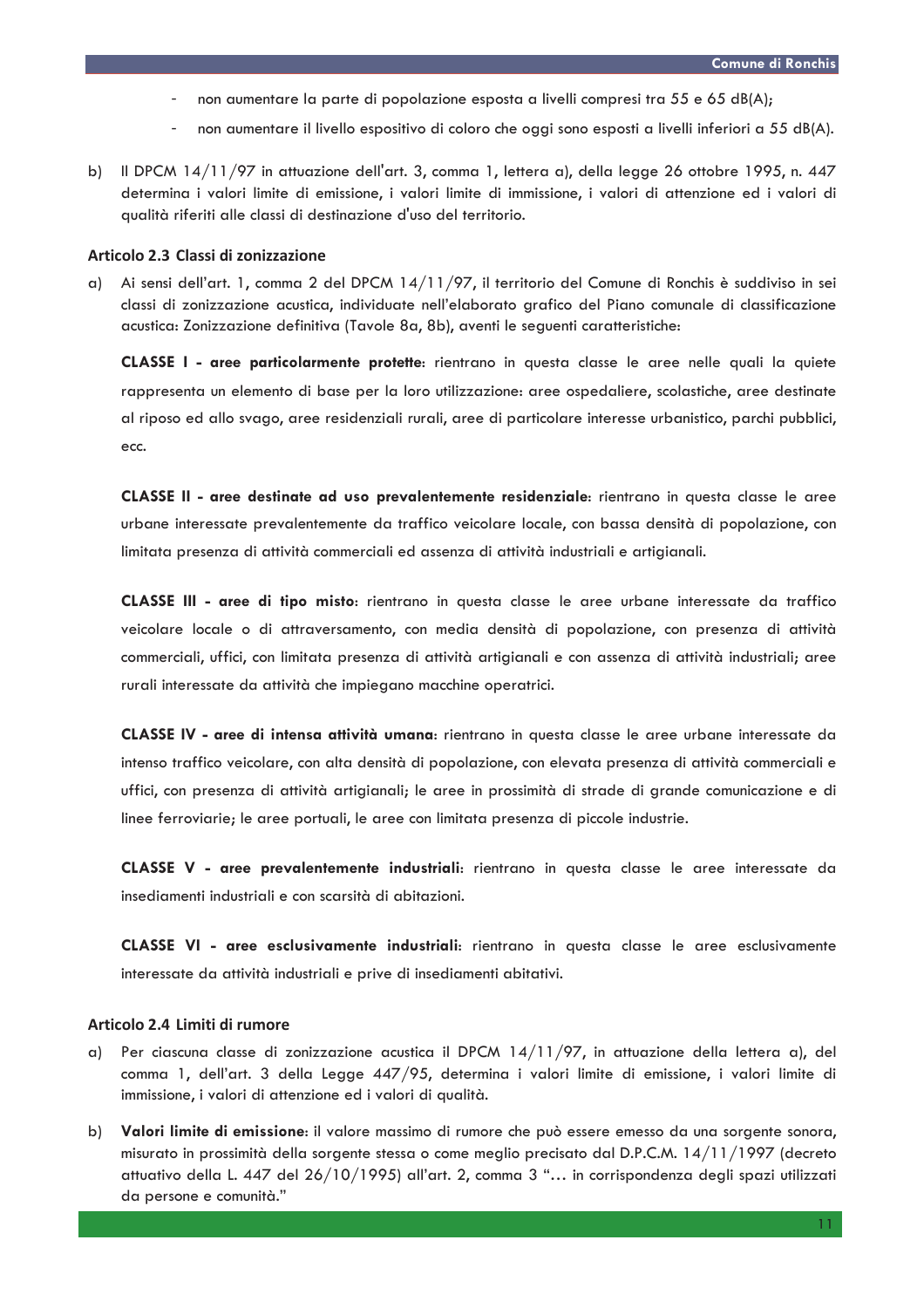- non aumentare la parte di popolazione esposta a livelli compresi tra 55 e 65 dB(A);
- non aumentare il livello espositivo di coloro che oggi sono esposti a livelli inferiori a 55 dB(A).

b) Il DPCM 14/11/97 in attuazione dell'art. 3, comma 1, lettera a), della legge 26 ottobre 1995, n. 447 determina i valori limite di emissione, i valori limite di immissione, i valori di attenzione ed i valori di qualità riferiti alle classi di destinazione d'uso del territorio.

### Articolo 2.3 Classi di zonizzazione

a) Ai sensi dell'art. 1, comma 2 del DPCM 14/11/97, il territorio del Comune di Ronchis è suddiviso in sei classi di zonizzazione acustica, individuate nell'elaborato grafico del Piano comunale di classificazione acustica: Zonizzazione definitiva (Tavole 8a, 8b), aventi le seguenti caratteristiche:

**CLASSE I - aree particolarmente protette**: rientrano in questa classe le aree nelle quali la quiete rappresenta un elemento di base per la loro utilizzazione: aree ospedaliere, scolastiche, aree destinate al riposo ed allo svago, aree residenziali rurali, aree di particolare interesse urbanistico, parchi pubblici, ecc.

**CLASSE II - aree destinate ad uso prevalentemente residenziale**: rientrano in questa classe le aree urbane interessate prevalentemente da traffico veicolare locale, con bassa densità di popolazione, con limitata presenza di attività commerciali ed assenza di attività industriali e artigianali.

**CLASSE III - aree di tipo misto**: rientrano in questa classe le aree urbane interessate da traffico veicolare locale o di attraversamento, con media densità di popolazione, con presenza di attività commerciali, uffici, con limitata presenza di attività artigianali e con assenza di attività industriali; aree rurali interessate da attività che impiegano macchine operatrici.

**CLASSE IV - aree di intensa attività umana**: rientrano in questa classe le aree urbane interessate da intenso traffico veicolare, con alta densità di popolazione, con elevata presenza di attività commerciali e uffici, con presenza di attività artigianali; le aree in prossimità di strade di grande comunicazione e di linee ferroviarie; le aree portuali, le aree con limitata presenza di piccole industrie.

**CLASSE V - aree prevalentemente industriali**: rientrano in questa classe le aree interessate da insediamenti industriali e con scarsità di abitazioni.

**CLASSE VI - aree esclusivamente industriali**: rientrano in questa classe le aree esclusivamente interessate da attività industriali e prive di insediamenti abitativi.

### Articolo 2.4 Limiti di rumore

a) Per ciascuna classe di zonizzazione acustica il DPCM 14/11/97, in attuazione della lettera a), del comma 1, dell'art. 3 della Legge 447/95, determina i valori limite di emissione, i valori limite di immissione, i valori di attenzione ed i valori di qualità.

b) **Valori limite di emissione**: il valore massimo di rumore che può essere emesso da una sorgente sonora, misurato in prossimità della sorgente stessa o come meglio precisato dal D.P.C.M. 14/11/1997 (decreto attuativo della L. 447 del 26/10/1995) all'art. 2, comma 3 "… in corrispondenza degli spazi utilizzati da persone e comunità."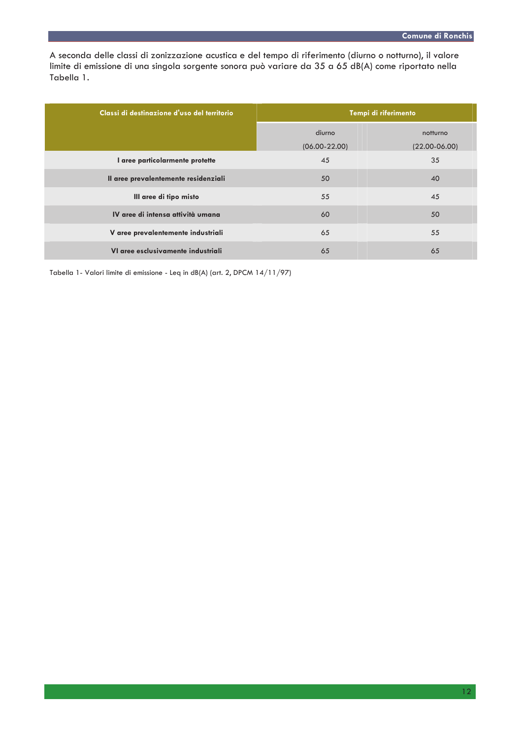A seconda delle classi di zonizzazione acustica e del tempo di riferimento (diurno o notturno), il valore limite di emissione di una singola sorgente sonora può variare da 35 a 65 dB(A) come riportato nella Tabella 1.

| Classi di destinazione d'uso del territorio | Tempi di riferimento | |
|---|---|---|
| | diurno (06.00-22.00) | notturno (22.00-06.00) |
| **I aree particolarmente protette** | 45 | 35 |
| **II aree prevalentemente residenziali** | 50 | 40 |
| **III aree di tipo misto** | 55 | 45 |
| **IV aree di intensa attività umana** | 60 | 50 |
| **V aree prevalentemente industriali** | 65 | 55 |
| **VI aree esclusivamente industriali** | 65 | 65 |

Tabella 1- Valori limite di emissione - Leq in dB(A) (art. 2, DPCM 14/11/97)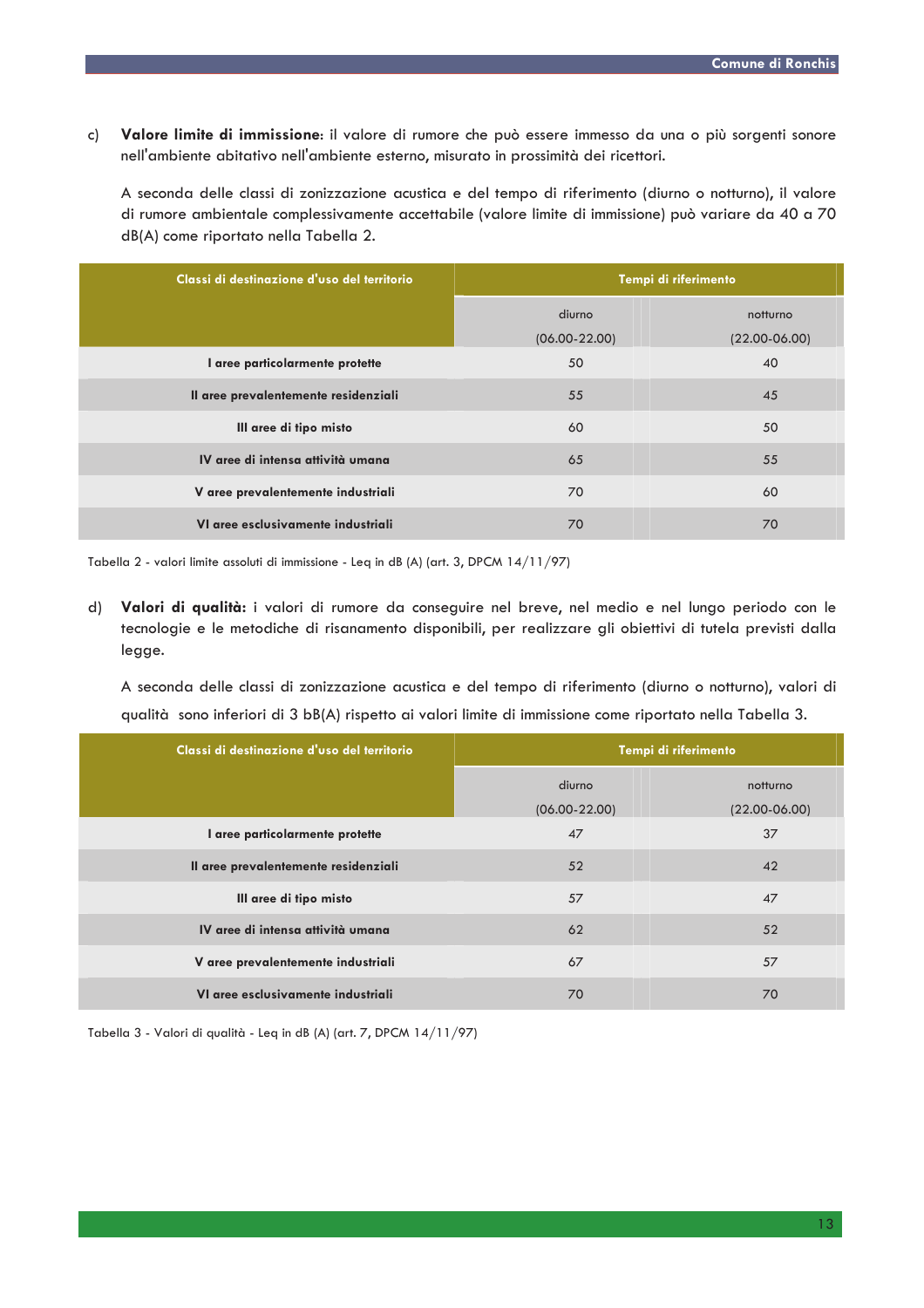c) **Valore limite di immissione**: il valore di rumore che può essere immesso da una o più sorgenti sonore nell'ambiente abitativo nell'ambiente esterno, misurato in prossimità dei ricettori.

A seconda delle classi di zonizzazione acustica e del tempo di riferimento (diurno o notturno), il valore di rumore ambientale complessivamente accettabile (valore limite di immissione) può variare da 40 a 70 dB(A) come riportato nella Tabella 2.

| Classi di destinazione d'uso del territorio | Tempi di riferimento | |
|---|---|---|
| | diurno (06.00-22.00) | notturno (22.00-06.00) |
| I aree particolarmente protette | 50 | 40 |
| II aree prevalentemente residenziali | 55 | 45 |
| III aree di tipo misto | 60 | 50 |
| IV aree di intensa attività umana | 65 | 55 |
| V aree prevalentemente industriali | 70 | 60 |
| VI aree esclusivamente industriali | 70 | 70 |

Tabella 2 - valori limite assoluti di immissione - Leq in dB (A) (art. 3, DPCM 14/11/97)

d) **Valori di qualità:** i valori di rumore da conseguire nel breve, nel medio e nel lungo periodo con le tecnologie e le metodiche di risanamento disponibili, per realizzare gli obiettivi di tutela previsti dalla legge.

A seconda delle classi di zonizzazione acustica e del tempo di riferimento (diurno o notturno), valori di qualità sono inferiori di 3 bB(A) rispetto ai valori limite di immissione come riportato nella Tabella 3.

| Classi di destinazione d'uso del territorio | Tempi di riferimento | |
|---|---|---|
| | diurno (06.00-22.00) | notturno (22.00-06.00) |
| I aree particolarmente protette | 47 | 37 |
| II aree prevalentemente residenziali | 52 | 42 |
| III aree di tipo misto | 57 | 47 |
| IV aree di intensa attività umana | 62 | 52 |
| V aree prevalentemente industriali | 67 | 57 |
| VI aree esclusivamente industriali | 70 | 70 |

Tabella 3 - Valori di qualità - Leq in dB (A) (art. 7, DPCM 14/11/97)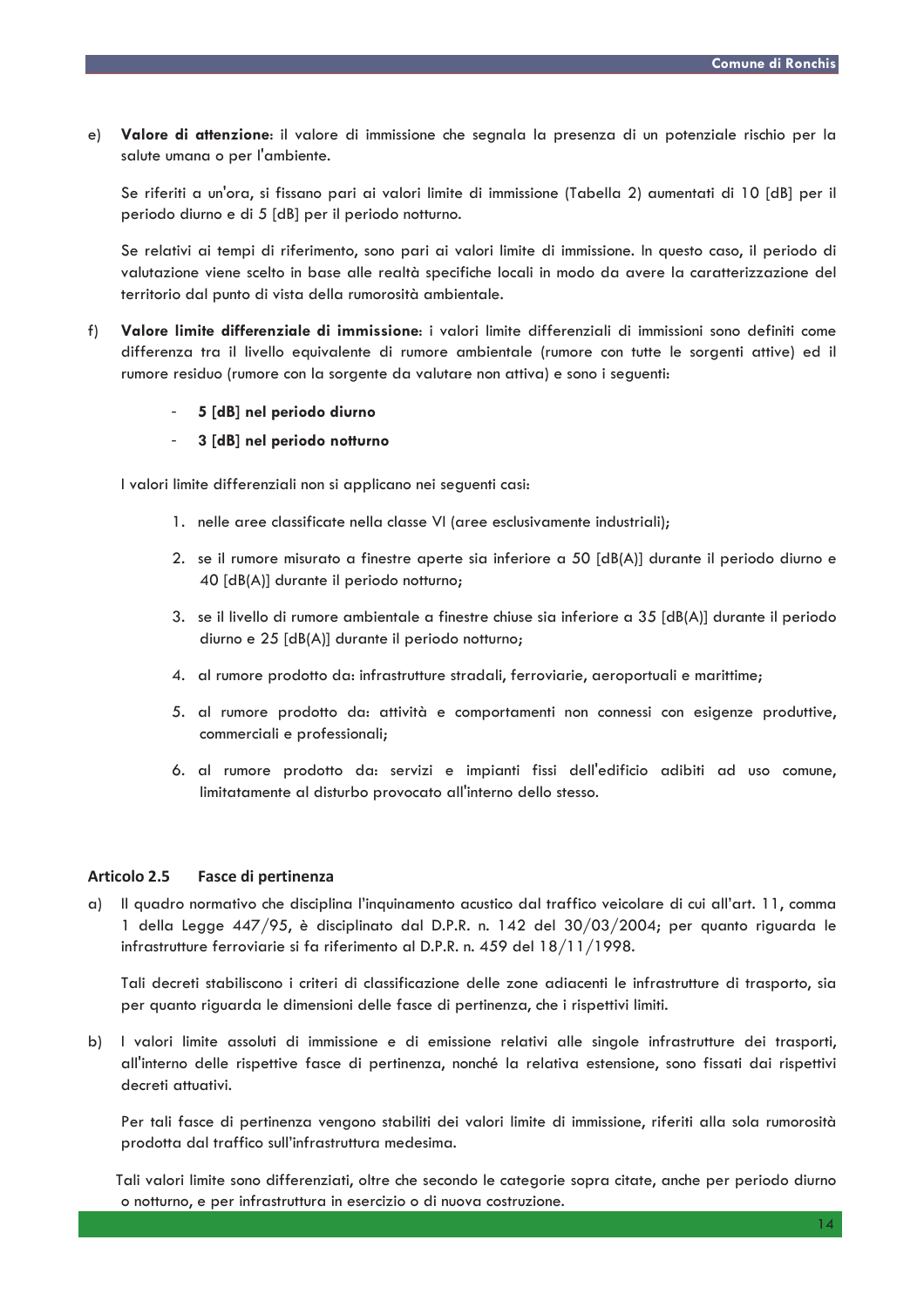e) **Valore di attenzione**: il valore di immissione che segnala la presenza di un potenziale rischio per la salute umana o per l'ambiente.

Se riferiti a un'ora, si fissano pari ai valori limite di immissione (Tabella 2) aumentati di 10 [dB] per il periodo diurno e di 5 [dB] per il periodo notturno.

Se relativi ai tempi di riferimento, sono pari ai valori limite di immissione. In questo caso, il periodo di valutazione viene scelto in base alle realtà specifiche locali in modo da avere la caratterizzazione del territorio dal punto di vista della rumorosità ambientale.

f) **Valore limite differenziale di immissione**: i valori limite differenziali di immissioni sono definiti come differenza tra il livello equivalente di rumore ambientale (rumore con tutte le sorgenti attive) ed il rumore residuo (rumore con la sorgente da valutare non attiva) e sono i seguenti:

- **5 [dB] nel periodo diurno**
- **3 [dB] nel periodo notturno**

I valori limite differenziali non si applicano nei seguenti casi:

1. nelle aree classificate nella classe VI (aree esclusivamente industriali);
2. se il rumore misurato a finestre aperte sia inferiore a 50 [dB(A)] durante il periodo diurno e 40 [dB(A)] durante il periodo notturno;
3. se il livello di rumore ambientale a finestre chiuse sia inferiore a 35 [dB(A)] durante il periodo diurno e 25 [dB(A)] durante il periodo notturno;
4. al rumore prodotto da: infrastrutture stradali, ferroviarie, aeroportuali e marittime;
5. al rumore prodotto da: attività e comportamenti non connessi con esigenze produttive, commerciali e professionali;
6. al rumore prodotto da: servizi e impianti fissi dell'edificio adibiti ad uso comune, limitatamente al disturbo provocato all'interno dello stesso.

### Articolo 2.5 Fasce di pertinenza

a) Il quadro normativo che disciplina l'inquinamento acustico dal traffico veicolare di cui all'art. 11, comma 1 della Legge 447/95, è disciplinato dal D.P.R. n. 142 del 30/03/2004; per quanto riguarda le infrastrutture ferroviarie si fa riferimento al D.P.R. n. 459 del 18/11/1998.

Tali decreti stabiliscono i criteri di classificazione delle zone adiacenti le infrastrutture di trasporto, sia per quanto riguarda le dimensioni delle fasce di pertinenza, che i rispettivi limiti.

b) I valori limite assoluti di immissione e di emissione relativi alle singole infrastrutture dei trasporti, all'interno delle rispettive fasce di pertinenza, nonché la relativa estensione, sono fissati dai rispettivi decreti attuativi.

Per tali fasce di pertinenza vengono stabiliti dei valori limite di immissione, riferiti alla sola rumorosità prodotta dal traffico sull'infrastruttura medesima.

Tali valori limite sono differenziati, oltre che secondo le categorie sopra citate, anche per periodo diurno o notturno, e per infrastruttura in esercizio o di nuova costruzione.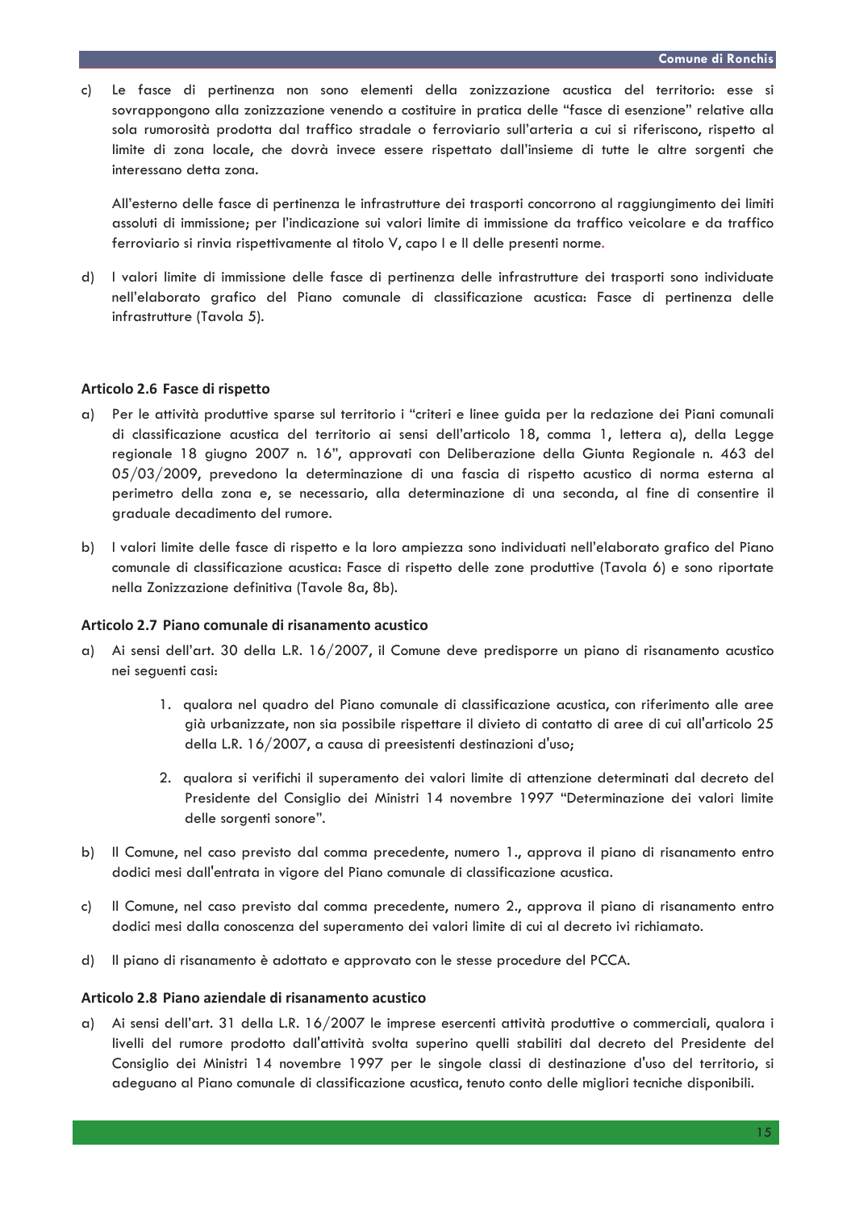c) Le fasce di pertinenza non sono elementi della zonizzazione acustica del territorio: esse si sovrappongono alla zonizzazione venendo a costituire in pratica delle "fasce di esenzione" relative alla sola rumorosità prodotta dal traffico stradale o ferroviario sull'arteria a cui si riferiscono, rispetto al limite di zona locale, che dovrà invece essere rispettato dall'insieme di tutte le altre sorgenti che interessano detta zona.

   All'esterno delle fasce di pertinenza le infrastrutture dei trasporti concorrono al raggiungimento dei limiti assoluti di immissione; per l'indicazione sui valori limite di immissione da traffico veicolare e da traffico ferroviario si rinvia rispettivamente al titolo V, capo I e II delle presenti norme.

d) I valori limite di immissione delle fasce di pertinenza delle infrastrutture dei trasporti sono individuate nell'elaborato grafico del Piano comunale di classificazione acustica: Fasce di pertinenza delle infrastrutture (Tavola 5).

### Articolo 2.6 Fasce di rispetto

a) Per le attività produttive sparse sul territorio i "criteri e linee guida per la redazione dei Piani comunali di classificazione acustica del territorio ai sensi dell'articolo 18, comma 1, lettera a), della Legge regionale 18 giugno 2007 n. 16", approvati con Deliberazione della Giunta Regionale n. 463 del 05/03/2009, prevedono la determinazione di una fascia di rispetto acustico di norma esterna al perimetro della zona e, se necessario, alla determinazione di una seconda, al fine di consentire il graduale decadimento del rumore.

b) I valori limite delle fasce di rispetto e la loro ampiezza sono individuati nell'elaborato grafico del Piano comunale di classificazione acustica: Fasce di rispetto delle zone produttive (Tavola 6) e sono riportate nella Zonizzazione definitiva (Tavole 8a, 8b).

### Articolo 2.7 Piano comunale di risanamento acustico

a) Ai sensi dell'art. 30 della L.R. 16/2007, il Comune deve predisporre un piano di risanamento acustico nei seguenti casi:

   1. qualora nel quadro del Piano comunale di classificazione acustica, con riferimento alle aree già urbanizzate, non sia possibile rispettare il divieto di contatto di aree di cui all'articolo 25 della L.R. 16/2007, a causa di preesistenti destinazioni d'uso;

   2. qualora si verifichi il superamento dei valori limite di attenzione determinati dal decreto del Presidente del Consiglio dei Ministri 14 novembre 1997 "Determinazione dei valori limite delle sorgenti sonore".

b) Il Comune, nel caso previsto dal comma precedente, numero 1., approva il piano di risanamento entro dodici mesi dall'entrata in vigore del Piano comunale di classificazione acustica.

c) Il Comune, nel caso previsto dal comma precedente, numero 2., approva il piano di risanamento entro dodici mesi dalla conoscenza del superamento dei valori limite di cui al decreto ivi richiamato.

d) Il piano di risanamento è adottato e approvato con le stesse procedure del PCCA.

### Articolo 2.8 Piano aziendale di risanamento acustico

a) Ai sensi dell'art. 31 della L.R. 16/2007 le imprese esercenti attività produttive o commerciali, qualora i livelli del rumore prodotto dall'attività svolta superino quelli stabiliti dal decreto del Presidente del Consiglio dei Ministri 14 novembre 1997 per le singole classi di destinazione d'uso del territorio, si adeguano al Piano comunale di classificazione acustica, tenuto conto delle migliori tecniche disponibili.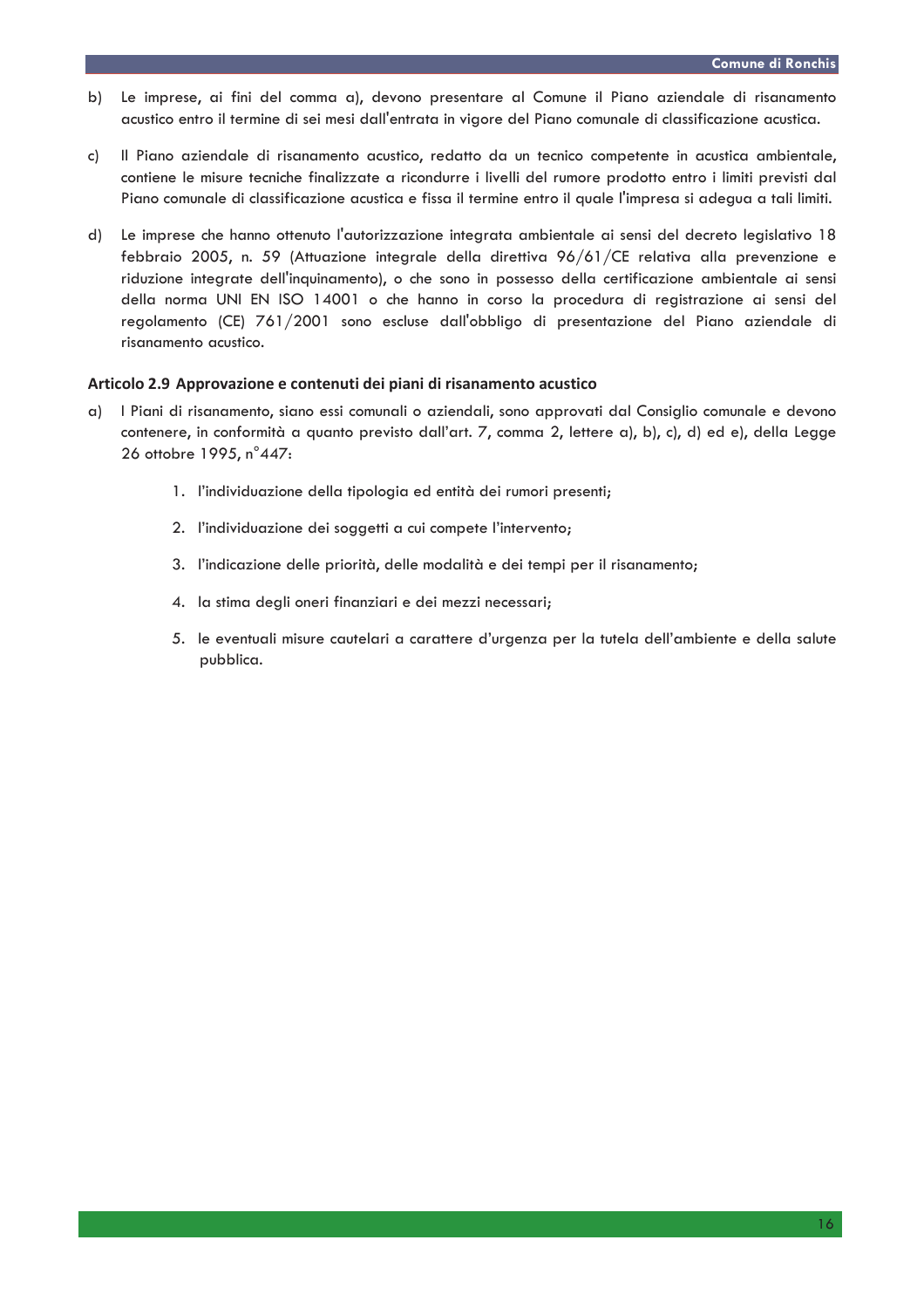b) Le imprese, ai fini del comma a), devono presentare al Comune il Piano aziendale di risanamento acustico entro il termine di sei mesi dall'entrata in vigore del Piano comunale di classificazione acustica.

c) Il Piano aziendale di risanamento acustico, redatto da un tecnico competente in acustica ambientale, contiene le misure tecniche finalizzate a ricondurre i livelli del rumore prodotto entro i limiti previsti dal Piano comunale di classificazione acustica e fissa il termine entro il quale l'impresa si adegua a tali limiti.

d) Le imprese che hanno ottenuto l'autorizzazione integrata ambientale ai sensi del decreto legislativo 18 febbraio 2005, n. 59 (Attuazione integrale della direttiva 96/61/CE relativa alla prevenzione e riduzione integrate dell'inquinamento), o che sono in possesso della certificazione ambientale ai sensi della norma UNI EN ISO 14001 o che hanno in corso la procedura di registrazione ai sensi del regolamento (CE) 761/2001 sono escluse dall'obbligo di presentazione del Piano aziendale di risanamento acustico.

### Articolo 2.9 Approvazione e contenuti dei piani di risanamento acustico

a) I Piani di risanamento, siano essi comunali o aziendali, sono approvati dal Consiglio comunale e devono contenere, in conformità a quanto previsto dall'art. 7, comma 2, lettere a), b), c), d) ed e), della Legge 26 ottobre 1995, n°447:

   1. l'individuazione della tipologia ed entità dei rumori presenti;
   2. l'individuazione dei soggetti a cui compete l'intervento;
   3. l'indicazione delle priorità, delle modalità e dei tempi per il risanamento;
   4. la stima degli oneri finanziari e dei mezzi necessari;
   5. le eventuali misure cautelari a carattere d'urgenza per la tutela dell'ambiente e della salute pubblica.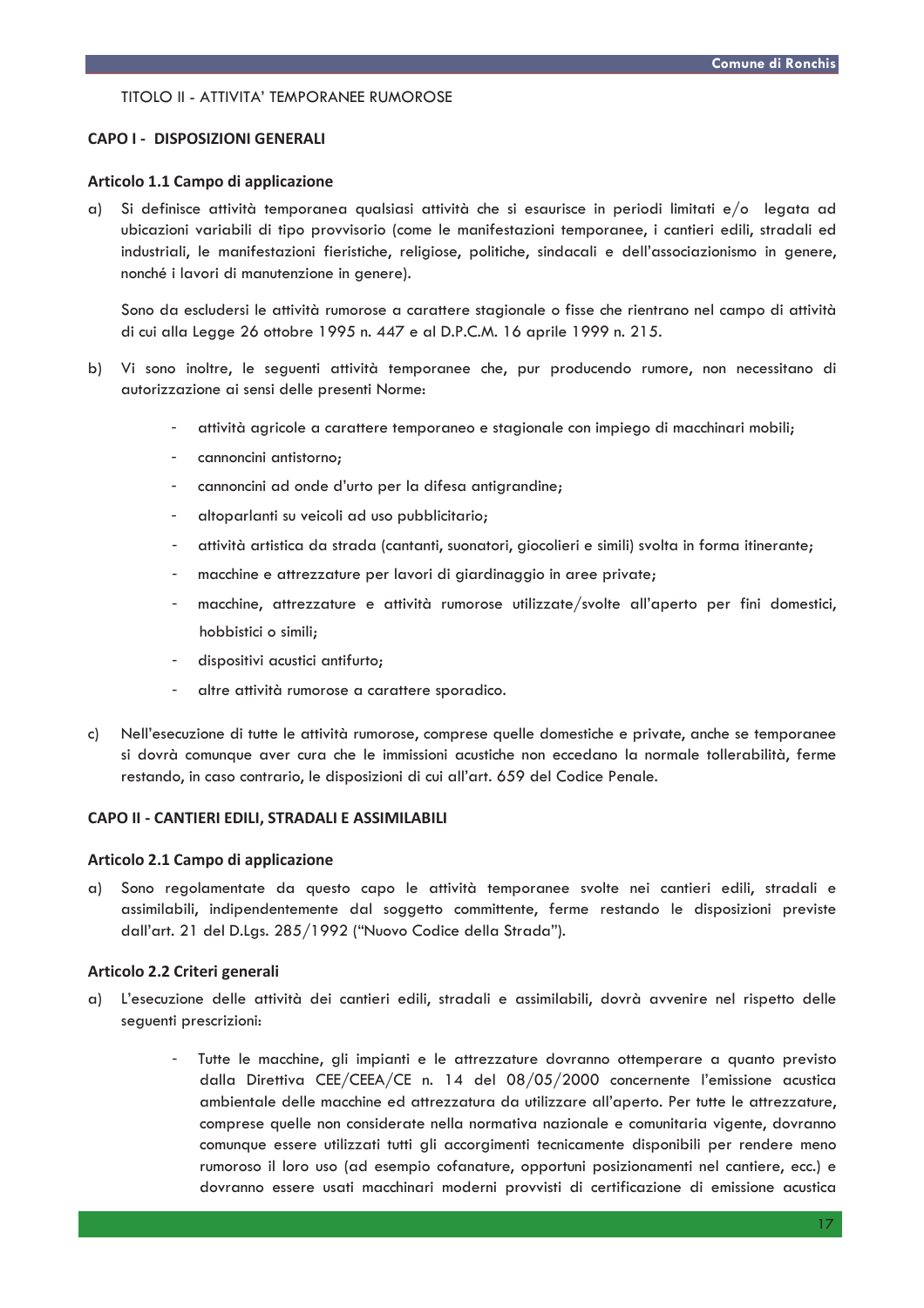TITOLO II - ATTIVITA' TEMPORANEE RUMOROSE

## CAPO I - DISPOSIZIONI GENERALI

### Articolo 1.1 Campo di applicazione

a) Si definisce attività temporanea qualsiasi attività che si esaurisce in periodi limitati e/o legata ad ubicazioni variabili di tipo provvisorio (come le manifestazioni temporanee, i cantieri edili, stradali ed industriali, le manifestazioni fieristiche, religiose, politiche, sindacali e dell'associazionismo in genere, nonché i lavori di manutenzione in genere).

   Sono da escludersi le attività rumorose a carattere stagionale o fisse che rientrano nel campo di attività di cui alla Legge 26 ottobre 1995 n. 447 e al D.P.C.M. 16 aprile 1999 n. 215.

b) Vi sono inoltre, le seguenti attività temporanee che, pur producendo rumore, non necessitano di autorizzazione ai sensi delle presenti Norme:

   - attività agricole a carattere temporaneo e stagionale con impiego di macchinari mobili;
   - cannoncini antistorno;
   - cannoncini ad onde d'urto per la difesa antigrandine;
   - altoparlanti su veicoli ad uso pubblicitario;
   - attività artistica da strada (cantanti, suonatori, giocolieri e simili) svolta in forma itinerante;
   - macchine e attrezzature per lavori di giardinaggio in aree private;
   - macchine, attrezzature e attività rumorose utilizzate/svolte all'aperto per fini domestici, hobbistici o simili;
   - dispositivi acustici antifurto;
   - altre attività rumorose a carattere sporadico.

c) Nell'esecuzione di tutte le attività rumorose, comprese quelle domestiche e private, anche se temporanee si dovrà comunque aver cura che le immissioni acustiche non eccedano la normale tollerabilità, ferme restando, in caso contrario, le disposizioni di cui all'art. 659 del Codice Penale.

## CAPO II - CANTIERI EDILI, STRADALI E ASSIMILABILI

### Articolo 2.1 Campo di applicazione

a) Sono regolamentate da questo capo le attività temporanee svolte nei cantieri edili, stradali e assimilabili, indipendentemente dal soggetto committente, ferme restando le disposizioni previste dall'art. 21 del D.Lgs. 285/1992 ("Nuovo Codice della Strada").

### Articolo 2.2 Criteri generali

a) L'esecuzione delle attività dei cantieri edili, stradali e assimilabili, dovrà avvenire nel rispetto delle seguenti prescrizioni:

   - Tutte le macchine, gli impianti e le attrezzature dovranno ottemperare a quanto previsto dalla Direttiva CEE/CEEA/CE n. 14 del 08/05/2000 concernente l'emissione acustica ambientale delle macchine ed attrezzatura da utilizzare all'aperto. Per tutte le attrezzature, comprese quelle non considerate nella normativa nazionale e comunitaria vigente, dovranno comunque essere utilizzati tutti gli accorgimenti tecnicamente disponibili per rendere meno rumoroso il loro uso (ad esempio cofanature, opportuni posizionamenti nel cantiere, ecc.) e dovranno essere usati macchinari moderni provvisti di certificazione di emissione acustica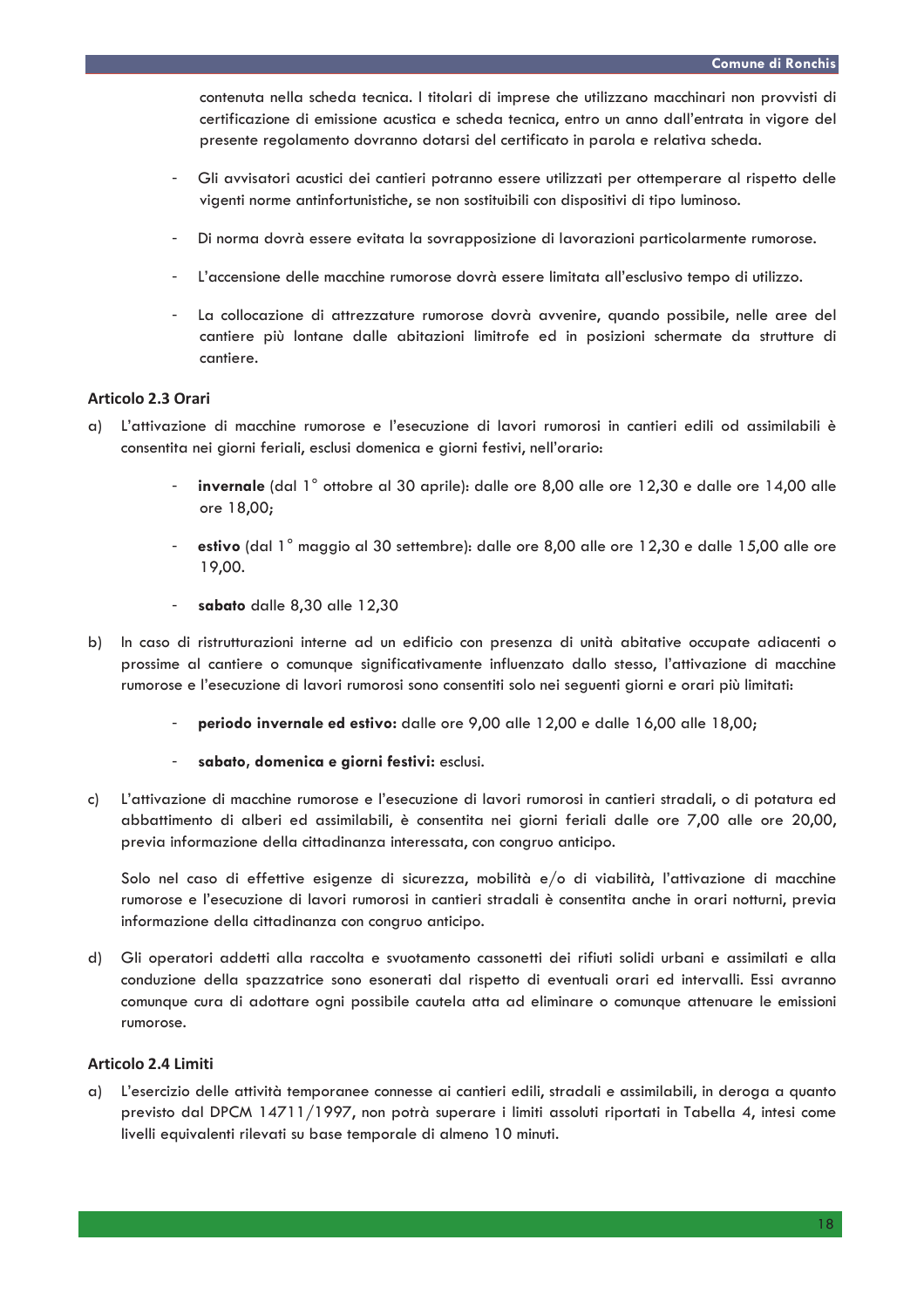contenuta nella scheda tecnica. I titolari di imprese che utilizzano macchinari non provvisti di certificazione di emissione acustica e scheda tecnica, entro un anno dall'entrata in vigore del presente regolamento dovranno dotarsi del certificato in parola e relativa scheda.

- Gli avvisatori acustici dei cantieri potranno essere utilizzati per ottemperare al rispetto delle vigenti norme antinfortunistiche, se non sostituibili con dispositivi di tipo luminoso.
- Di norma dovrà essere evitata la sovrapposizione di lavorazioni particolarmente rumorose.
- L'accensione delle macchine rumorose dovrà essere limitata all'esclusivo tempo di utilizzo.
- La collocazione di attrezzature rumorose dovrà avvenire, quando possibile, nelle aree del cantiere più lontane dalle abitazioni limitrofe ed in posizioni schermate da strutture di cantiere.

### Articolo 2.3 Orari

a) L'attivazione di macchine rumorose e l'esecuzione di lavori rumorosi in cantieri edili od assimilabili è consentita nei giorni feriali, esclusi domenica e giorni festivi, nell'orario:

  - **invernale** (dal 1° ottobre al 30 aprile): dalle ore 8,00 alle ore 12,30 e dalle ore 14,00 alle ore 18,00;
  - **estivo** (dal 1° maggio al 30 settembre): dalle ore 8,00 alle ore 12,30 e dalle 15,00 alle ore 19,00.
  - **sabato** dalle 8,30 alle 12,30

b) In caso di ristrutturazioni interne ad un edificio con presenza di unità abitative occupate adiacenti o prossime al cantiere o comunque significativamente influenzato dallo stesso, l'attivazione di macchine rumorose e l'esecuzione di lavori rumorosi sono consentiti solo nei seguenti giorni e orari più limitati:

  - **periodo invernale ed estivo:** dalle ore 9,00 alle 12,00 e dalle 16,00 alle 18,00;
  - **sabato, domenica e giorni festivi:** esclusi.

c) L'attivazione di macchine rumorose e l'esecuzione di lavori rumorosi in cantieri stradali, o di potatura ed abbattimento di alberi ed assimilabili, è consentita nei giorni feriali dalle ore 7,00 alle ore 20,00, previa informazione della cittadinanza interessata, con congruo anticipo.

   Solo nel caso di effettive esigenze di sicurezza, mobilità e/o di viabilità, l'attivazione di macchine rumorose e l'esecuzione di lavori rumorosi in cantieri stradali è consentita anche in orari notturni, previa informazione della cittadinanza con congruo anticipo.

d) Gli operatori addetti alla raccolta e svuotamento cassonetti dei rifiuti solidi urbani e assimilati e alla conduzione della spazzatrice sono esonerati dal rispetto di eventuali orari ed intervalli. Essi avranno comunque cura di adottare ogni possibile cautela atta ad eliminare o comunque attenuare le emissioni rumorose.

### Articolo 2.4 Limiti

a) L'esercizio delle attività temporanee connesse ai cantieri edili, stradali e assimilabili, in deroga a quanto previsto dal DPCM 14711/1997, non potrà superare i limiti assoluti riportati in Tabella 4, intesi come livelli equivalenti rilevati su base temporale di almeno 10 minuti.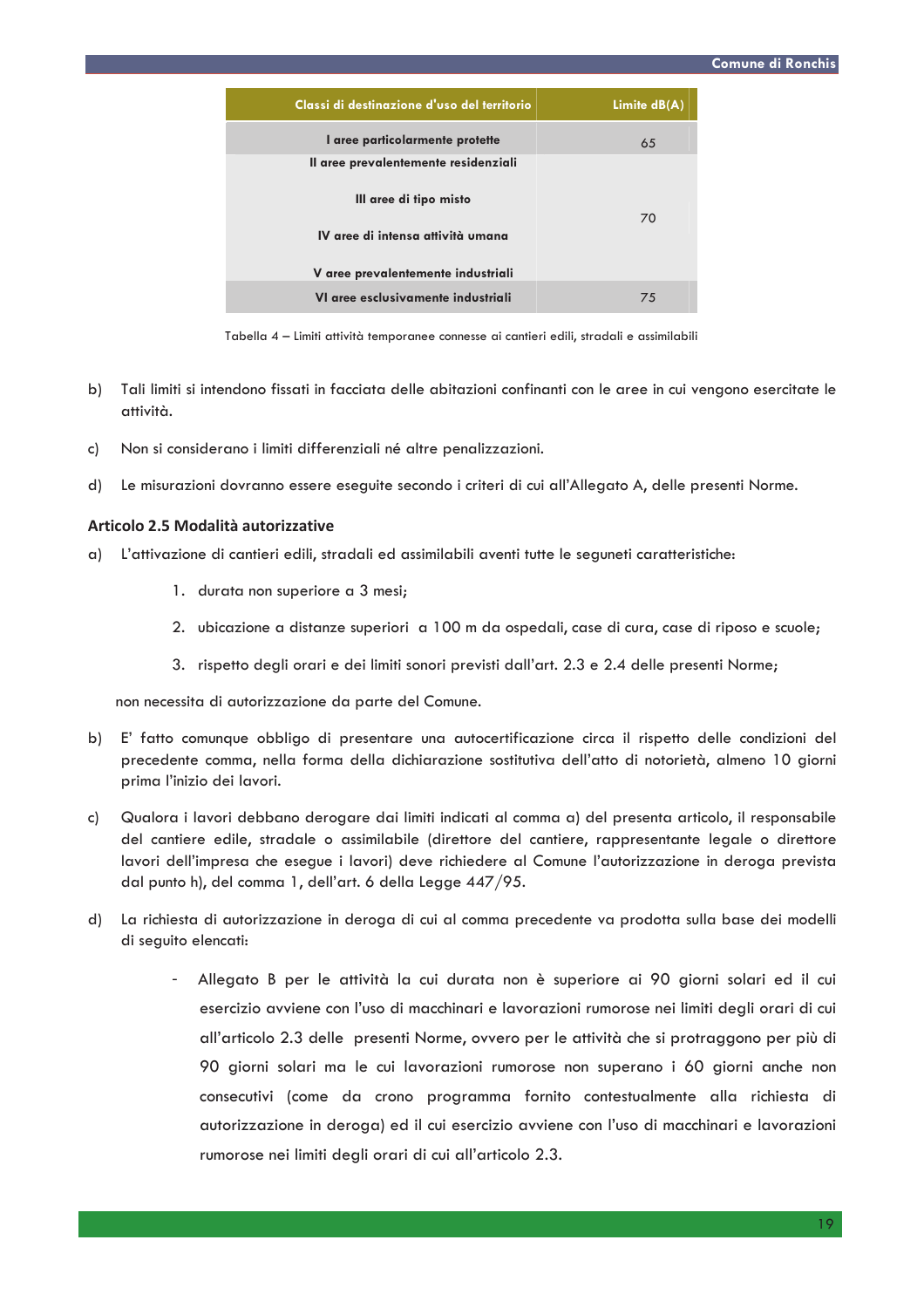| Classi di destinazione d'uso del territorio | Limite dB(A) |
|---|---|
| I aree particolarmente protette | 65 |
| II aree prevalentemente residenziali<br>III aree di tipo misto<br>IV aree di intensa attività umana<br>V aree prevalentemente industriali | 70 |
| VI aree esclusivamente industriali | 75 |

Tabella 4 – Limiti attività temporanee connesse ai cantieri edili, stradali e assimilabili

b) Tali limiti si intendono fissati in facciata delle abitazioni confinanti con le aree in cui vengono esercitate le attività.

c) Non si considerano i limiti differenziali né altre penalizzazioni.

d) Le misurazioni dovranno essere eseguite secondo i criteri di cui all'Allegato A, delle presenti Norme.

### Articolo 2.5 Modalità autorizzative

a) L'attivazione di cantieri edili, stradali ed assimilabili aventi tutte le seguneti caratteristiche:

   1. durata non superiore a 3 mesi;
   2. ubicazione a distanze superiori a 100 m da ospedali, case di cura, case di riposo e scuole;
   3. rispetto degli orari e dei limiti sonori previsti dall'art. 2.3 e 2.4 delle presenti Norme;

   non necessita di autorizzazione da parte del Comune.

b) E' fatto comunque obbligo di presentare una autocertificazione circa il rispetto delle condizioni del precedente comma, nella forma della dichiarazione sostitutiva dell'atto di notorietà, almeno 10 giorni prima l'inizio dei lavori.

c) Qualora i lavori debbano derogare dai limiti indicati al comma a) del presenta articolo, il responsabile del cantiere edile, stradale o assimilabile (direttore del cantiere, rappresentante legale o direttore lavori dell'impresa che esegue i lavori) deve richiedere al Comune l'autorizzazione in deroga prevista dal punto h), del comma 1, dell'art. 6 della Legge 447/95.

d) La richiesta di autorizzazione in deroga di cui al comma precedente va prodotta sulla base dei modelli di seguito elencati:

   - Allegato B per le attività la cui durata non è superiore ai 90 giorni solari ed il cui esercizio avviene con l'uso di macchinari e lavorazioni rumorose nei limiti degli orari di cui all'articolo 2.3 delle presenti Norme, ovvero per le attività che si protraggono per più di 90 giorni solari ma le cui lavorazioni rumorose non superano i 60 giorni anche non consecutivi (come da crono programma fornito contestualmente alla richiesta di autorizzazione in deroga) ed il cui esercizio avviene con l'uso di macchinari e lavorazioni rumorose nei limiti degli orari di cui all'articolo 2.3.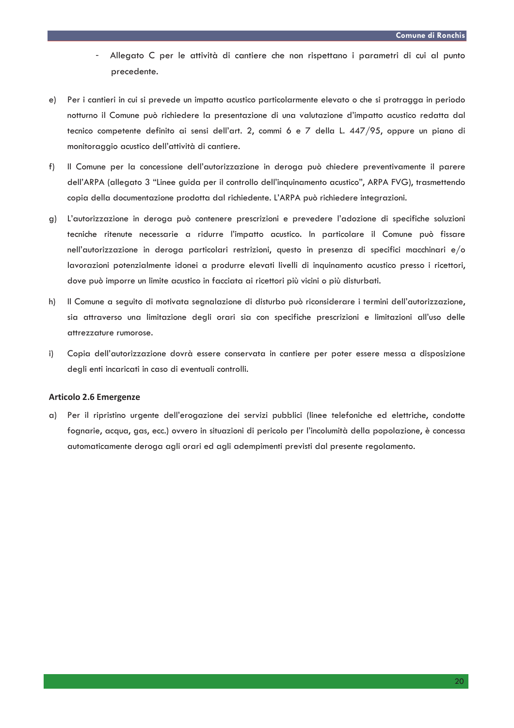- Allegato C per le attività di cantiere che non rispettano i parametri di cui al punto precedente.

e) Per i cantieri in cui si prevede un impatto acustico particolarmente elevato o che si protragga in periodo notturno il Comune può richiedere la presentazione di una valutazione d'impatto acustico redatta dal tecnico competente definito ai sensi dell'art. 2, commi 6 e 7 della L. 447/95, oppure un piano di monitoraggio acustico dell'attività di cantiere.

f) Il Comune per la concessione dell'autorizzazione in deroga può chiedere preventivamente il parere dell'ARPA (allegato 3 "Linee guida per il controllo dell'inquinamento acustico", ARPA FVG), trasmettendo copia della documentazione prodotta dal richiedente. L'ARPA può richiedere integrazioni.

g) L'autorizzazione in deroga può contenere prescrizioni e prevedere l'adozione di specifiche soluzioni tecniche ritenute necessarie a ridurre l'impatto acustico. In particolare il Comune può fissare nell'autorizzazione in deroga particolari restrizioni, questo in presenza di specifici macchinari e/o lavorazioni potenzialmente idonei a produrre elevati livelli di inquinamento acustico presso i ricettori, dove può imporre un limite acustico in facciata ai ricettori più vicini o più disturbati.

h) Il Comune a seguito di motivata segnalazione di disturbo può riconsiderare i termini dell'autorizzazione, sia attraverso una limitazione degli orari sia con specifiche prescrizioni e limitazioni all'uso delle attrezzature rumorose.

i) Copia dell'autorizzazione dovrà essere conservata in cantiere per poter essere messa a disposizione degli enti incaricati in caso di eventuali controlli.

### Articolo 2.6 Emergenze

a) Per il ripristino urgente dell'erogazione dei servizi pubblici (linee telefoniche ed elettriche, condotte fognarie, acqua, gas, ecc.) ovvero in situazioni di pericolo per l'incolumità della popolazione, è concessa automaticamente deroga agli orari ed agli adempimenti previsti dal presente regolamento.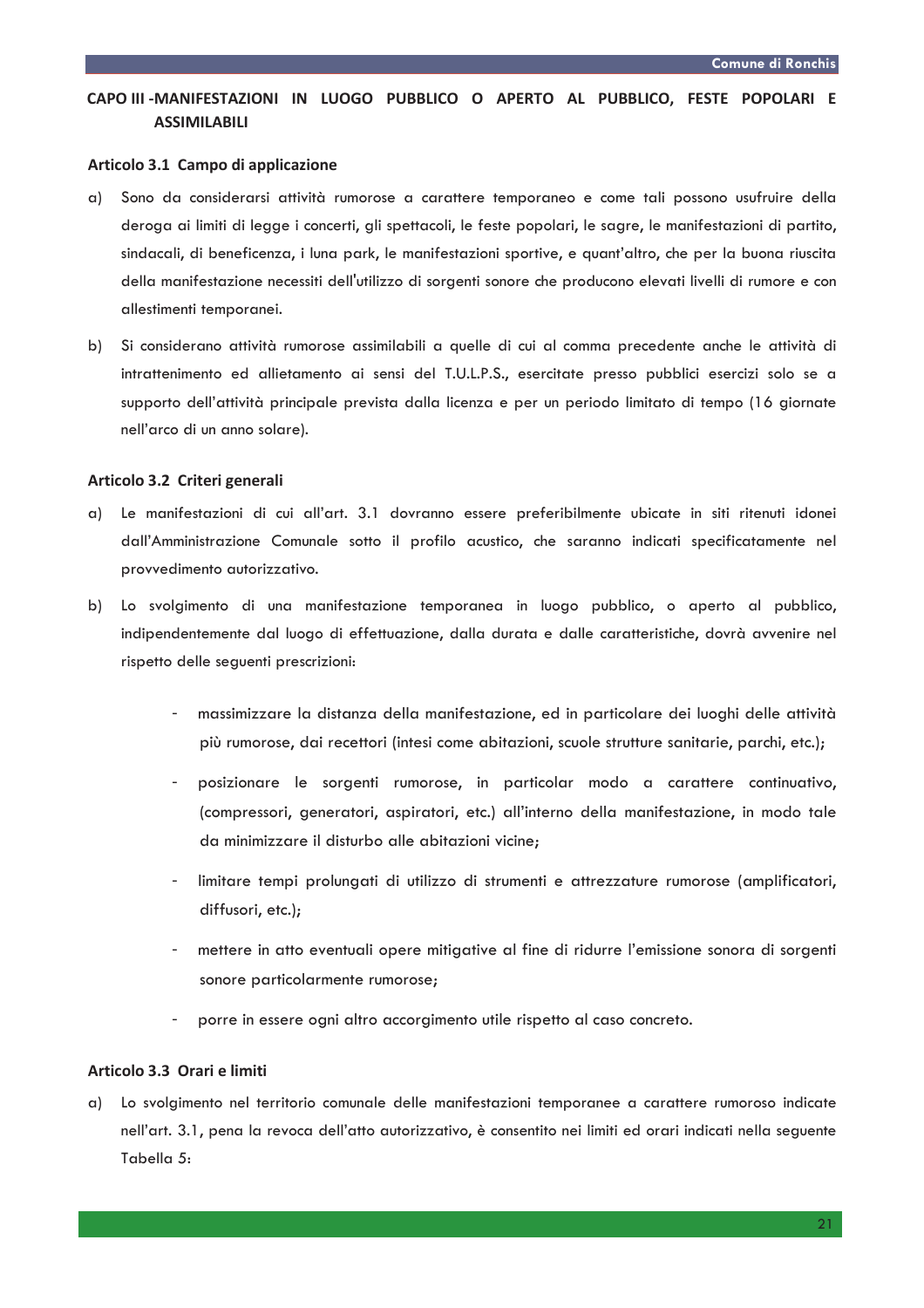## CAPO III -MANIFESTAZIONI IN LUOGO PUBBLICO O APERTO AL PUBBLICO, FESTE POPOLARI E ASSIMILABILI

### Articolo 3.1 Campo di applicazione

a) Sono da considerarsi attività rumorose a carattere temporaneo e come tali possono usufruire della deroga ai limiti di legge i concerti, gli spettacoli, le feste popolari, le sagre, le manifestazioni di partito, sindacali, di beneficenza, i luna park, le manifestazioni sportive, e quant'altro, che per la buona riuscita della manifestazione necessiti dell'utilizzo di sorgenti sonore che producono elevati livelli di rumore e con allestimenti temporanei.

b) Si considerano attività rumorose assimilabili a quelle di cui al comma precedente anche le attività di intrattenimento ed allietamento ai sensi del T.U.L.P.S., esercitate presso pubblici esercizi solo se a supporto dell'attività principale prevista dalla licenza e per un periodo limitato di tempo (16 giornate nell'arco di un anno solare).

### Articolo 3.2 Criteri generali

a) Le manifestazioni di cui all'art. 3.1 dovranno essere preferibilmente ubicate in siti ritenuti idonei dall'Amministrazione Comunale sotto il profilo acustico, che saranno indicati specificatamente nel provvedimento autorizzativo.

b) Lo svolgimento di una manifestazione temporanea in luogo pubblico, o aperto al pubblico, indipendentemente dal luogo di effettuazione, dalla durata e dalle caratteristiche, dovrà avvenire nel rispetto delle seguenti prescrizioni:

- massimizzare la distanza della manifestazione, ed in particolare dei luoghi delle attività più rumorose, dai recettori (intesi come abitazioni, scuole strutture sanitarie, parchi, etc.);
- posizionare le sorgenti rumorose, in particolar modo a carattere continuativo, (compressori, generatori, aspiratori, etc.) all'interno della manifestazione, in modo tale da minimizzare il disturbo alle abitazioni vicine;
- limitare tempi prolungati di utilizzo di strumenti e attrezzature rumorose (amplificatori, diffusori, etc.);
- mettere in atto eventuali opere mitigative al fine di ridurre l'emissione sonora di sorgenti sonore particolarmente rumorose;
- porre in essere ogni altro accorgimento utile rispetto al caso concreto.

### Articolo 3.3 Orari e limiti

a) Lo svolgimento nel territorio comunale delle manifestazioni temporanee a carattere rumoroso indicate nell'art. 3.1, pena la revoca dell'atto autorizzativo, è consentito nei limiti ed orari indicati nella seguente Tabella 5: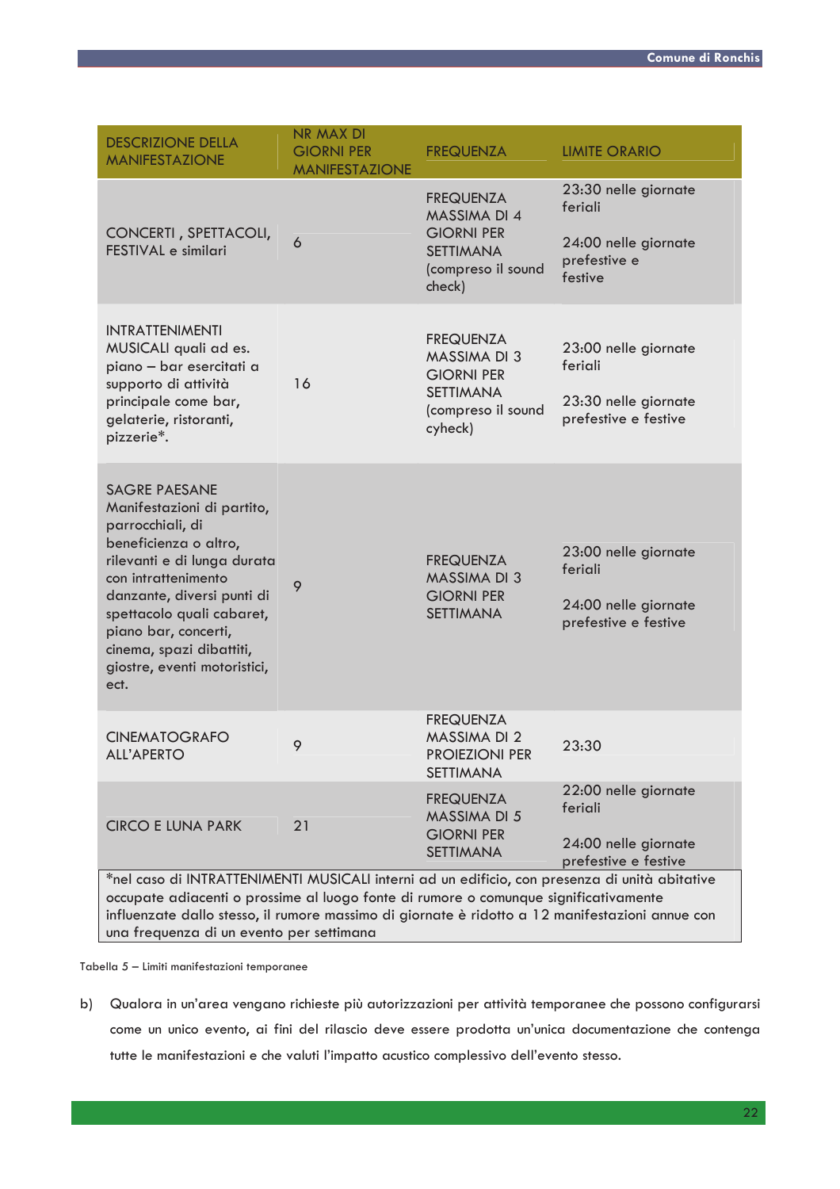| DESCRIZIONE DELLA MANIFESTAZIONE | NR MAX DI GIORNI PER MANIFESTAZIONE | FREQUENZA | LIMITE ORARIO |
|---|---|---|---|
| CONCERTI , SPETTACOLI, FESTIVAL e similari | 6 | FREQUENZA MASSIMA DI 4 GIORNI PER SETTIMANA (compreso il sound check) | 23:30 nelle giornate feriali<br><br>24:00 nelle giornate prefestive e festive |
| INTRATTENIMENTI MUSICALI quali ad es. piano – bar esercitati a supporto di attività principale come bar, gelaterie, ristoranti, pizzerie*. | 16 | FREQUENZA MASSIMA DI 3 GIORNI PER SETTIMANA (compreso il sound cyheck) | 23:00 nelle giornate feriali<br><br>23:30 nelle giornate prefestive e festive |
| SAGRE PAESANE Manifestazioni di partito, parrocchiali, di beneficienza o altro, rilevanti e di lunga durata con intrattenimento danzante, diversi punti di spettacolo quali cabaret, piano bar, concerti, cinema, spazi dibattiti, giostre, eventi motoristici, ect. | 9 | FREQUENZA MASSIMA DI 3 GIORNI PER SETTIMANA | 23:00 nelle giornate feriali<br><br>24:00 nelle giornate prefestive e festive |
| CINEMATOGRAFO ALL'APERTO | 9 | FREQUENZA MASSIMA DI 2 PROIEZIONI PER SETTIMANA | 23:30 |
| CIRCO E LUNA PARK | 21 | FREQUENZA MASSIMA DI 5 GIORNI PER SETTIMANA | 22:00 nelle giornate feriali<br><br>24:00 nelle giornate prefestive e festive |
| *nel caso di INTRATTENIMENTI MUSICALI interni ad un edificio, con presenza di unità abitative occupate adiacenti o prossime al luogo fonte di rumore o comunque significativamente influenzate dallo stesso, il rumore massimo di giornate è ridotto a 12 manifestazioni annue con una frequenza di un evento per settimana | | | |

Tabella 5 – Limiti manifestazioni temporanee

b) Qualora in un'area vengano richieste più autorizzazioni per attività temporanee che possono configurarsi come un unico evento, ai fini del rilascio deve essere prodotta un'unica documentazione che contenga tutte le manifestazioni e che valuti l'impatto acustico complessivo dell'evento stesso.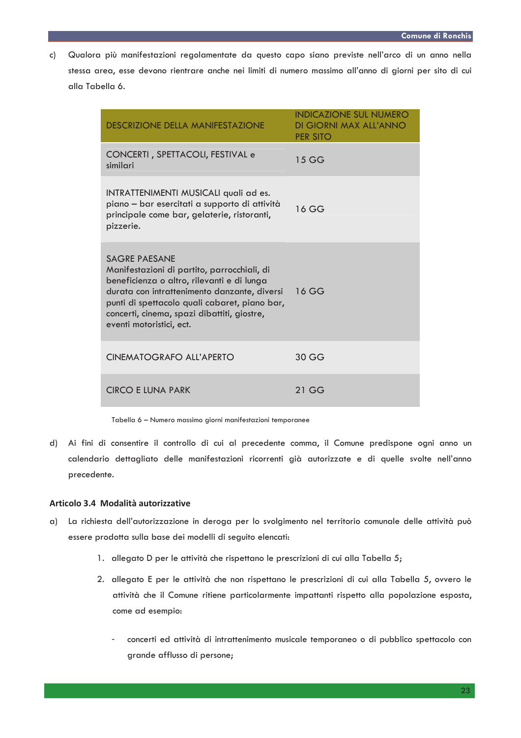c) Qualora più manifestazioni regolamentate da questo capo siano previste nell'arco di un anno nella stessa area, esse devono rientrare anche nei limiti di numero massimo all'anno di giorni per sito di cui alla Tabella 6.

| DESCRIZIONE DELLA MANIFESTAZIONE | INDICAZIONE SUL NUMERO DI GIORNI MAX ALL'ANNO PER SITO |
|---|---|
| CONCERTI , SPETTACOLI, FESTIVAL e similari | 15 GG |
| INTRATTENIMENTI MUSICALI quali ad es. piano – bar esercitati a supporto di attività principale come bar, gelaterie, ristoranti, pizzerie. | 16 GG |
| SAGRE PAESANE Manifestazioni di partito, parrocchiali, di beneficienza o altro, rilevanti e di lunga durata con intrattenimento danzante, diversi punti di spettacolo quali cabaret, piano bar, concerti, cinema, spazi dibattiti, giostre, eventi motoristici, ect. | 16 GG |
| CINEMATOGRAFO ALL'APERTO | 30 GG |
| CIRCO E LUNA PARK | 21 GG |

Tabella 6 – Numero massimo giorni manifestazioni temporanee

d) Ai fini di consentire il controllo di cui al precedente comma, il Comune predispone ogni anno un calendario dettagliato delle manifestazioni ricorrenti già autorizzate e di quelle svolte nell'anno precedente.

### Articolo 3.4 Modalità autorizzative

a) La richiesta dell'autorizzazione in deroga per lo svolgimento nel territorio comunale delle attività può essere prodotta sulla base dei modelli di seguito elencati:

1. allegato D per le attività che rispettano le prescrizioni di cui alla Tabella 5;
2. allegato E per le attività che non rispettano le prescrizioni di cui alla Tabella 5, ovvero le attività che il Comune ritiene particolarmente impattanti rispetto alla popolazione esposta, come ad esempio:

   - concerti ed attività di intrattenimento musicale temporaneo o di pubblico spettacolo con grande afflusso di persone;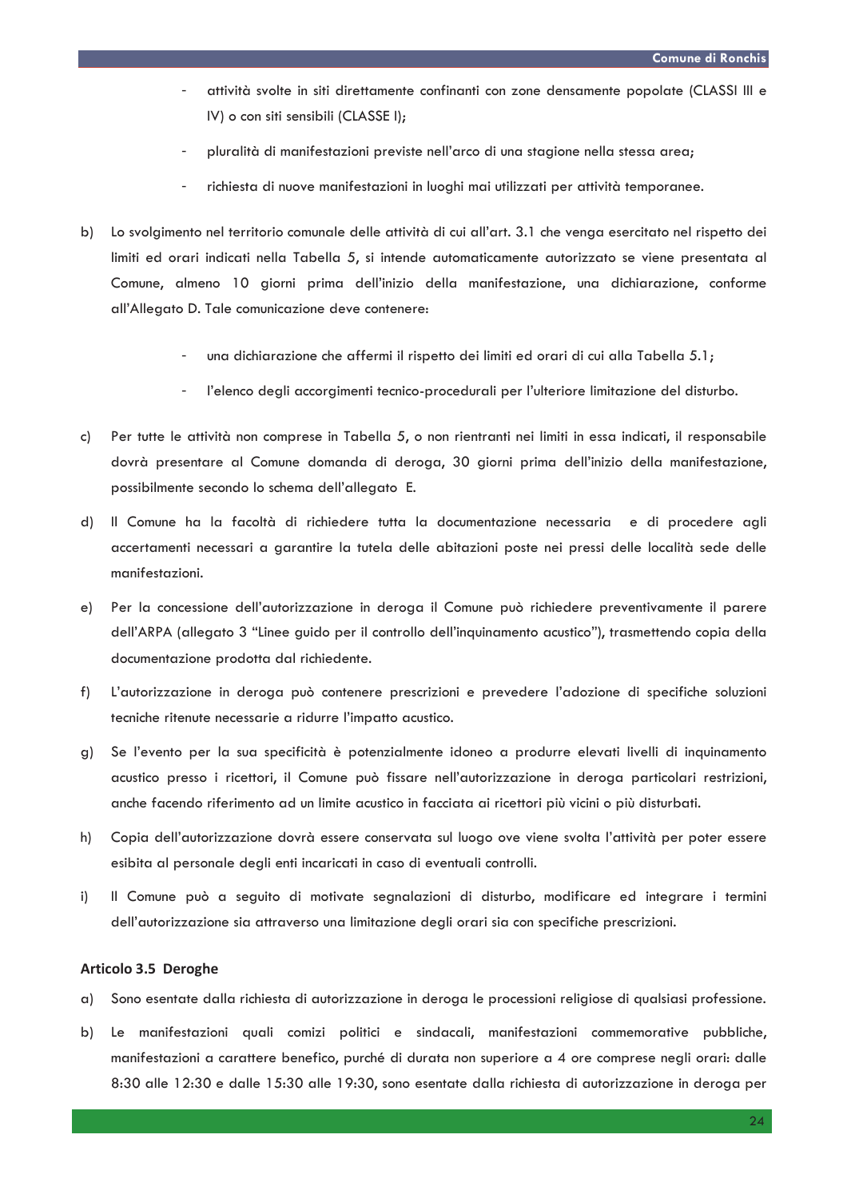- attività svolte in siti direttamente confinanti con zone densamente popolate (CLASSI III e IV) o con siti sensibili (CLASSE I);
- pluralità di manifestazioni previste nell'arco di una stagione nella stessa area;
- richiesta di nuove manifestazioni in luoghi mai utilizzati per attività temporanee.

b) Lo svolgimento nel territorio comunale delle attività di cui all'art. 3.1 che venga esercitato nel rispetto dei limiti ed orari indicati nella Tabella 5, si intende automaticamente autorizzato se viene presentata al Comune, almeno 10 giorni prima dell'inizio della manifestazione, una dichiarazione, conforme all'Allegato D. Tale comunicazione deve contenere:

- una dichiarazione che affermi il rispetto dei limiti ed orari di cui alla Tabella 5.1;
- l'elenco degli accorgimenti tecnico-procedurali per l'ulteriore limitazione del disturbo.

c) Per tutte le attività non comprese in Tabella 5, o non rientranti nei limiti in essa indicati, il responsabile dovrà presentare al Comune domanda di deroga, 30 giorni prima dell'inizio della manifestazione, possibilmente secondo lo schema dell'allegato E.

d) Il Comune ha la facoltà di richiedere tutta la documentazione necessaria e di procedere agli accertamenti necessari a garantire la tutela delle abitazioni poste nei pressi delle località sede delle manifestazioni.

e) Per la concessione dell'autorizzazione in deroga il Comune può richiedere preventivamente il parere dell'ARPA (allegato 3 "Linee guido per il controllo dell'inquinamento acustico"), trasmettendo copia della documentazione prodotta dal richiedente.

f) L'autorizzazione in deroga può contenere prescrizioni e prevedere l'adozione di specifiche soluzioni tecniche ritenute necessarie a ridurre l'impatto acustico.

g) Se l'evento per la sua specificità è potenzialmente idoneo a produrre elevati livelli di inquinamento acustico presso i ricettori, il Comune può fissare nell'autorizzazione in deroga particolari restrizioni, anche facendo riferimento ad un limite acustico in facciata ai ricettori più vicini o più disturbati.

h) Copia dell'autorizzazione dovrà essere conservata sul luogo ove viene svolta l'attività per poter essere esibita al personale degli enti incaricati in caso di eventuali controlli.

i) Il Comune può a seguito di motivate segnalazioni di disturbo, modificare ed integrare i termini dell'autorizzazione sia attraverso una limitazione degli orari sia con specifiche prescrizioni.

### Articolo 3.5 Deroghe

a) Sono esentate dalla richiesta di autorizzazione in deroga le processioni religiose di qualsiasi professione.

b) Le manifestazioni quali comizi politici e sindacali, manifestazioni commemorative pubbliche, manifestazioni a carattere benefico, purché di durata non superiore a 4 ore comprese negli orari: dalle 8:30 alle 12:30 e dalle 15:30 alle 19:30, sono esentate dalla richiesta di autorizzazione in deroga per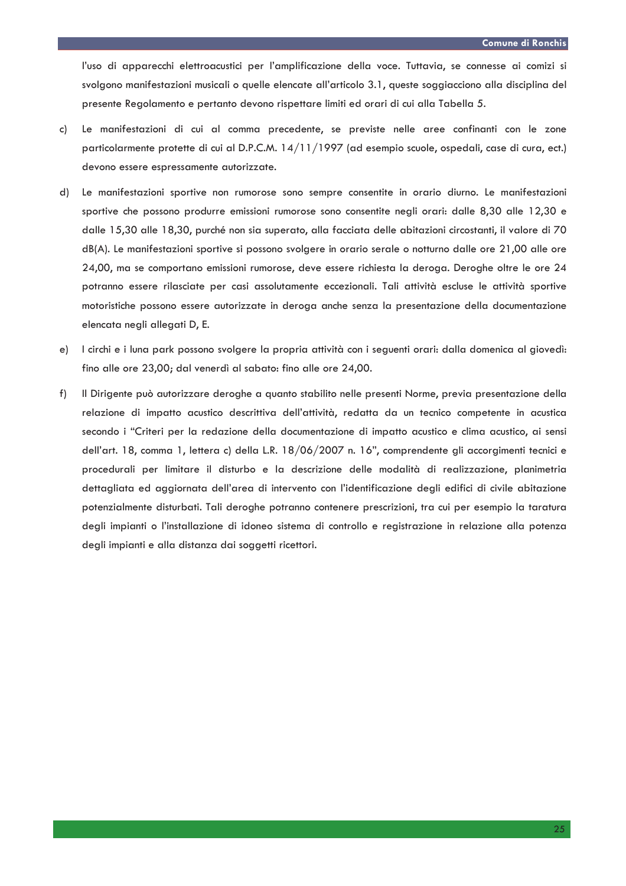l'uso di apparecchi elettroacustici per l'amplificazione della voce. Tuttavia, se connesse ai comizi si svolgono manifestazioni musicali o quelle elencate all'articolo 3.1, queste soggiacciono alla disciplina del presente Regolamento e pertanto devono rispettare limiti ed orari di cui alla Tabella 5.

c) Le manifestazioni di cui al comma precedente, se previste nelle aree confinanti con le zone particolarmente protette di cui al D.P.C.M. 14/11/1997 (ad esempio scuole, ospedali, case di cura, ect.) devono essere espressamente autorizzate.

d) Le manifestazioni sportive non rumorose sono sempre consentite in orario diurno. Le manifestazioni sportive che possono produrre emissioni rumorose sono consentite negli orari: dalle 8,30 alle 12,30 e dalle 15,30 alle 18,30, purché non sia superato, alla facciata delle abitazioni circostanti, il valore di 70 dB(A). Le manifestazioni sportive si possono svolgere in orario serale o notturno dalle ore 21,00 alle ore 24,00, ma se comportano emissioni rumorose, deve essere richiesta la deroga. Deroghe oltre le ore 24 potranno essere rilasciate per casi assolutamente eccezionali. Tali attività escluse le attività sportive motoristiche possono essere autorizzate in deroga anche senza la presentazione della documentazione elencata negli allegati D, E.

e) I circhi e i luna park possono svolgere la propria attività con i seguenti orari: dalla domenica al giovedì: fino alle ore 23,00; dal venerdì al sabato: fino alle ore 24,00.

f) Il Dirigente può autorizzare deroghe a quanto stabilito nelle presenti Norme, previa presentazione della relazione di impatto acustico descrittiva dell'attività, redatta da un tecnico competente in acustica secondo i "Criteri per la redazione della documentazione di impatto acustico e clima acustico, ai sensi dell'art. 18, comma 1, lettera c) della L.R. 18/06/2007 n. 16", comprendente gli accorgimenti tecnici e procedurali per limitare il disturbo e la descrizione delle modalità di realizzazione, planimetria dettagliata ed aggiornata dell'area di intervento con l'identificazione degli edifici di civile abitazione potenzialmente disturbati. Tali deroghe potranno contenere prescrizioni, tra cui per esempio la taratura degli impianti o l'installazione di idoneo sistema di controllo e registrazione in relazione alla potenza degli impianti e alla distanza dai soggetti ricettori.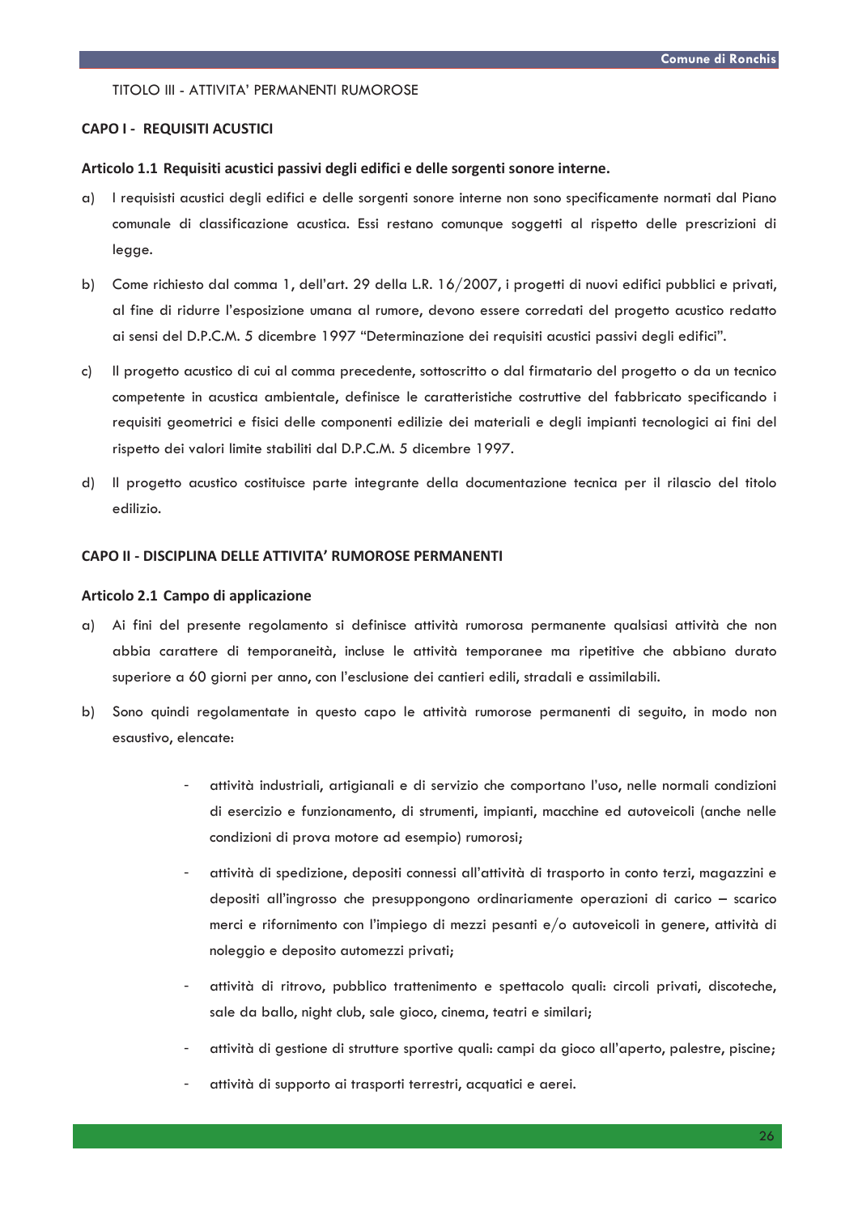TITOLO III - ATTIVITA' PERMANENTI RUMOROSE

## CAPO I - REQUISITI ACUSTICI

### Articolo 1.1 Requisiti acustici passivi degli edifici e delle sorgenti sonore interne.

a) I requisisti acustici degli edifici e delle sorgenti sonore interne non sono specificamente normati dal Piano comunale di classificazione acustica. Essi restano comunque soggetti al rispetto delle prescrizioni di legge.

b) Come richiesto dal comma 1, dell'art. 29 della L.R. 16/2007, i progetti di nuovi edifici pubblici e privati, al fine di ridurre l'esposizione umana al rumore, devono essere corredati del progetto acustico redatto ai sensi del D.P.C.M. 5 dicembre 1997 "Determinazione dei requisiti acustici passivi degli edifici".

c) Il progetto acustico di cui al comma precedente, sottoscritto o dal firmatario del progetto o da un tecnico competente in acustica ambientale, definisce le caratteristiche costruttive del fabbricato specificando i requisiti geometrici e fisici delle componenti edilizie dei materiali e degli impianti tecnologici ai fini del rispetto dei valori limite stabiliti dal D.P.C.M. 5 dicembre 1997.

d) Il progetto acustico costituisce parte integrante della documentazione tecnica per il rilascio del titolo edilizio.

## CAPO II - DISCIPLINA DELLE ATTIVITA' RUMOROSE PERMANENTI

### Articolo 2.1 Campo di applicazione

a) Ai fini del presente regolamento si definisce attività rumorosa permanente qualsiasi attività che non abbia carattere di temporaneità, incluse le attività temporanee ma ripetitive che abbiano durato superiore a 60 giorni per anno, con l'esclusione dei cantieri edili, stradali e assimilabili.

b) Sono quindi regolamentate in questo capo le attività rumorose permanenti di seguito, in modo non esaustivo, elencate:

   - attività industriali, artigianali e di servizio che comportano l'uso, nelle normali condizioni di esercizio e funzionamento, di strumenti, impianti, macchine ed autoveicoli (anche nelle condizioni di prova motore ad esempio) rumorosi;
   - attività di spedizione, depositi connessi all'attività di trasporto in conto terzi, magazzini e depositi all'ingrosso che presuppongono ordinariamente operazioni di carico – scarico merci e rifornimento con l'impiego di mezzi pesanti e/o autoveicoli in genere, attività di noleggio e deposito automezzi privati;
   - attività di ritrovo, pubblico trattenimento e spettacolo quali: circoli privati, discoteche, sale da ballo, night club, sale gioco, cinema, teatri e similari;
   - attività di gestione di strutture sportive quali: campi da gioco all'aperto, palestre, piscine;
   - attività di supporto ai trasporti terrestri, acquatici e aerei.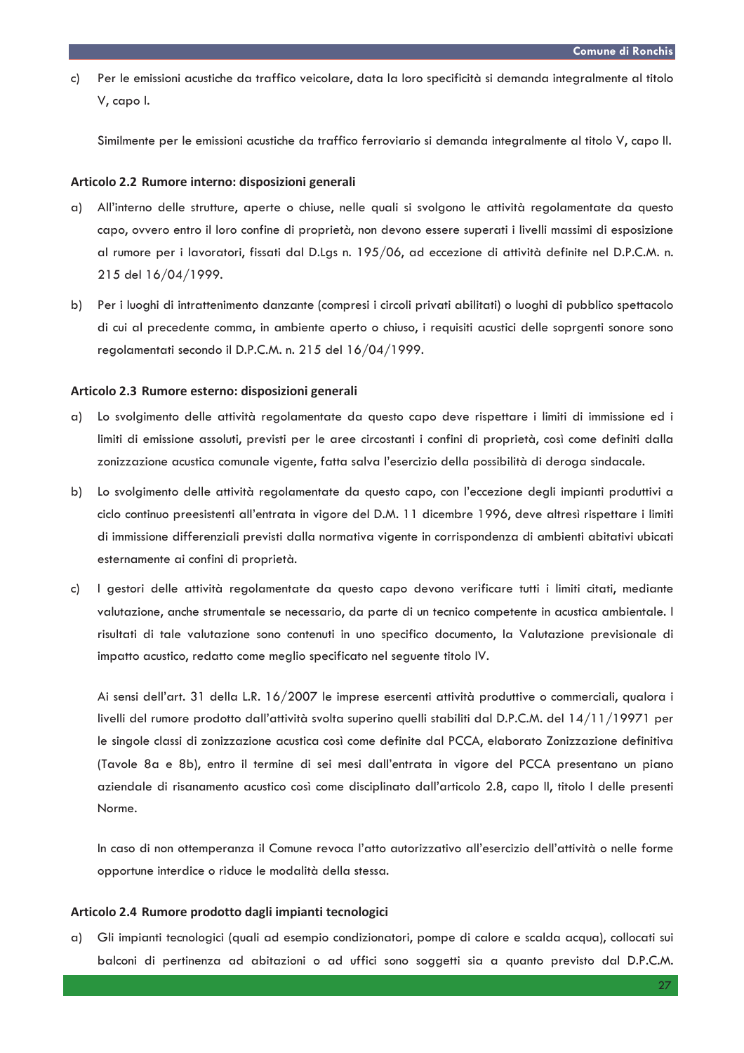c) Per le emissioni acustiche da traffico veicolare, data la loro specificità si demanda integralmente al titolo V, capo I.

   Similmente per le emissioni acustiche da traffico ferroviario si demanda integralmente al titolo V, capo II.

#### Articolo 2.2 Rumore interno: disposizioni generali

a) All'interno delle strutture, aperte o chiuse, nelle quali si svolgono le attività regolamentate da questo capo, ovvero entro il loro confine di proprietà, non devono essere superati i livelli massimi di esposizione al rumore per i lavoratori, fissati dal D.Lgs n. 195/06, ad eccezione di attività definite nel D.P.C.M. n. 215 del 16/04/1999.

b) Per i luoghi di intrattenimento danzante (compresi i circoli privati abilitati) o luoghi di pubblico spettacolo di cui al precedente comma, in ambiente aperto o chiuso, i requisiti acustici delle soprgenti sonore sono regolamentati secondo il D.P.C.M. n. 215 del 16/04/1999.

#### Articolo 2.3 Rumore esterno: disposizioni generali

a) Lo svolgimento delle attività regolamentate da questo capo deve rispettare i limiti di immissione ed i limiti di emissione assoluti, previsti per le aree circostanti i confini di proprietà, così come definiti dalla zonizzazione acustica comunale vigente, fatta salva l'esercizio della possibilità di deroga sindacale.

b) Lo svolgimento delle attività regolamentate da questo capo, con l'eccezione degli impianti produttivi a ciclo continuo preesistenti all'entrata in vigore del D.M. 11 dicembre 1996, deve altresì rispettare i limiti di immissione differenziali previsti dalla normativa vigente in corrispondenza di ambienti abitativi ubicati esternamente ai confini di proprietà.

c) I gestori delle attività regolamentate da questo capo devono verificare tutti i limiti citati, mediante valutazione, anche strumentale se necessario, da parte di un tecnico competente in acustica ambientale. I risultati di tale valutazione sono contenuti in uno specifico documento, la Valutazione previsionale di impatto acustico, redatto come meglio specificato nel seguente titolo IV.

   Ai sensi dell'art. 31 della L.R. 16/2007 le imprese esercenti attività produttive o commerciali, qualora i livelli del rumore prodotto dall'attività svolta superino quelli stabiliti dal D.P.C.M. del 14/11/19971 per le singole classi di zonizzazione acustica così come definite dal PCCA, elaborato Zonizzazione definitiva (Tavole 8a e 8b), entro il termine di sei mesi dall'entrata in vigore del PCCA presentano un piano aziendale di risanamento acustico così come disciplinato dall'articolo 2.8, capo II, titolo I delle presenti Norme.

   In caso di non ottemperanza il Comune revoca l'atto autorizzativo all'esercizio dell'attività o nelle forme opportune interdice o riduce le modalità della stessa.

#### Articolo 2.4 Rumore prodotto dagli impianti tecnologici

a) Gli impianti tecnologici (quali ad esempio condizionatori, pompe di calore e scalda acqua), collocati sui balconi di pertinenza ad abitazioni o ad uffici sono soggetti sia a quanto previsto dal D.P.C.M.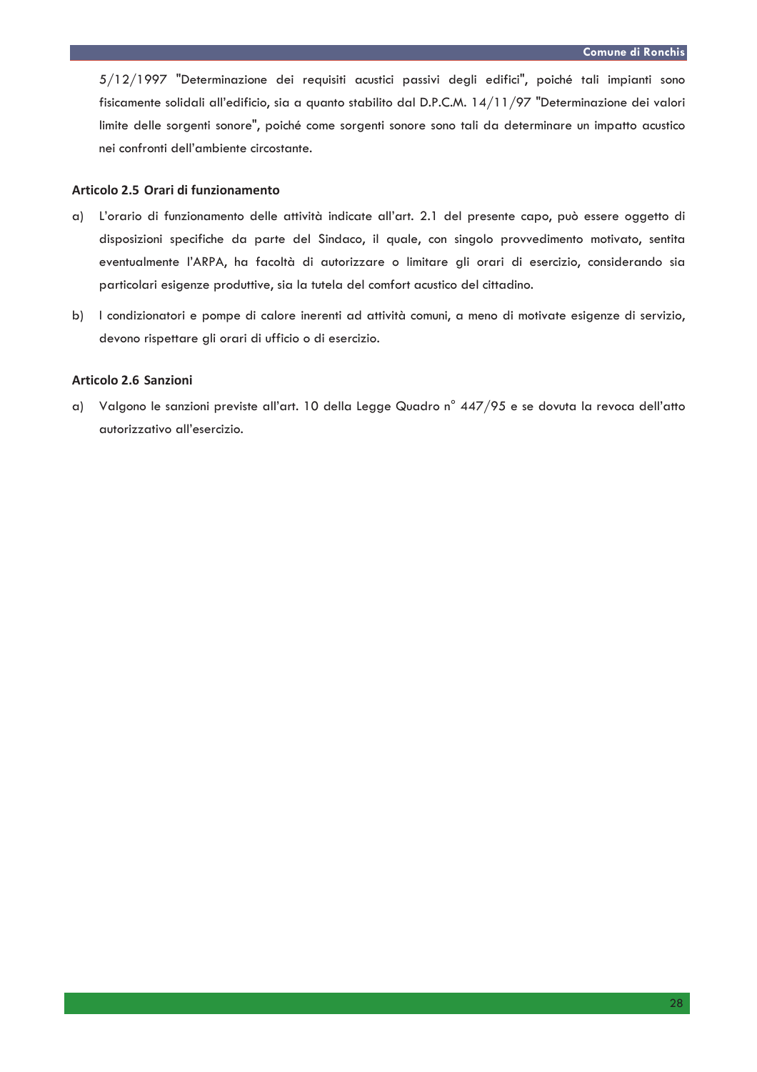5/12/1997 "Determinazione dei requisiti acustici passivi degli edifici", poiché tali impianti sono fisicamente solidali all'edificio, sia a quanto stabilito dal D.P.C.M. 14/11/97 "Determinazione dei valori limite delle sorgenti sonore", poiché come sorgenti sonore sono tali da determinare un impatto acustico nei confronti dell'ambiente circostante.

### Articolo 2.5 Orari di funzionamento

a) L'orario di funzionamento delle attività indicate all'art. 2.1 del presente capo, può essere oggetto di disposizioni specifiche da parte del Sindaco, il quale, con singolo provvedimento motivato, sentita eventualmente l'ARPA, ha facoltà di autorizzare o limitare gli orari di esercizio, considerando sia particolari esigenze produttive, sia la tutela del comfort acustico del cittadino.

b) I condizionatori e pompe di calore inerenti ad attività comuni, a meno di motivate esigenze di servizio, devono rispettare gli orari di ufficio o di esercizio.

### Articolo 2.6 Sanzioni

a) Valgono le sanzioni previste all'art. 10 della Legge Quadro n° 447/95 e se dovuta la revoca dell'atto autorizzativo all'esercizio.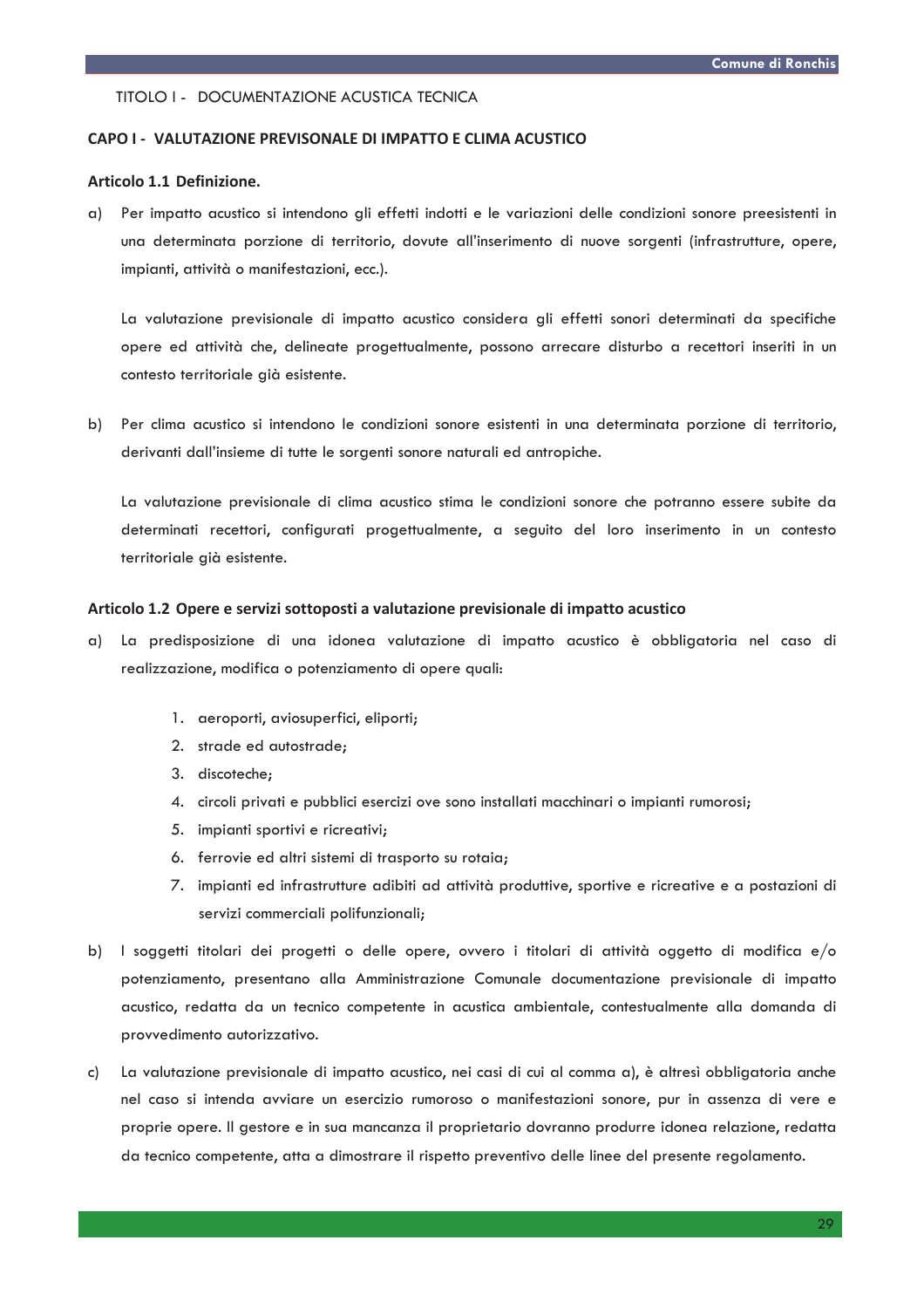TITOLO I - DOCUMENTAZIONE ACUSTICA TECNICA

## CAPO I - VALUTAZIONE PREVISONALE DI IMPATTO E CLIMA ACUSTICO

### Articolo 1.1 Definizione.

a) Per impatto acustico si intendono gli effetti indotti e le variazioni delle condizioni sonore preesistenti in una determinata porzione di territorio, dovute all'inserimento di nuove sorgenti (infrastrutture, opere, impianti, attività o manifestazioni, ecc.).

   La valutazione previsionale di impatto acustico considera gli effetti sonori determinati da specifiche opere ed attività che, delineate progettualmente, possono arrecare disturbo a recettori inseriti in un contesto territoriale già esistente.

b) Per clima acustico si intendono le condizioni sonore esistenti in una determinata porzione di territorio, derivanti dall'insieme di tutte le sorgenti sonore naturali ed antropiche.

   La valutazione previsionale di clima acustico stima le condizioni sonore che potranno essere subite da determinati recettori, configurati progettualmente, a seguito del loro inserimento in un contesto territoriale già esistente.

### Articolo 1.2 Opere e servizi sottoposti a valutazione previsionale di impatto acustico

a) La predisposizione di una idonea valutazione di impatto acustico è obbligatoria nel caso di realizzazione, modifica o potenziamento di opere quali:

   1. aeroporti, aviosuperfici, eliporti;
   2. strade ed autostrade;
   3. discoteche;
   4. circoli privati e pubblici esercizi ove sono installati macchinari o impianti rumorosi;
   5. impianti sportivi e ricreativi;
   6. ferrovie ed altri sistemi di trasporto su rotaia;
   7. impianti ed infrastrutture adibiti ad attività produttive, sportive e ricreative e a postazioni di servizi commerciali polifunzionali;

b) I soggetti titolari dei progetti o delle opere, ovvero i titolari di attività oggetto di modifica e/o potenziamento, presentano alla Amministrazione Comunale documentazione previsionale di impatto acustico, redatta da un tecnico competente in acustica ambientale, contestualmente alla domanda di provvedimento autorizzativo.

c) La valutazione previsionale di impatto acustico, nei casi di cui al comma a), è altresì obbligatoria anche nel caso si intenda avviare un esercizio rumoroso o manifestazioni sonore, pur in assenza di vere e proprie opere. Il gestore e in sua mancanza il proprietario dovranno produrre idonea relazione, redatta da tecnico competente, atta a dimostrare il rispetto preventivo delle linee del presente regolamento.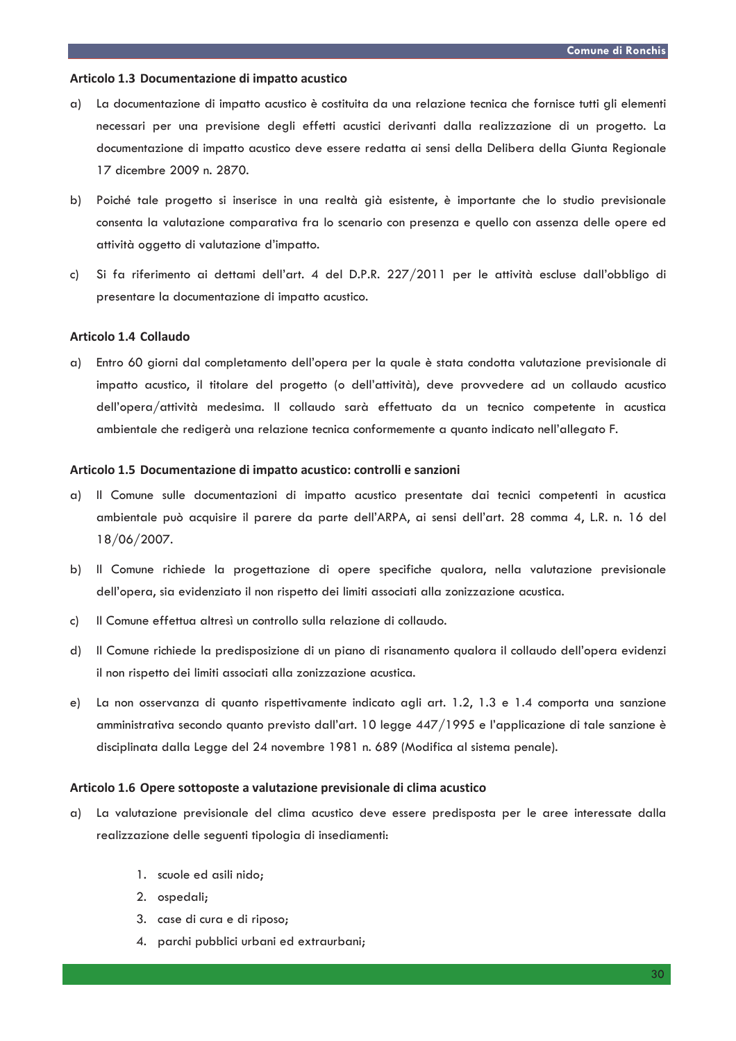### Articolo 1.3 Documentazione di impatto acustico

a) La documentazione di impatto acustico è costituita da una relazione tecnica che fornisce tutti gli elementi necessari per una previsione degli effetti acustici derivanti dalla realizzazione di un progetto. La documentazione di impatto acustico deve essere redatta ai sensi della Delibera della Giunta Regionale 17 dicembre 2009 n. 2870.

b) Poiché tale progetto si inserisce in una realtà già esistente, è importante che lo studio previsionale consenta la valutazione comparativa fra lo scenario con presenza e quello con assenza delle opere ed attività oggetto di valutazione d'impatto.

c) Si fa riferimento ai dettami dell'art. 4 del D.P.R. 227/2011 per le attività escluse dall'obbligo di presentare la documentazione di impatto acustico.

### Articolo 1.4 Collaudo

a) Entro 60 giorni dal completamento dell'opera per la quale è stata condotta valutazione previsionale di impatto acustico, il titolare del progetto (o dell'attività), deve provvedere ad un collaudo acustico dell'opera/attività medesima. Il collaudo sarà effettuato da un tecnico competente in acustica ambientale che redigerà una relazione tecnica conformemente a quanto indicato nell'allegato F.

### Articolo 1.5 Documentazione di impatto acustico: controlli e sanzioni

a) Il Comune sulle documentazioni di impatto acustico presentate dai tecnici competenti in acustica ambientale può acquisire il parere da parte dell'ARPA, ai sensi dell'art. 28 comma 4, L.R. n. 16 del 18/06/2007.

b) Il Comune richiede la progettazione di opere specifiche qualora, nella valutazione previsionale dell'opera, sia evidenziato il non rispetto dei limiti associati alla zonizzazione acustica.

c) Il Comune effettua altresì un controllo sulla relazione di collaudo.

d) Il Comune richiede la predisposizione di un piano di risanamento qualora il collaudo dell'opera evidenzi il non rispetto dei limiti associati alla zonizzazione acustica.

e) La non osservanza di quanto rispettivamente indicato agli art. 1.2, 1.3 e 1.4 comporta una sanzione amministrativa secondo quanto previsto dall'art. 10 legge 447/1995 e l'applicazione di tale sanzione è disciplinata dalla Legge del 24 novembre 1981 n. 689 (Modifica al sistema penale).

### Articolo 1.6 Opere sottoposte a valutazione previsionale di clima acustico

a) La valutazione previsionale del clima acustico deve essere predisposta per le aree interessate dalla realizzazione delle seguenti tipologia di insediamenti:

   1. scuole ed asili nido;
   2. ospedali;
   3. case di cura e di riposo;
   4. parchi pubblici urbani ed extraurbani;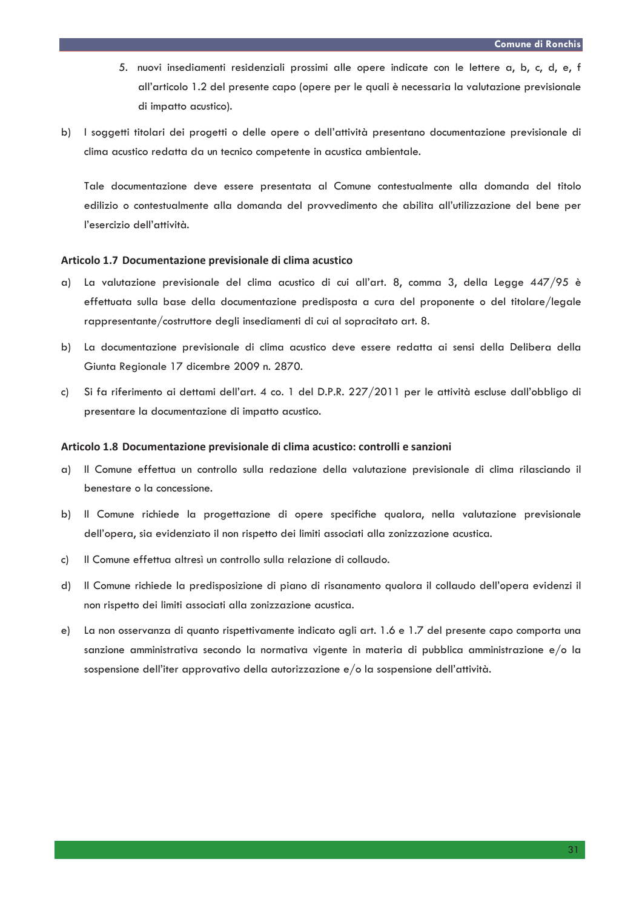5. nuovi insediamenti residenziali prossimi alle opere indicate con le lettere a, b, c, d, e, f all'articolo 1.2 del presente capo (opere per le quali è necessaria la valutazione previsionale di impatto acustico).

b) I soggetti titolari dei progetti o delle opere o dell'attività presentano documentazione previsionale di clima acustico redatta da un tecnico competente in acustica ambientale.

   Tale documentazione deve essere presentata al Comune contestualmente alla domanda del titolo edilizio o contestualmente alla domanda del provvedimento che abilita all'utilizzazione del bene per l'esercizio dell'attività.

#### Articolo 1.7 Documentazione previsionale di clima acustico

a) La valutazione previsionale del clima acustico di cui all'art. 8, comma 3, della Legge 447/95 è effettuata sulla base della documentazione predisposta a cura del proponente o del titolare/legale rappresentante/costruttore degli insediamenti di cui al sopracitato art. 8.

b) La documentazione previsionale di clima acustico deve essere redatta ai sensi della Delibera della Giunta Regionale 17 dicembre 2009 n. 2870.

c) Si fa riferimento ai dettami dell'art. 4 co. 1 del D.P.R. 227/2011 per le attività escluse dall'obbligo di presentare la documentazione di impatto acustico.

#### Articolo 1.8 Documentazione previsionale di clima acustico: controlli e sanzioni

a) Il Comune effettua un controllo sulla redazione della valutazione previsionale di clima rilasciando il benestare o la concessione.

b) Il Comune richiede la progettazione di opere specifiche qualora, nella valutazione previsionale dell'opera, sia evidenziato il non rispetto dei limiti associati alla zonizzazione acustica.

c) Il Comune effettua altresì un controllo sulla relazione di collaudo.

d) Il Comune richiede la predisposizione di piano di risanamento qualora il collaudo dell'opera evidenzi il non rispetto dei limiti associati alla zonizzazione acustica.

e) La non osservanza di quanto rispettivamente indicato agli art. 1.6 e 1.7 del presente capo comporta una sanzione amministrativa secondo la normativa vigente in materia di pubblica amministrazione e/o la sospensione dell'iter approvativo della autorizzazione e/o la sospensione dell'attività.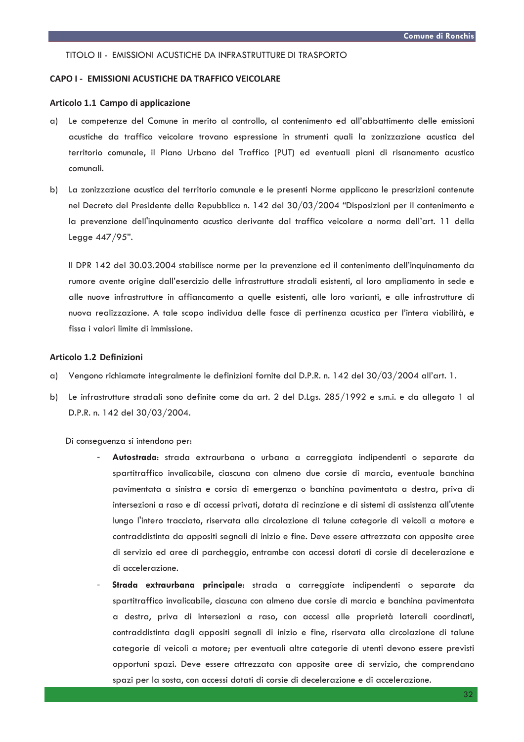TITOLO II - EMISSIONI ACUSTICHE DA INFRASTRUTTURE DI TRASPORTO

## CAPO I - EMISSIONI ACUSTICHE DA TRAFFICO VEICOLARE

### Articolo 1.1 Campo di applicazione

a) Le competenze del Comune in merito al controllo, al contenimento ed all'abbattimento delle emissioni acustiche da traffico veicolare trovano espressione in strumenti quali la zonizzazione acustica del territorio comunale, il Piano Urbano del Traffico (PUT) ed eventuali piani di risanamento acustico comunali.

b) La zonizzazione acustica del territorio comunale e le presenti Norme applicano le prescrizioni contenute nel Decreto del Presidente della Repubblica n. 142 del 30/03/2004 "Disposizioni per il contenimento e la prevenzione dell'inquinamento acustico derivante dal traffico veicolare a norma dell'art. 11 della Legge 447/95".

   Il DPR 142 del 30.03.2004 stabilisce norme per la prevenzione ed il contenimento dell'inquinamento da rumore avente origine dall'esercizio delle infrastrutture stradali esistenti, al loro ampliamento in sede e alle nuove infrastrutture in affiancamento a quelle esistenti, alle loro varianti, e alle infrastrutture di nuova realizzazione. A tale scopo individua delle fasce di pertinenza acustica per l'intera viabilità, e fissa i valori limite di immissione.

### Articolo 1.2 Definizioni

a) Vengono richiamate integralmente le definizioni fornite dal D.P.R. n. 142 del 30/03/2004 all'art. 1.

b) Le infrastrutture stradali sono definite come da art. 2 del D.Lgs. 285/1992 e s.m.i. e da allegato 1 al D.P.R. n. 142 del 30/03/2004.

Di conseguenza si intendono per:

- **Autostrada**: strada extraurbana o urbana a carreggiata indipendenti o separate da spartitraffico invalicabile, ciascuna con almeno due corsie di marcia, eventuale banchina pavimentata a sinistra e corsia di emergenza o banchina pavimentata a destra, priva di intersezioni a raso e di accessi privati, dotata di recinzione e di sistemi di assistenza all'utente lungo l'intero tracciato, riservata alla circolazione di talune categorie di veicoli a motore e contraddistinta da appositi segnali di inizio e fine. Deve essere attrezzata con apposite aree di servizio ed aree di parcheggio, entrambe con accessi dotati di corsie di decelerazione e di accelerazione.
- **Strada extraurbana principale**: strada a carreggiate indipendenti o separate da spartitraffico invalicabile, ciascuna con almeno due corsie di marcia e banchina pavimentata a destra, priva di intersezioni a raso, con accessi alle proprietà laterali coordinati, contraddistinta dagli appositi segnali di inizio e fine, riservata alla circolazione di talune categorie di veicoli a motore; per eventuali altre categorie di utenti devono essere previsti opportuni spazi. Deve essere attrezzata con apposite aree di servizio, che comprendano spazi per la sosta, con accessi dotati di corsie di decelerazione e di accelerazione.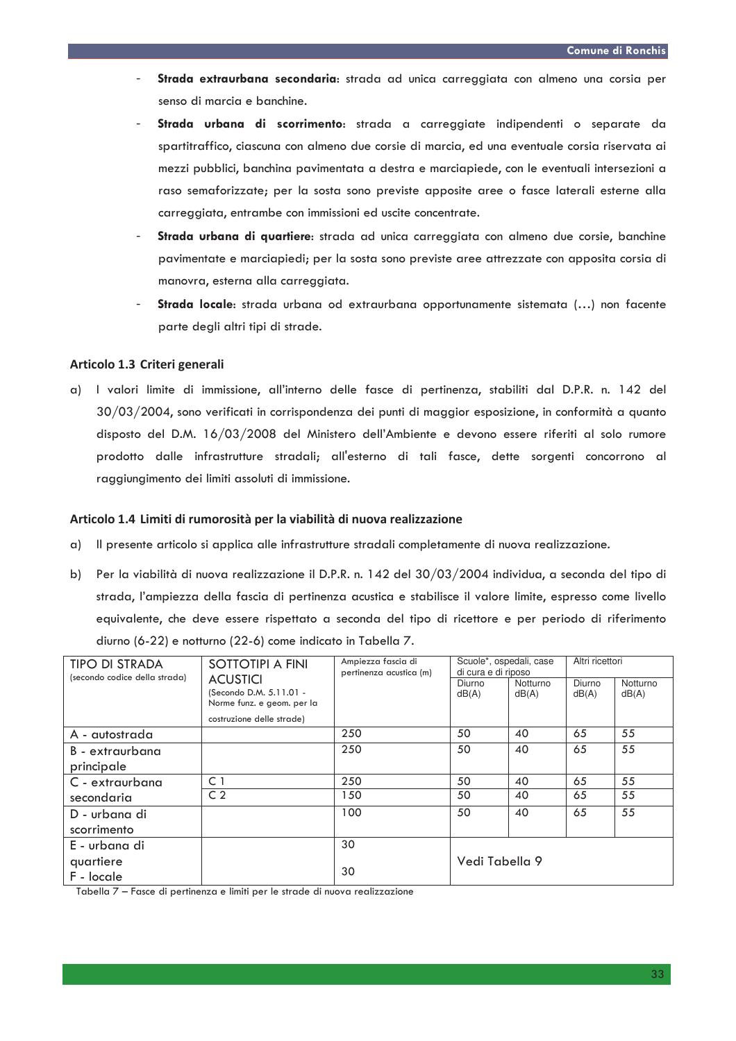- **Strada extraurbana secondaria**: strada ad unica carreggiata con almeno una corsia per senso di marcia e banchine.
- **Strada urbana di scorrimento**: strada a carreggiate indipendenti o separate da spartitraffico, ciascuna con almeno due corsie di marcia, ed una eventuale corsia riservata ai mezzi pubblici, banchina pavimentata a destra e marciapiede, con le eventuali intersezioni a raso semaforizzate; per la sosta sono previste apposite aree o fasce laterali esterne alla carreggiata, entrambe con immissioni ed uscite concentrate.
- **Strada urbana di quartiere**: strada ad unica carreggiata con almeno due corsie, banchine pavimentate e marciapiedi; per la sosta sono previste aree attrezzate con apposita corsia di manovra, esterna alla carreggiata.
- **Strada locale**: strada urbana od extraurbana opportunamente sistemata (…) non facente parte degli altri tipi di strade.

### Articolo 1.3 Criteri generali

a) I valori limite di immissione, all'interno delle fasce di pertinenza, stabiliti dal D.P.R. n. 142 del 30/03/2004, sono verificati in corrispondenza dei punti di maggior esposizione, in conformità a quanto disposto del D.M. 16/03/2008 del Ministero dell'Ambiente e devono essere riferiti al solo rumore prodotto dalle infrastrutture stradali; all'esterno di tali fasce, dette sorgenti concorrono al raggiungimento dei limiti assoluti di immissione.

### Articolo 1.4 Limiti di rumorosità per la viabilità di nuova realizzazione

a) Il presente articolo si applica alle infrastrutture stradali completamente di nuova realizzazione.

b) Per la viabilità di nuova realizzazione il D.P.R. n. 142 del 30/03/2004 individua, a seconda del tipo di strada, l'ampiezza della fascia di pertinenza acustica e stabilisce il valore limite, espresso come livello equivalente, che deve essere rispettato a seconda del tipo di ricettore e per periodo di riferimento diurno (6-22) e notturno (22-6) come indicato in Tabella 7.

| TIPO DI STRADA (secondo codice della strada) | SOTTOTIPI A FINI ACUSTICI (Secondo D.M. 5.11.01 - Norme funz. e geom. per la costruzione delle strade) | Ampiezza fascia di pertinenza acustica (m) | Scuole*, ospedali, case di cura e di riposo | | Altri ricettori | |
|---|---|---|---|---|---|---|
| | | | Diurno dB(A) | Notturno dB(A) | Diurno dB(A) | Notturno dB(A) |
| A - autostrada | | 250 | 50 | 40 | 65 | 55 |
| B - extraurbana principale | | 250 | 50 | 40 | 65 | 55 |
| C - extraurbana secondaria | C 1 | 250 | 50 | 40 | 65 | 55 |
| | C 2 | 150 | 50 | 40 | 65 | 55 |
| D - urbana di scorrimento | | 100 | 50 | 40 | 65 | 55 |
| E - urbana di quartiere | | 30 | Vedi Tabella 9 | | | |
| F - locale | | 30 | | | | |

Tabella 7 – Fasce di pertinenza e limiti per le strade di nuova realizzazione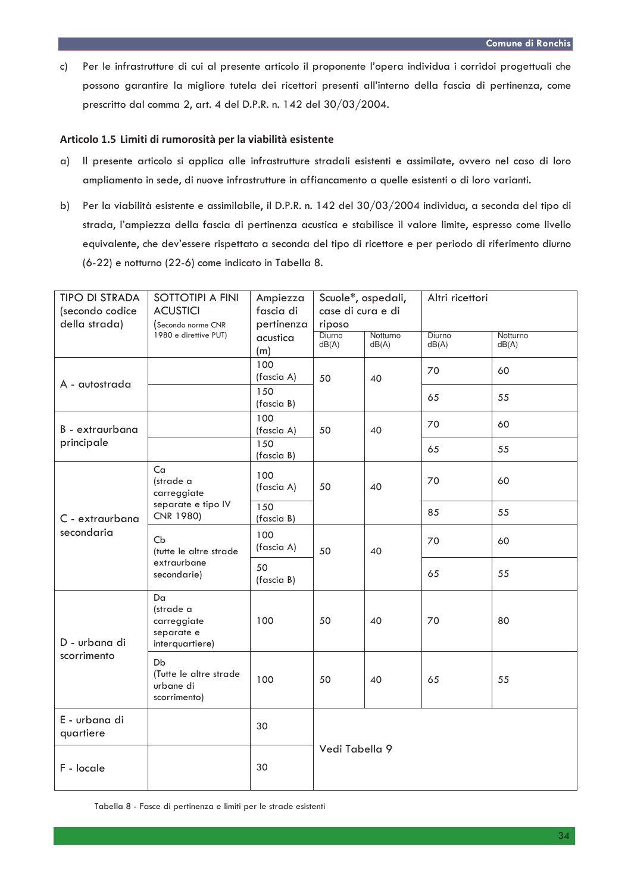c) Per le infrastrutture di cui al presente articolo il proponente l'opera individua i corridoi progettuali che possono garantire la migliore tutela dei ricettori presenti all'interno della fascia di pertinenza, come prescritto dal comma 2, art. 4 del D.P.R. n. 142 del 30/03/2004.

### Articolo 1.5 Limiti di rumorosità per la viabilità esistente

a) Il presente articolo si applica alle infrastrutture stradali esistenti e assimilate, ovvero nel caso di loro ampliamento in sede, di nuove infrastrutture in affiancamento a quelle esistenti o di loro varianti.

b) Per la viabilità esistente e assimilabile, il D.P.R. n. 142 del 30/03/2004 individua, a seconda del tipo di strada, l'ampiezza della fascia di pertinenza acustica e stabilisce il valore limite, espresso come livello equivalente, che dev'essere rispettato a seconda del tipo di ricettore e per periodo di riferimento diurno (6-22) e notturno (22-6) come indicato in Tabella 8.

| TIPO DI STRADA (secondo codice della strada) | SOTTOTIPI A FINI ACUSTICI (Secondo norme CNR 1980 e direttive PUT) | Ampiezza fascia di pertinenza acustica (m) | Scuole*, ospedali, case di cura e di riposo | | Altri ricettori | |
|---|---|---|---|---|---|---|
| | | | Diurno dB(A) | Notturno dB(A) | Diurno dB(A) | Notturno dB(A) |
| A - autostrada | | 100 (fascia A) | 50 | 40 | 70 | 60 |
| | | 150 (fascia B) | | | 65 | 55 |
| B - extraurbana principale | | 100 (fascia A) | 50 | 40 | 70 | 60 |
| | | 150 (fascia B) | | | 65 | 55 |
| C - extraurbana secondaria | Ca (strade a carreggiate separate e tipo IV CNR 1980) | 100 (fascia A) | 50 | 40 | 70 | 60 |
| | | 150 (fascia B) | | | 85 | 55 |
| | Cb (tutte le altre strade extraurbane secondarie) | 100 (fascia A) | 50 | 40 | 70 | 60 |
| | | 50 (fascia B) | | | 65 | 55 |
| D - urbana di scorrimento | Da (strade a carreggiate separate e interquartiere) | 100 | 50 | 40 | 70 | 80 |
| | Db (Tutte le altre strade urbane di scorrimento) | 100 | 50 | 40 | 65 | 55 |
| E - urbana di quartiere | | 30 | Vedi Tabella 9 | | | |
| F - locale | | 30 | | | | |

Tabella 8 - Fasce di pertinenza e limiti per le strade esistenti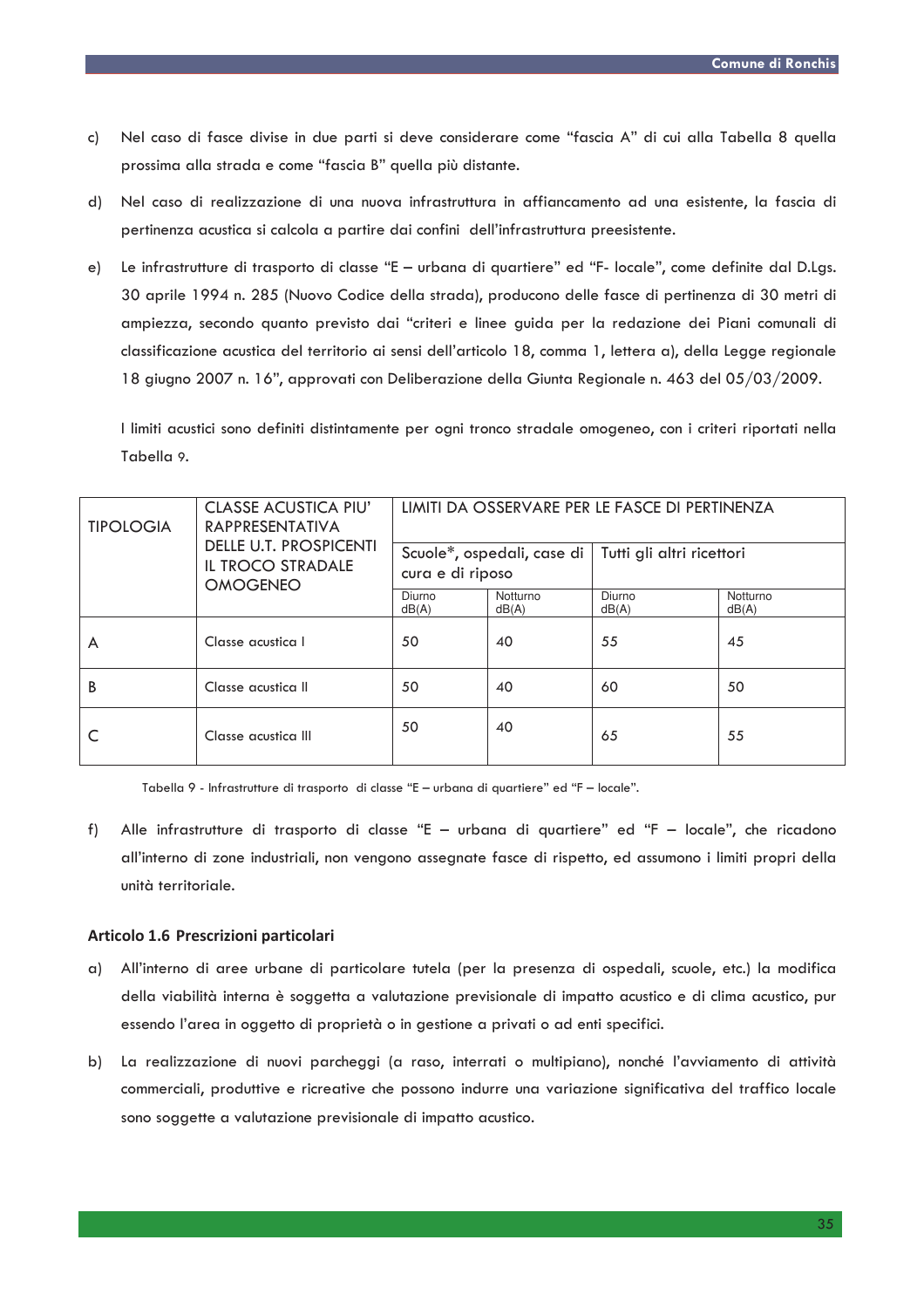c) Nel caso di fasce divise in due parti si deve considerare come "fascia A" di cui alla Tabella 8 quella prossima alla strada e come "fascia B" quella più distante.

d) Nel caso di realizzazione di una nuova infrastruttura in affiancamento ad una esistente, la fascia di pertinenza acustica si calcola a partire dai confini dell'infrastruttura preesistente.

e) Le infrastrutture di trasporto di classe "E – urbana di quartiere" ed "F- locale", come definite dal D.Lgs. 30 aprile 1994 n. 285 (Nuovo Codice della strada), producono delle fasce di pertinenza di 30 metri di ampiezza, secondo quanto previsto dai "criteri e linee guida per la redazione dei Piani comunali di classificazione acustica del territorio ai sensi dell'articolo 18, comma 1, lettera a), della Legge regionale 18 giugno 2007 n. 16", approvati con Deliberazione della Giunta Regionale n. 463 del 05/03/2009.

   I limiti acustici sono definiti distintamente per ogni tronco stradale omogeneo, con i criteri riportati nella Tabella 9.

| TIPOLOGIA | CLASSE ACUSTICA PIU' RAPPRESENTATIVA DELLE U.T. PROSPICENTI IL TROCO STRADALE OMOGENEO | LIMITI DA OSSERVARE PER LE FASCE DI PERTINENZA | | | |
|---|---|---|---|---|---|
| | | Scuole*, ospedali, case di cura e di riposo | | Tutti gli altri ricettori | |
| | | Diurno dB(A) | Notturno dB(A) | Diurno dB(A) | Notturno dB(A) |
| A | Classe acustica I | 50 | 40 | 55 | 45 |
| B | Classe acustica II | 50 | 40 | 60 | 50 |
| C | Classe acustica III | 50 | 40 | 65 | 55 |

Tabella 9 - Infrastrutture di trasporto di classe "E – urbana di quartiere" ed "F – locale".

f) Alle infrastrutture di trasporto di classe "E – urbana di quartiere" ed "F – locale", che ricadono all'interno di zone industriali, non vengono assegnate fasce di rispetto, ed assumono i limiti propri della unità territoriale.

### Articolo 1.6 Prescrizioni particolari

a) All'interno di aree urbane di particolare tutela (per la presenza di ospedali, scuole, etc.) la modifica della viabilità interna è soggetta a valutazione previsionale di impatto acustico e di clima acustico, pur essendo l'area in oggetto di proprietà o in gestione a privati o ad enti specifici.

b) La realizzazione di nuovi parcheggi (a raso, interrati o multipiano), nonché l'avviamento di attività commerciali, produttive e ricreative che possono indurre una variazione significativa del traffico locale sono soggette a valutazione previsionale di impatto acustico.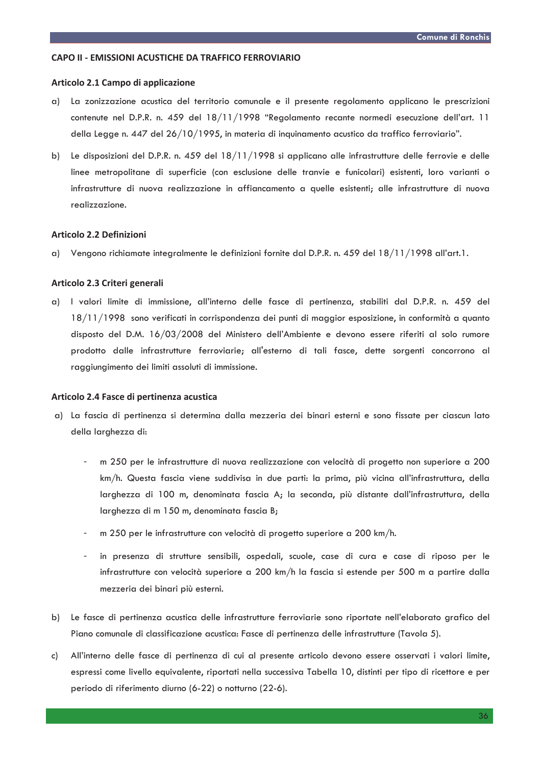## CAPO II - EMISSIONI ACUSTICHE DA TRAFFICO FERROVIARIO

### Articolo 2.1 Campo di applicazione

a) La zonizzazione acustica del territorio comunale e il presente regolamento applicano le prescrizioni contenute nel D.P.R. n. 459 del 18/11/1998 "Regolamento recante normedi esecuzione dell'art. 11 della Legge n. 447 del 26/10/1995, in materia di inquinamento acustico da traffico ferroviario".

b) Le disposizioni del D.P.R. n. 459 del 18/11/1998 si applicano alle infrastrutture delle ferrovie e delle linee metropolitane di superficie (con esclusione delle tranvie e funicolari) esistenti, loro varianti o infrastrutture di nuova realizzazione in affiancamento a quelle esistenti; alle infrastrutture di nuova realizzazione.

### Articolo 2.2 Definizioni

a) Vengono richiamate integralmente le definizioni fornite dal D.P.R. n. 459 del 18/11/1998 all'art.1.

### Articolo 2.3 Criteri generali

a) I valori limite di immissione, all'interno delle fasce di pertinenza, stabiliti dal D.P.R. n. 459 del 18/11/1998 sono verificati in corrispondenza dei punti di maggior esposizione, in conformità a quanto disposto del D.M. 16/03/2008 del Ministero dell'Ambiente e devono essere riferiti al solo rumore prodotto dalle infrastrutture ferroviarie; all'esterno di tali fasce, dette sorgenti concorrono al raggiungimento dei limiti assoluti di immissione.

### Articolo 2.4 Fasce di pertinenza acustica

a) La fascia di pertinenza si determina dalla mezzeria dei binari esterni e sono fissate per ciascun lato della larghezza di:

   - m 250 per le infrastrutture di nuova realizzazione con velocità di progetto non superiore a 200 km/h. Questa fascia viene suddivisa in due parti: la prima, più vicina all'infrastruttura, della larghezza di 100 m, denominata fascia A; la seconda, più distante dall'infrastruttura, della larghezza di m 150 m, denominata fascia B;
   - m 250 per le infrastrutture con velocità di progetto superiore a 200 km/h.
   - in presenza di strutture sensibili, ospedali, scuole, case di cura e case di riposo per le infrastrutture con velocità superiore a 200 km/h la fascia si estende per 500 m a partire dalla mezzeria dei binari più esterni.

b) Le fasce di pertinenza acustica delle infrastrutture ferroviarie sono riportate nell'elaborato grafico del Piano comunale di classificazione acustica: Fasce di pertinenza delle infrastrutture (Tavola 5).

c) All'interno delle fasce di pertinenza di cui al presente articolo devono essere osservati i valori limite, espressi come livello equivalente, riportati nella successiva Tabella 10, distinti per tipo di ricettore e per periodo di riferimento diurno (6-22) o notturno (22-6).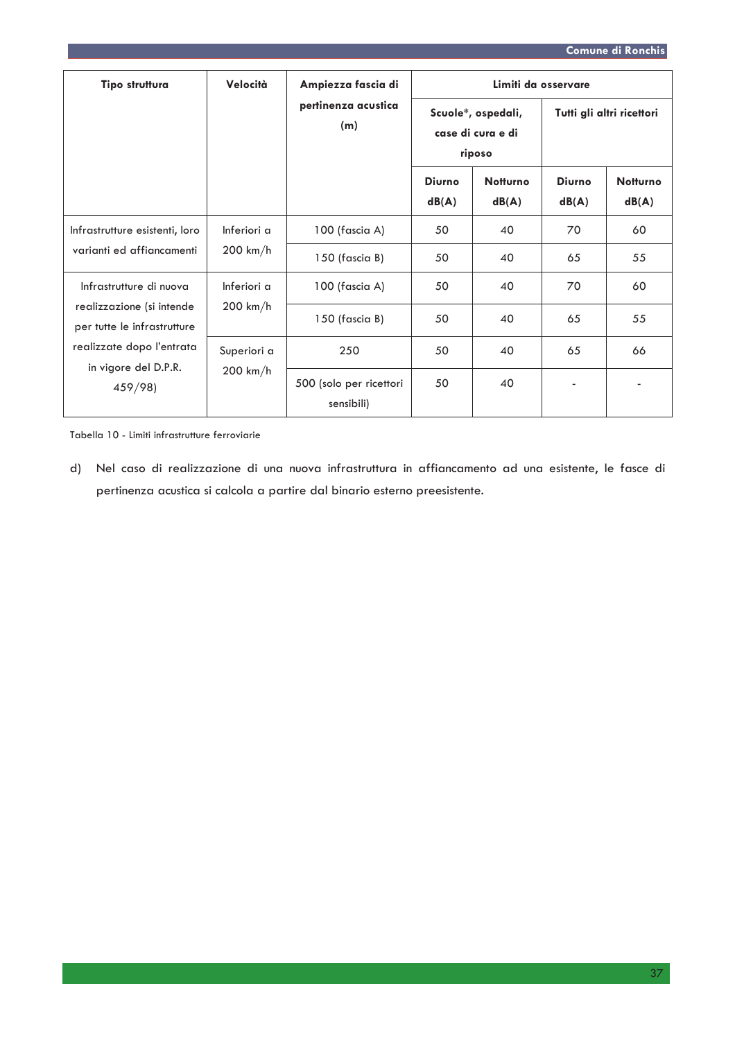| Tipo struttura | Velocità | Ampiezza fascia di pertinenza acustica (m) | Limiti da osservare | | | |
|---|---|---|---|---|---|---|
| | | | Scuole*, ospedali, case di cura e di riposo | | Tutti gli altri ricettori | |
| | | | Diurno dB(A) | Notturno dB(A) | Diurno dB(A) | Notturno dB(A) |
| Infrastrutture esistenti, loro varianti ed affiancamenti | Inferiori a 200 km/h | 100 (fascia A) | 50 | 40 | 70 | 60 |
| | | 150 (fascia B) | 50 | 40 | 65 | 55 |
| Infrastrutture di nuova realizzazione (si intende per tutte le infrastrutture realizzate dopo l'entrata in vigore del D.P.R. 459/98) | Inferiori a 200 km/h | 100 (fascia A) | 50 | 40 | 70 | 60 |
| | | 150 (fascia B) | 50 | 40 | 65 | 55 |
| | Superiori a 200 km/h | 250 | 50 | 40 | 65 | 66 |
| | | 500 (solo per ricettori sensibili) | 50 | 40 | - | - |

Tabella 10 - Limiti infrastrutture ferroviarie

d) Nel caso di realizzazione di una nuova infrastruttura in affiancamento ad una esistente, le fasce di pertinenza acustica si calcola a partire dal binario esterno preesistente.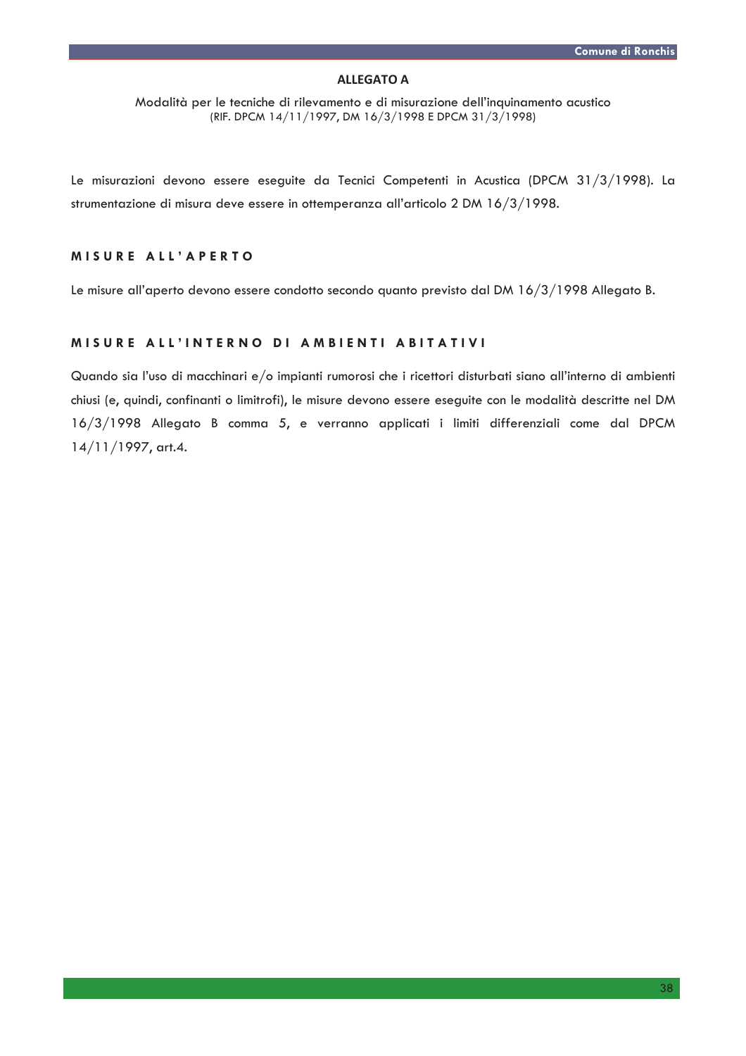## ALLEGATO A

Modalità per le tecniche di rilevamento e di misurazione dell'inquinamento acustico
(RIF. DPCM 14/11/1997, DM 16/3/1998 E DPCM 31/3/1998)

Le misurazioni devono essere eseguite da Tecnici Competenti in Acustica (DPCM 31/3/1998). La strumentazione di misura deve essere in ottemperanza all'articolo 2 DM 16/3/1998.

### MISURE ALL'APERTO

Le misure all'aperto devono essere condotto secondo quanto previsto dal DM 16/3/1998 Allegato B.

### MISURE ALL'INTERNO DI AMBIENTI ABITATIVI

Quando sia l'uso di macchinari e/o impianti rumorosi che i ricettori disturbati siano all'interno di ambienti chiusi (e, quindi, confinanti o limitrofi), le misure devono essere eseguite con le modalità descritte nel DM 16/3/1998 Allegato B comma 5, e verranno applicati i limiti differenziali come dal DPCM 14/11/1997, art.4.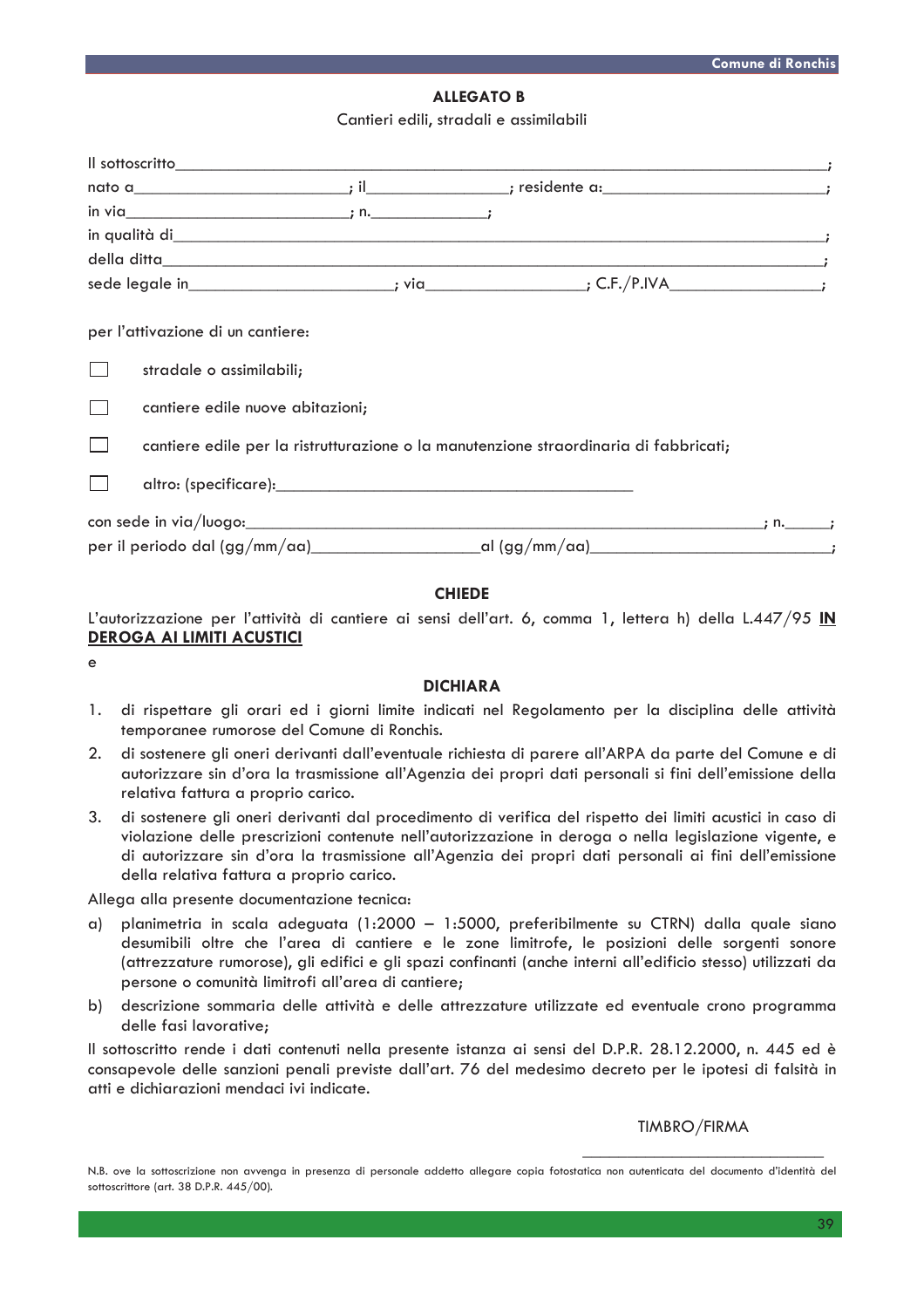# ALLEGATO B

Cantieri edili, stradali e assimilabili

Il sottoscritto_______________________________________________________________________________;
nato a___________________________; il__________________; residente a:___________________________;
in via____________________________; n._______________;
in qualità di_______________________________________________________________________________;
della ditta_________________________________________________________________________________;
sede legale in_________________________; via____________________; C.F./P.IVA___________________;

per l'attivazione di un cantiere:

- ☐ stradale o assimilabili;
- ☐ cantiere edile nuove abitazioni;
- ☐ cantiere edile per la ristrutturazione o la manutenzione straordinaria di fabbricati;
- ☐ altro: (specificare):_____________________________________________

con sede in via/luogo:_________________________________________________________________; n.______;
per il periodo dal (gg/mm/aa)____________________al (gg/mm/aa)_____________________________;

**CHIEDE**

L'autorizzazione per l'attività di cantiere ai sensi dell'art. 6, comma 1, lettera h) della L.447/95 **IN DEROGA AI LIMITI ACUSTICI**

e

**DICHIARA**

1. di rispettare gli orari ed i giorni limite indicati nel Regolamento per la disciplina delle attività temporanee rumorose del Comune di Ronchis.
2. di sostenere gli oneri derivanti dall'eventuale richiesta di parere all'ARPA da parte del Comune e di autorizzare sin d'ora la trasmissione all'Agenzia dei propri dati personali si fini dell'emissione della relativa fattura a proprio carico.
3. di sostenere gli oneri derivanti dal procedimento di verifica del rispetto dei limiti acustici in caso di violazione delle prescrizioni contenute nell'autorizzazione in deroga o nella legislazione vigente, e di autorizzare sin d'ora la trasmissione all'Agenzia dei propri dati personali ai fini dell'emissione della relativa fattura a proprio carico.

Allega alla presente documentazione tecnica:

a) planimetria in scala adeguata (1:2000 – 1:5000, preferibilmente su CTRN) dalla quale siano desumibili oltre che l'area di cantiere e le zone limitrofe, le posizioni delle sorgenti sonore (attrezzature rumorose), gli edifici e gli spazi confinanti (anche interni all'edificio stesso) utilizzati da persone o comunità limitrofi all'area di cantiere;
b) descrizione sommaria delle attività e delle attrezzature utilizzate ed eventuale crono programma delle fasi lavorative;

Il sottoscritto rende i dati contenuti nella presente istanza ai sensi del D.P.R. 28.12.2000, n. 445 ed è consapevole delle sanzioni penali previste dall'art. 76 del medesimo decreto per le ipotesi di falsità in atti e dichiarazioni mendaci ivi indicate.

TIMBRO/FIRMA

______________________________

N.B. ove la sottoscrizione non avvenga in presenza di personale addetto allegare copia fotostatica non autenticata del documento d'identità del sottoscrittore (art. 38 D.P.R. 445/00).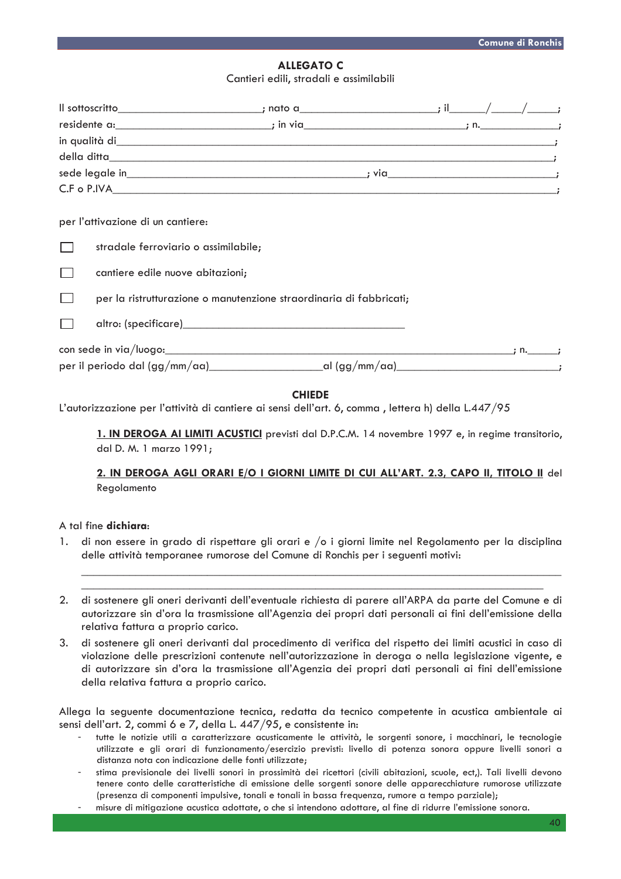## ALLEGATO C

Cantieri edili, stradali e assimilabili

Il sottoscritto________________________; nato a______________________; il______/_____/_____;
residente a:_________________________; in via__________________________; n.______________;
in qualità di__________________________________________________________________________;
della ditta___________________________________________________________________________;
sede legale in________________________________________; via____________________________;
C.F o P.IVA___________________________________________________________________________;

per l'attivazione di un cantiere:

- ☐ stradale ferroviario o assimilabile;
- ☐ cantiere edile nuove abitazioni;
- ☐ per la ristrutturazione o manutenzione straordinaria di fabbricati;
- ☐ altro: (specificare)________________________________________

con sede in via/luogo:______________________________________________________________; n.______;
per il periodo dal (gg/mm/aa)___________________al (gg/mm/aa)__________________________;

### CHIEDE

L'autorizzazione per l'attività di cantiere ai sensi dell'art. 6, comma , lettera h) della L.447/95

**1. IN DEROGA AI LIMITI ACUSTICI** previsti dal D.P.C.M. 14 novembre 1997 e, in regime transitorio, dal D. M. 1 marzo 1991;

**2. IN DEROGA AGLI ORARI E/O I GIORNI LIMITE DI CUI ALL'ART. 2.3, CAPO II, TITOLO II** del Regolamento

A tal fine **dichiara**:

1. di non essere in grado di rispettare gli orari e /o i giorni limite nel Regolamento per la disciplina delle attività temporanee rumorose del Comune di Ronchis per i seguenti motivi:
   ________________________________________________________________________________
   ________________________________________________________________________________
2. di sostenere gli oneri derivanti dell'eventuale richiesta di parere all'ARPA da parte del Comune e di autorizzare sin d'ora la trasmissione all'Agenzia dei propri dati personali ai fini dell'emissione della relativa fattura a proprio carico.
3. di sostenere gli oneri derivanti dal procedimento di verifica del rispetto dei limiti acustici in caso di violazione delle prescrizioni contenute nell'autorizzazione in deroga o nella legislazione vigente, e di autorizzare sin d'ora la trasmissione all'Agenzia dei propri dati personali ai fini dell'emissione della relativa fattura a proprio carico.

Allega la seguente documentazione tecnica, redatta da tecnico competente in acustica ambientale ai sensi dell'art. 2, commi 6 e 7, della L. 447/95, e consistente in:

- tutte le notizie utili a caratterizzare acusticamente le attività, le sorgenti sonore, i macchinari, le tecnologie utilizzate e gli orari di funzionamento/esercizio previsti: livello di potenza sonora oppure livelli sonori a distanza nota con indicazione delle fonti utilizzate;
- stima previsionale dei livelli sonori in prossimità dei ricettori (civili abitazioni, scuole, ect,). Tali livelli devono tenere conto delle caratteristiche di emissione delle sorgenti sonore delle apparecchiature rumorose utilizzate (presenza di componenti impulsive, tonali e tonali in bassa frequenza, rumore a tempo parziale);
- misure di mitigazione acustica adottate, o che si intendono adottare, al fine di ridurre l'emissione sonora.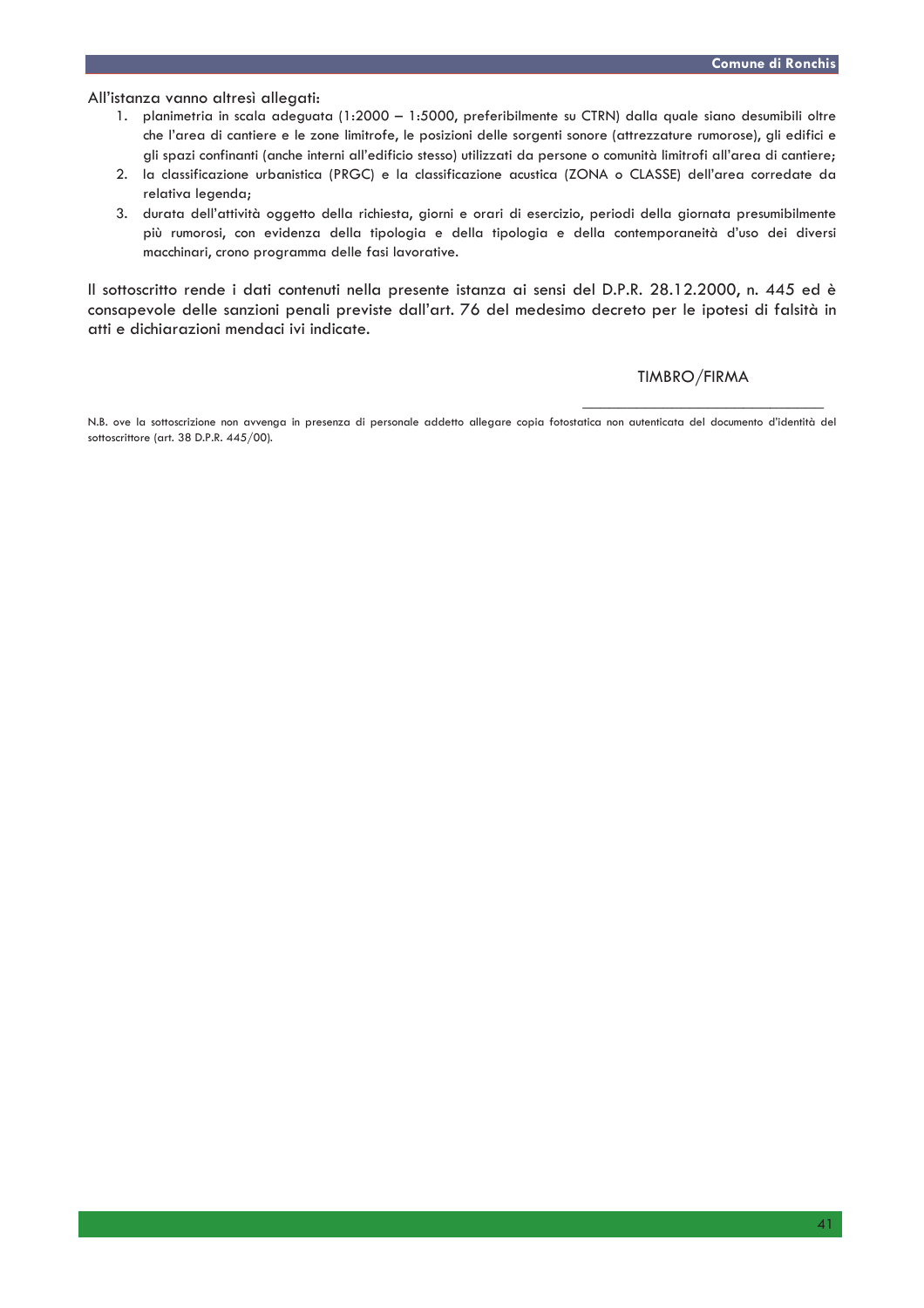All'istanza vanno altresì allegati:

1. planimetria in scala adeguata (1:2000 – 1:5000, preferibilmente su CTRN) dalla quale siano desumibili oltre che l'area di cantiere e le zone limitrofe, le posizioni delle sorgenti sonore (attrezzature rumorose), gli edifici e gli spazi confinanti (anche interni all'edificio stesso) utilizzati da persone o comunità limitrofi all'area di cantiere;
2. la classificazione urbanistica (PRGC) e la classificazione acustica (ZONA o CLASSE) dell'area corredate da relativa legenda;
3. durata dell'attività oggetto della richiesta, giorni e orari di esercizio, periodi della giornata presumibilmente più rumorosi, con evidenza della tipologia e della tipologia e della contemporaneità d'uso dei diversi macchinari, crono programma delle fasi lavorative.

Il sottoscritto rende i dati contenuti nella presente istanza ai sensi del D.P.R. 28.12.2000, n. 445 ed è consapevole delle sanzioni penali previste dall'art. 76 del medesimo decreto per le ipotesi di falsità in atti e dichiarazioni mendaci ivi indicate.

TIMBRO/FIRMA

_______________________________

N.B. ove la sottoscrizione non avvenga in presenza di personale addetto allegare copia fotostatica non autenticata del documento d'identità del sottoscrittore (art. 38 D.P.R. 445/00).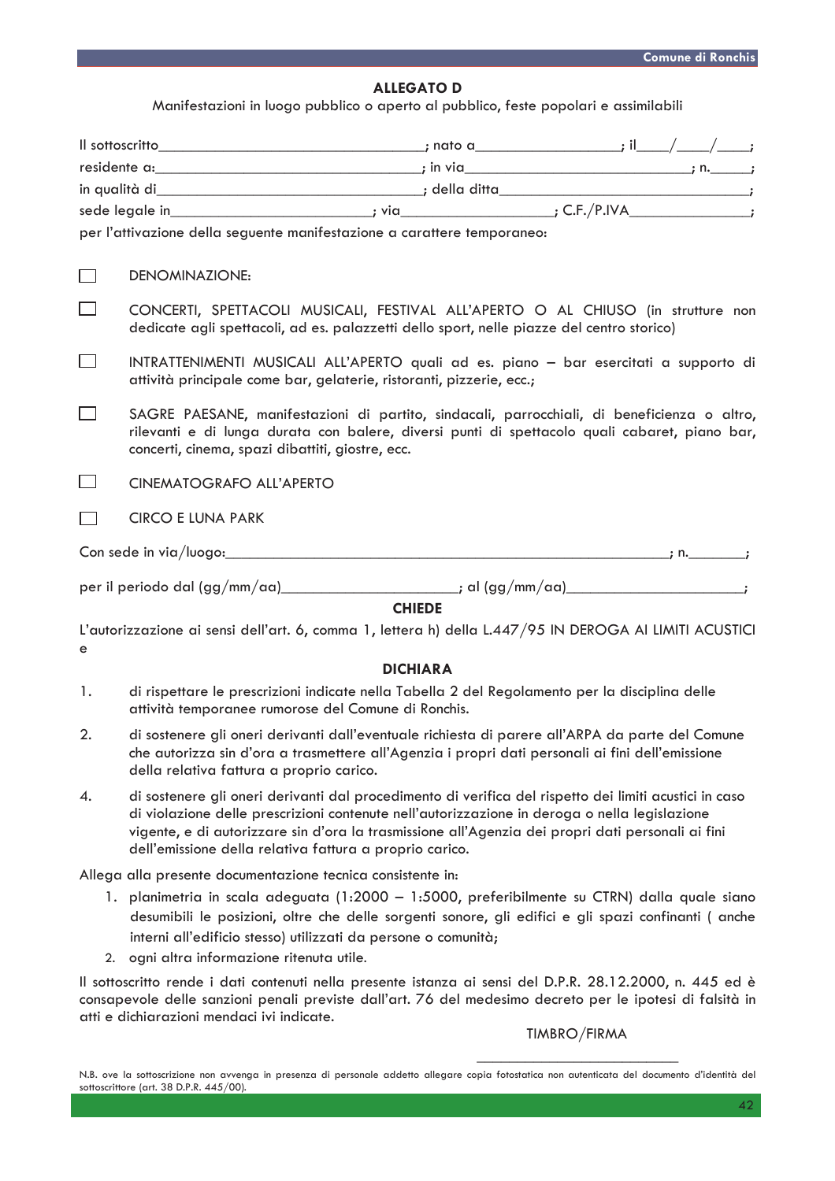## ALLEGATO D

Manifestazioni in luogo pubblico o aperto al pubblico, feste popolari e assimilabili

Il sottoscritto_________________________________; nato a_________________; il____/____/____;
residente a:_________________________________; in via___________________________; n._____;
in qualità di_________________________________; della ditta________________________________;
sede legale in________________________; via__________________; C.F./P.IVA______________;
per l'attivazione della seguente manifestazione a carattere temporaneo:

☐ DENOMINAZIONE:

☐ CONCERTI, SPETTACOLI MUSICALI, FESTIVAL ALL'APERTO O AL CHIUSO (in strutture non dedicate agli spettacoli, ad es. palazzetti dello sport, nelle piazze del centro storico)

☐ INTRATTENIMENTI MUSICALI ALL'APERTO quali ad es. piano – bar esercitati a supporto di attività principale come bar, gelaterie, ristoranti, pizzerie, ecc.;

☐ SAGRE PAESANE, manifestazioni di partito, sindacali, parrocchiali, di beneficienza o altro, rilevanti e di lunga durata con balere, diversi punti di spettacolo quali cabaret, piano bar, concerti, cinema, spazi dibattiti, giostre, ecc.

☐ CINEMATOGRAFO ALL'APERTO

☐ CIRCO E LUNA PARK

Con sede in via/luogo:_______________________________________________________; n._______;

per il periodo dal (gg/mm/aa)_____________________; al (gg/mm/aa)_____________________;

**CHIEDE**

L'autorizzazione ai sensi dell'art. 6, comma 1, lettera h) della L.447/95 IN DEROGA AI LIMITI ACUSTICI e

**DICHIARA**

1. di rispettare le prescrizioni indicate nella Tabella 2 del Regolamento per la disciplina delle attività temporanee rumorose del Comune di Ronchis.
2. di sostenere gli oneri derivanti dall'eventuale richiesta di parere all'ARPA da parte del Comune che autorizza sin d'ora a trasmettere all'Agenzia i propri dati personali ai fini dell'emissione della relativa fattura a proprio carico.
4. di sostenere gli oneri derivanti dal procedimento di verifica del rispetto dei limiti acustici in caso di violazione delle prescrizioni contenute nell'autorizzazione in deroga o nella legislazione vigente, e di autorizzare sin d'ora la trasmissione all'Agenzia dei propri dati personali ai fini dell'emissione della relativa fattura a proprio carico.

Allega alla presente documentazione tecnica consistente in:

1. planimetria in scala adeguata (1:2000 – 1:5000, preferibilmente su CTRN) dalla quale siano desumibili le posizioni, oltre che delle sorgenti sonore, gli edifici e gli spazi confinanti ( anche interni all'edificio stesso) utilizzati da persone o comunità;
2. ogni altra informazione ritenuta utile.

Il sottoscritto rende i dati contenuti nella presente istanza ai sensi del D.P.R. 28.12.2000, n. 445 ed è consapevole delle sanzioni penali previste dall'art. 76 del medesimo decreto per le ipotesi di falsità in atti e dichiarazioni mendaci ivi indicate.

TIMBRO/FIRMA

___________________________

N.B. ove la sottoscrizione non avvenga in presenza di personale addetto allegare copia fotostatica non autenticata del documento d'identità del sottoscrittore (art. 38 D.P.R. 445/00).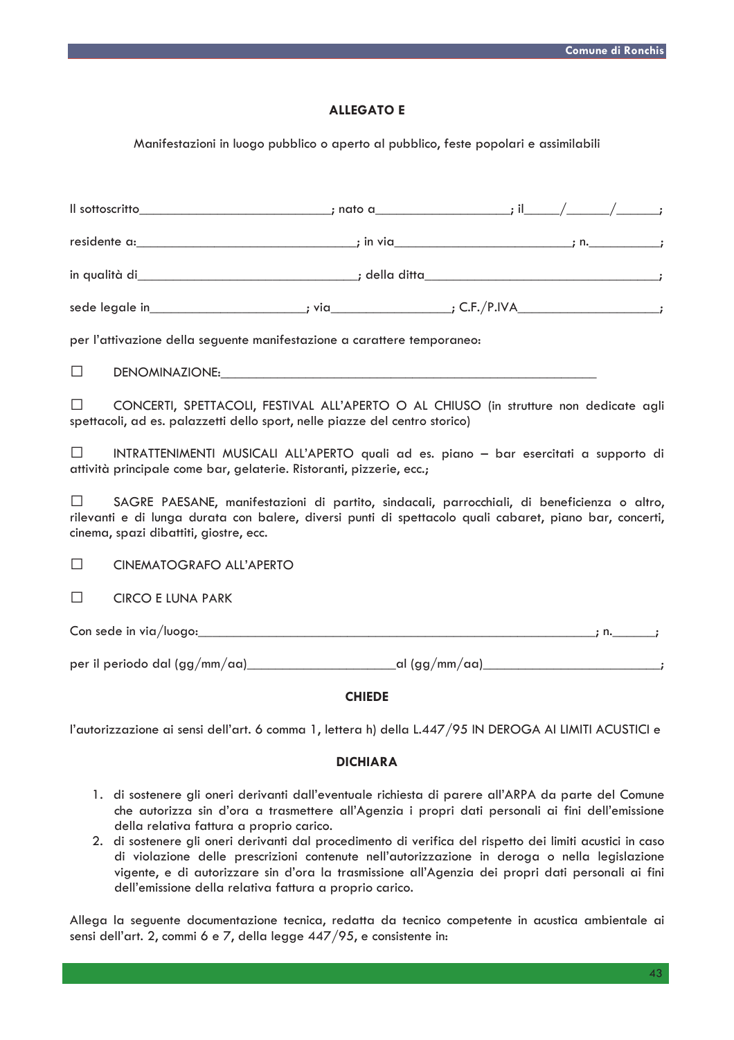## ALLEGATO E

Manifestazioni in luogo pubblico o aperto al pubblico, feste popolari e assimilabili

Il sottoscritto____________________________; nato a___________________; il_____/______/______;

residente a:________________________________; in via__________________________; n.__________;

in qualità di________________________________; della ditta___________________________________;

sede legale in_______________________; via_________________; C.F./P.IVA____________________;

per l'attivazione della seguente manifestazione a carattere temporaneo:

☐ DENOMINAZIONE:_______________________________________________________

☐ CONCERTI, SPETTACOLI, FESTIVAL ALL'APERTO O AL CHIUSO (in strutture non dedicate agli spettacoli, ad es. palazzetti dello sport, nelle piazze del centro storico)

☐ INTRATTENIMENTI MUSICALI ALL'APERTO quali ad es. piano – bar esercitati a supporto di attività principale come bar, gelaterie. Ristoranti, pizzerie, ecc.;

☐ SAGRE PAESANE, manifestazioni di partito, sindacali, parrocchiali, di beneficienza o altro, rilevanti e di lunga durata con balere, diversi punti di spettacolo quali cabaret, piano bar, concerti, cinema, spazi dibattiti, giostre, ecc.

☐ CINEMATOGRAFO ALL'APERTO

☐ CIRCO E LUNA PARK

Con sede in via/luogo:_____________________________________________________________; n._______;

per il periodo dal (gg/mm/aa)______________________al (gg/mm/aa)__________________________;

**CHIEDE**

l'autorizzazione ai sensi dell'art. 6 comma 1, lettera h) della L.447/95 IN DEROGA AI LIMITI ACUSTICI e

**DICHIARA**

1. di sostenere gli oneri derivanti dall'eventuale richiesta di parere all'ARPA da parte del Comune che autorizza sin d'ora a trasmettere all'Agenzia i propri dati personali ai fini dell'emissione della relativa fattura a proprio carico.
2. di sostenere gli oneri derivanti dal procedimento di verifica del rispetto dei limiti acustici in caso di violazione delle prescrizioni contenute nell'autorizzazione in deroga o nella legislazione vigente, e di autorizzare sin d'ora la trasmissione all'Agenzia dei propri dati personali ai fini dell'emissione della relativa fattura a proprio carico.

Allega la seguente documentazione tecnica, redatta da tecnico competente in acustica ambientale ai sensi dell'art. 2, commi 6 e 7, della legge 447/95, e consistente in: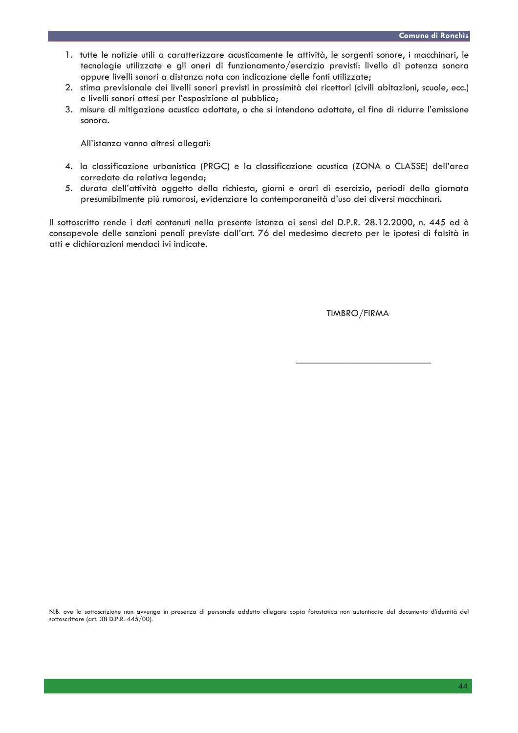1. tutte le notizie utili a caratterizzare acusticamente le attività, le sorgenti sonore, i macchinari, le tecnologie utilizzate e gli oneri di funzionamento/esercizio previsti: livello di potenza sonora oppure livelli sonori a distanza nota con indicazione delle fonti utilizzate;
2. stima previsionale dei livelli sonori previsti in prossimità dei ricettori (civili abitazioni, scuole, ecc.) e livelli sonori attesi per l'esposizione al pubblico;
3. misure di mitigazione acustica adottate, o che si intendono adottate, al fine di ridurre l'emissione sonora.

All'istanza vanno altresì allegati:

4. la classificazione urbanistica (PRGC) e la classificazione acustica (ZONA o CLASSE) dell'area corredate da relativa legenda;
5. durata dell'attività oggetto della richiesta, giorni e orari di esercizio, periodi della giornata presumibilmente più rumorosi, evidenziare la contemporaneità d'uso dei diversi macchinari.

Il sottoscritto rende i dati contenuti nella presente istanza ai sensi del D.P.R. 28.12.2000, n. 445 ed è consapevole delle sanzioni penali previste dall'art. 76 del medesimo decreto per le ipotesi di falsità in atti e dichiarazioni mendaci ivi indicate.

TIMBRO/FIRMA

\_\_\_\_\_\_\_\_\_\_\_\_\_\_\_\_\_\_\_\_\_\_\_\_\_\_\_\_

N.B. ove la sottoscrizione non avvenga in presenza di personale addetto allegare copia fotostatica non autenticata del documento d'identità del sottoscrittore (art. 38 D.P.R. 445/00).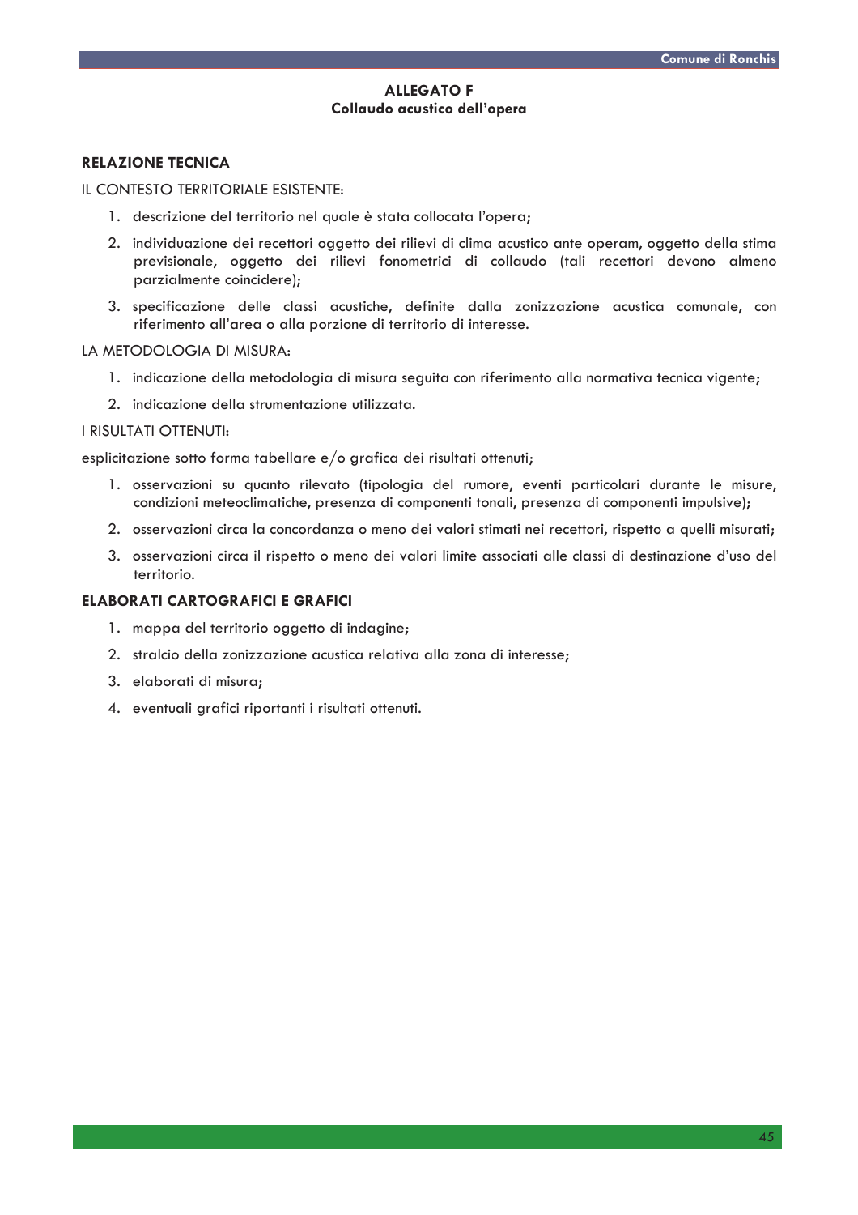## ALLEGATO F
### Collaudo acustico dell'opera

**RELAZIONE TECNICA**

IL CONTESTO TERRITORIALE ESISTENTE:

1. descrizione del territorio nel quale è stata collocata l'opera;
2. individuazione dei recettori oggetto dei rilievi di clima acustico ante operam, oggetto della stima previsionale, oggetto dei rilievi fonometrici di collaudo (tali recettori devono almeno parzialmente coincidere);
3. specificazione delle classi acustiche, definite dalla zonizzazione acustica comunale, con riferimento all'area o alla porzione di territorio di interesse.

LA METODOLOGIA DI MISURA:

1. indicazione della metodologia di misura seguita con riferimento alla normativa tecnica vigente;
2. indicazione della strumentazione utilizzata.

I RISULTATI OTTENUTI:

esplicitazione sotto forma tabellare e/o grafica dei risultati ottenuti;

1. osservazioni su quanto rilevato (tipologia del rumore, eventi particolari durante le misure, condizioni meteoclimatiche, presenza di componenti tonali, presenza di componenti impulsive);
2. osservazioni circa la concordanza o meno dei valori stimati nei recettori, rispetto a quelli misurati;
3. osservazioni circa il rispetto o meno dei valori limite associati alle classi di destinazione d'uso del territorio.

**ELABORATI CARTOGRAFICI E GRAFICI**

1. mappa del territorio oggetto di indagine;
2. stralcio della zonizzazione acustica relativa alla zona di interesse;
3. elaborati di misura;
4. eventuali grafici riportanti i risultati ottenuti.